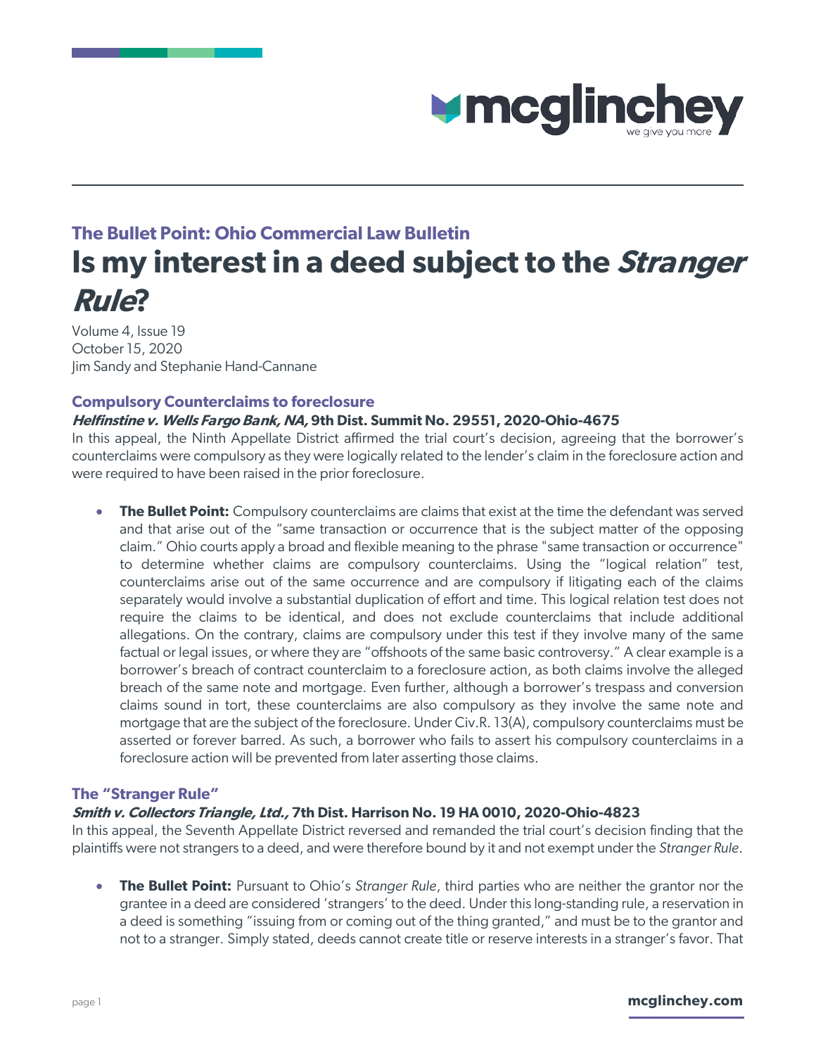### The Bullet Point: Ohio Commercial Law Bulletin

# Is my interest in a deed subject to the *Stranger Rule*?

Volume 4, Issue 19
October 15, 2020
Jim Sandy and Stephanie Hand-Cannane

## Compulsory Counterclaims to foreclosure

***Helfinstine v. Wells Fargo Bank, NA,* 9th Dist. Summit No. 29551, 2020-Ohio-4675**

In this appeal, the Ninth Appellate District affirmed the trial court's decision, agreeing that the borrower's counterclaims were compulsory as they were logically related to the lender's claim in the foreclosure action and were required to have been raised in the prior foreclosure.

- **The Bullet Point:** Compulsory counterclaims are claims that exist at the time the defendant was served and that arise out of the "same transaction or occurrence that is the subject matter of the opposing claim." Ohio courts apply a broad and flexible meaning to the phrase "same transaction or occurrence" to determine whether claims are compulsory counterclaims. Using the "logical relation" test, counterclaims arise out of the same occurrence and are compulsory if litigating each of the claims separately would involve a substantial duplication of effort and time. This logical relation test does not require the claims to be identical, and does not exclude counterclaims that include additional allegations. On the contrary, claims are compulsory under this test if they involve many of the same factual or legal issues, or where they are "offshoots of the same basic controversy." A clear example is a borrower's breach of contract counterclaim to a foreclosure action, as both claims involve the alleged breach of the same note and mortgage. Even further, although a borrower's trespass and conversion claims sound in tort, these counterclaims are also compulsory as they involve the same note and mortgage that are the subject of the foreclosure. Under Civ.R. 13(A), compulsory counterclaims must be asserted or forever barred. As such, a borrower who fails to assert his compulsory counterclaims in a foreclosure action will be prevented from later asserting those claims.

## The "Stranger Rule"

***Smith v. Collectors Triangle, Ltd.,* 7th Dist. Harrison No. 19 HA 0010, 2020-Ohio-4823**

In this appeal, the Seventh Appellate District reversed and remanded the trial court's decision finding that the plaintiffs were not strangers to a deed, and were therefore bound by it and not exempt under the *Stranger Rule*.

- **The Bullet Point:** Pursuant to Ohio's *Stranger Rule*, third parties who are neither the grantor nor the grantee in a deed are considered 'strangers' to the deed. Under this long-standing rule, a reservation in a deed is something "issuing from or coming out of the thing granted," and must be to the grantor and not to a stranger. Simply stated, deeds cannot create title or reserve interests in a stranger's favor. That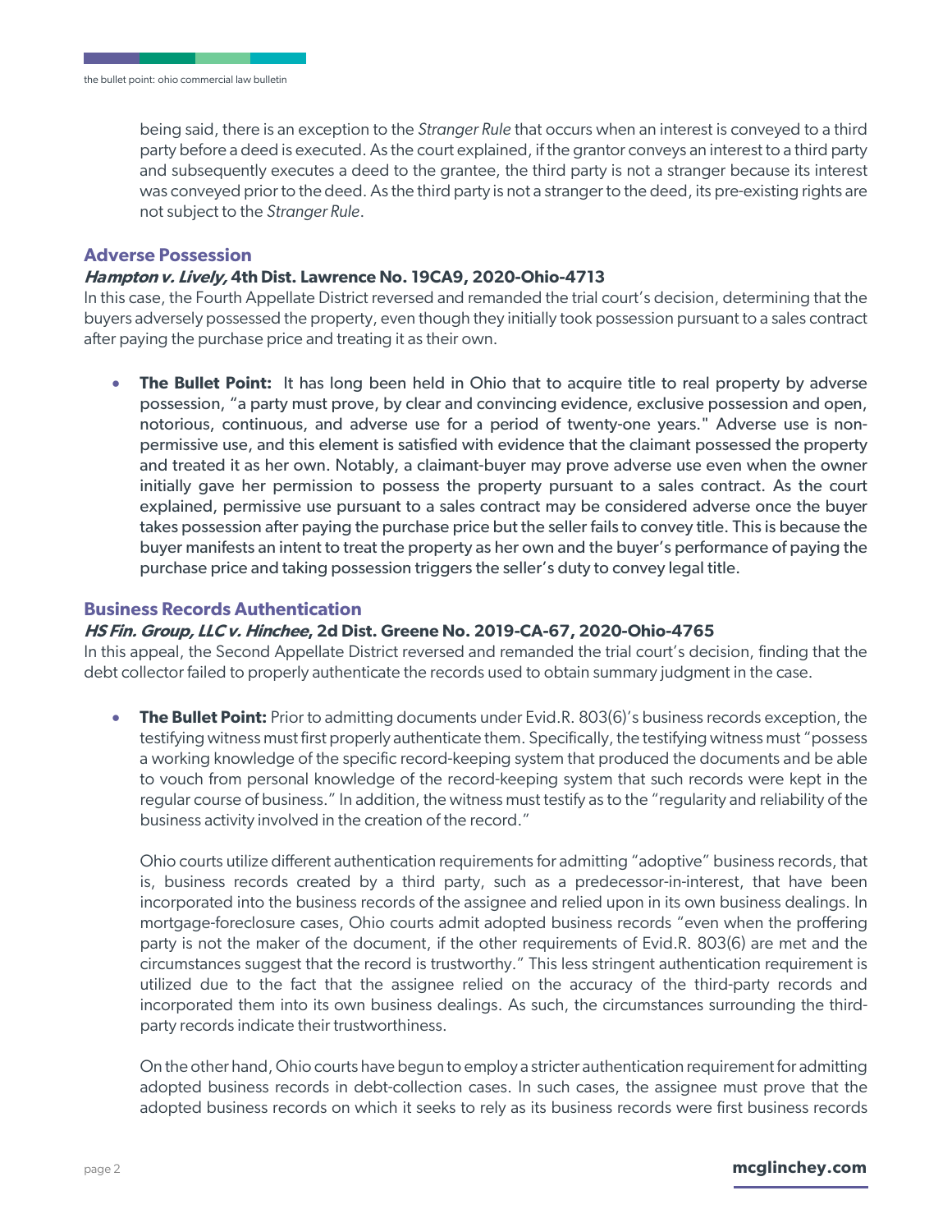being said, there is an exception to the *Stranger Rule* that occurs when an interest is conveyed to a third party before a deed is executed. As the court explained, if the grantor conveys an interest to a third party and subsequently executes a deed to the grantee, the third party is not a stranger because its interest was conveyed prior to the deed. As the third party is not a stranger to the deed, its pre-existing rights are not subject to the *Stranger Rule*.

## Adverse Possession

### *Hampton v. Lively,* 4th Dist. Lawrence No. 19CA9, 2020-Ohio-4713

In this case, the Fourth Appellate District reversed and remanded the trial court's decision, determining that the buyers adversely possessed the property, even though they initially took possession pursuant to a sales contract after paying the purchase price and treating it as their own.

- **The Bullet Point:** It has long been held in Ohio that to acquire title to real property by adverse possession, "a party must prove, by clear and convincing evidence, exclusive possession and open, notorious, continuous, and adverse use for a period of twenty-one years." Adverse use is non-permissive use, and this element is satisfied with evidence that the claimant possessed the property and treated it as her own. Notably, a claimant-buyer may prove adverse use even when the owner initially gave her permission to possess the property pursuant to a sales contract. As the court explained, permissive use pursuant to a sales contract may be considered adverse once the buyer takes possession after paying the purchase price but the seller fails to convey title. This is because the buyer manifests an intent to treat the property as her own and the buyer's performance of paying the purchase price and taking possession triggers the seller's duty to convey legal title.

## Business Records Authentication

### *HS Fin. Group, LLC v. Hinchee*, 2d Dist. Greene No. 2019-CA-67, 2020-Ohio-4765

In this appeal, the Second Appellate District reversed and remanded the trial court's decision, finding that the debt collector failed to properly authenticate the records used to obtain summary judgment in the case.

- **The Bullet Point:** Prior to admitting documents under Evid.R. 803(6)'s business records exception, the testifying witness must first properly authenticate them. Specifically, the testifying witness must "possess a working knowledge of the specific record-keeping system that produced the documents and be able to vouch from personal knowledge of the record-keeping system that such records were kept in the regular course of business." In addition, the witness must testify as to the "regularity and reliability of the business activity involved in the creation of the record."

  Ohio courts utilize different authentication requirements for admitting "adoptive" business records, that is, business records created by a third party, such as a predecessor-in-interest, that have been incorporated into the business records of the assignee and relied upon in its own business dealings. In mortgage-foreclosure cases, Ohio courts admit adopted business records "even when the proffering party is not the maker of the document, if the other requirements of Evid.R. 803(6) are met and the circumstances suggest that the record is trustworthy." This less stringent authentication requirement is utilized due to the fact that the assignee relied on the accuracy of the third-party records and incorporated them into its own business dealings. As such, the circumstances surrounding the third-party records indicate their trustworthiness.

  On the other hand, Ohio courts have begun to employ a stricter authentication requirement for admitting adopted business records in debt-collection cases. In such cases, the assignee must prove that the adopted business records on which it seeks to rely as its business records were first business records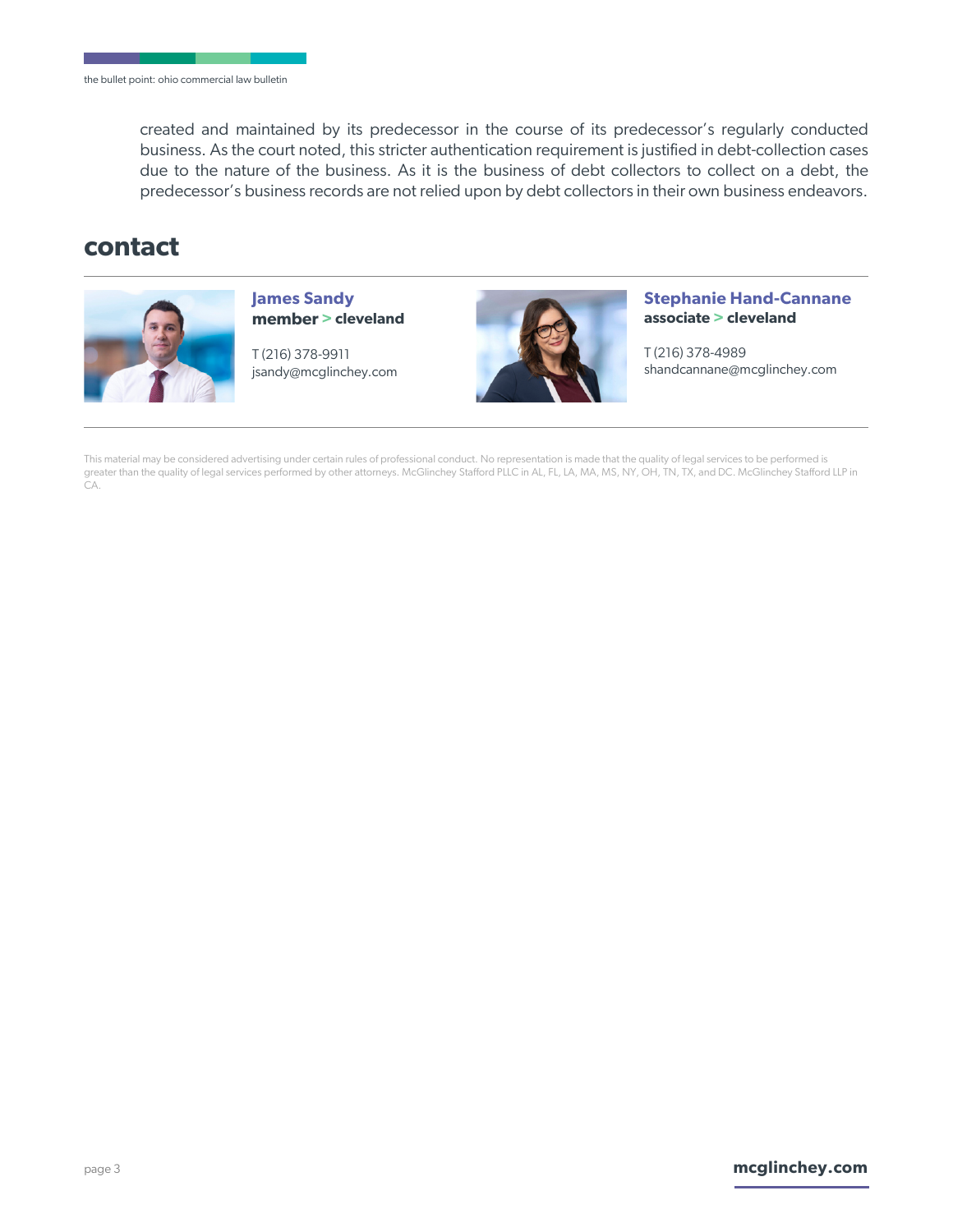created and maintained by its predecessor in the course of its predecessor's regularly conducted business. As the court noted, this stricter authentication requirement is justified in debt-collection cases due to the nature of the business. As it is the business of debt collectors to collect on a debt, the predecessor's business records are not relied upon by debt collectors in their own business endeavors.

## contact

**James Sandy**
**member > cleveland**

T (216) 378-9911
jsandy@mcglinchey.com

**Stephanie Hand-Cannane**
**associate > cleveland**

T (216) 378-4989
shandcannane@mcglinchey.com

This material may be considered advertising under certain rules of professional conduct. No representation is made that the quality of legal services to be performed is greater than the quality of legal services performed by other attorneys. McGlinchey Stafford PLLC in AL, FL, LA, MA, MS, NY, OH, TN, TX, and DC. McGlinchey Stafford LLP in CA.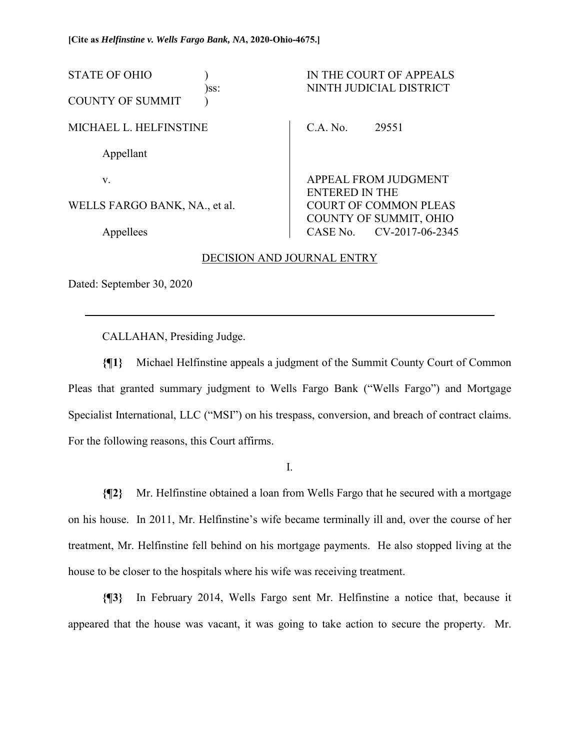**[Cite as *Helfinstine v. Wells Fargo Bank, NA*, 2020-Ohio-4675.]**

| STATE OF OHIO ) )ss: COUNTY OF SUMMIT ) | IN THE COURT OF APPEALS NINTH JUDICIAL DISTRICT |
|---|---|
| MICHAEL L. HELFINSTINE | C.A. No. 29551 |
| Appellant | |
| v. | APPEAL FROM JUDGMENT ENTERED IN THE |
| WELLS FARGO BANK, NA., et al. | COURT OF COMMON PLEAS COUNTY OF SUMMIT, OHIO |
| Appellees | CASE No. CV-2017-06-2345 |

DECISION AND JOURNAL ENTRY

Dated: September 30, 2020

---

CALLAHAN, Presiding Judge.

**{¶1}** Michael Helfinstine appeals a judgment of the Summit County Court of Common Pleas that granted summary judgment to Wells Fargo Bank ("Wells Fargo") and Mortgage Specialist International, LLC ("MSI") on his trespass, conversion, and breach of contract claims. For the following reasons, this Court affirms.

I.

**{¶2}** Mr. Helfinstine obtained a loan from Wells Fargo that he secured with a mortgage on his house. In 2011, Mr. Helfinstine's wife became terminally ill and, over the course of her treatment, Mr. Helfinstine fell behind on his mortgage payments. He also stopped living at the house to be closer to the hospitals where his wife was receiving treatment.

**{¶3}** In February 2014, Wells Fargo sent Mr. Helfinstine a notice that, because it appeared that the house was vacant, it was going to take action to secure the property. Mr.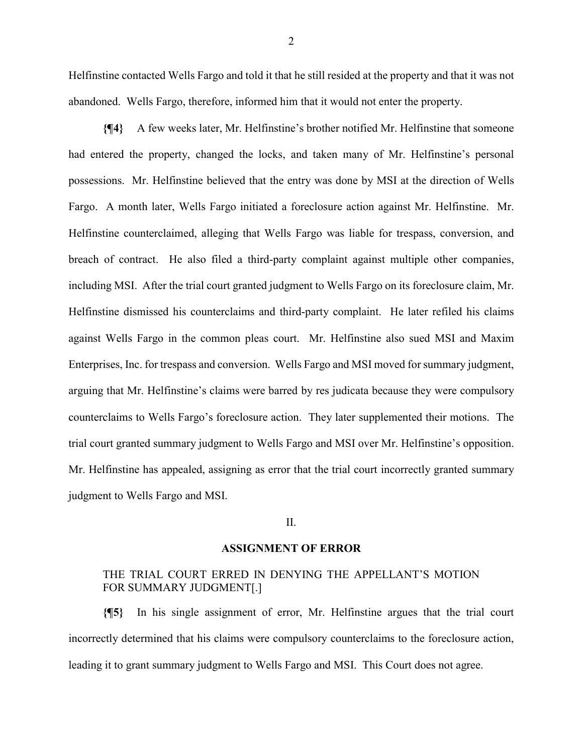Helfinstine contacted Wells Fargo and told it that he still resided at the property and that it was not abandoned. Wells Fargo, therefore, informed him that it would not enter the property.

**{¶4}** A few weeks later, Mr. Helfinstine's brother notified Mr. Helfinstine that someone had entered the property, changed the locks, and taken many of Mr. Helfinstine's personal possessions. Mr. Helfinstine believed that the entry was done by MSI at the direction of Wells Fargo. A month later, Wells Fargo initiated a foreclosure action against Mr. Helfinstine. Mr. Helfinstine counterclaimed, alleging that Wells Fargo was liable for trespass, conversion, and breach of contract. He also filed a third-party complaint against multiple other companies, including MSI. After the trial court granted judgment to Wells Fargo on its foreclosure claim, Mr. Helfinstine dismissed his counterclaims and third-party complaint. He later refiled his claims against Wells Fargo in the common pleas court. Mr. Helfinstine also sued MSI and Maxim Enterprises, Inc. for trespass and conversion. Wells Fargo and MSI moved for summary judgment, arguing that Mr. Helfinstine's claims were barred by res judicata because they were compulsory counterclaims to Wells Fargo's foreclosure action. They later supplemented their motions. The trial court granted summary judgment to Wells Fargo and MSI over Mr. Helfinstine's opposition. Mr. Helfinstine has appealed, assigning as error that the trial court incorrectly granted summary judgment to Wells Fargo and MSI.

## II.

### ASSIGNMENT OF ERROR

THE TRIAL COURT ERRED IN DENYING THE APPELLANT'S MOTION FOR SUMMARY JUDGMENT[.]

**{¶5}** In his single assignment of error, Mr. Helfinstine argues that the trial court incorrectly determined that his claims were compulsory counterclaims to the foreclosure action, leading it to grant summary judgment to Wells Fargo and MSI. This Court does not agree.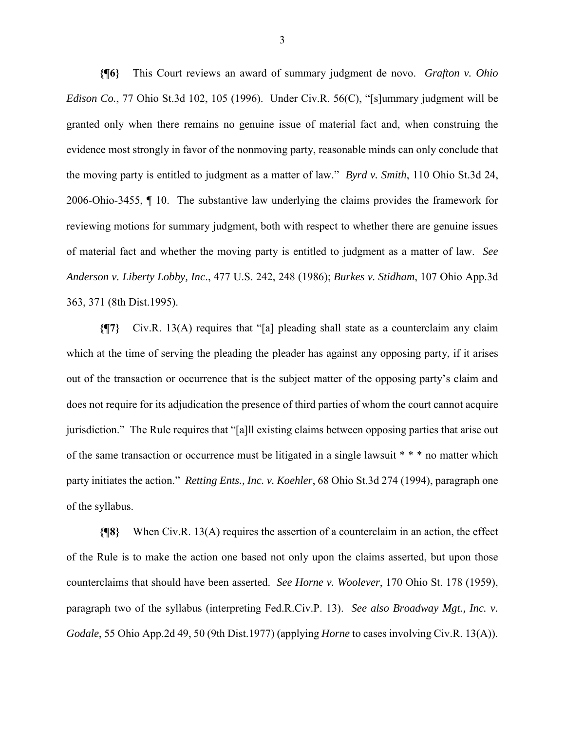**{¶6}** This Court reviews an award of summary judgment de novo. *Grafton v. Ohio Edison Co.*, 77 Ohio St.3d 102, 105 (1996). Under Civ.R. 56(C), "[s]ummary judgment will be granted only when there remains no genuine issue of material fact and, when construing the evidence most strongly in favor of the nonmoving party, reasonable minds can only conclude that the moving party is entitled to judgment as a matter of law." *Byrd v. Smith*, 110 Ohio St.3d 24, 2006-Ohio-3455, ¶ 10. The substantive law underlying the claims provides the framework for reviewing motions for summary judgment, both with respect to whether there are genuine issues of material fact and whether the moving party is entitled to judgment as a matter of law. *See Anderson v. Liberty Lobby, Inc*., 477 U.S. 242, 248 (1986); *Burkes v. Stidham*, 107 Ohio App.3d 363, 371 (8th Dist.1995).

**{¶7}** Civ.R. 13(A) requires that "[a] pleading shall state as a counterclaim any claim which at the time of serving the pleading the pleader has against any opposing party, if it arises out of the transaction or occurrence that is the subject matter of the opposing party's claim and does not require for its adjudication the presence of third parties of whom the court cannot acquire jurisdiction." The Rule requires that "[a]ll existing claims between opposing parties that arise out of the same transaction or occurrence must be litigated in a single lawsuit * * * no matter which party initiates the action." *Retting Ents., Inc. v. Koehler*, 68 Ohio St.3d 274 (1994), paragraph one of the syllabus.

**{¶8}** When Civ.R. 13(A) requires the assertion of a counterclaim in an action, the effect of the Rule is to make the action one based not only upon the claims asserted, but upon those counterclaims that should have been asserted. *See Horne v. Woolever*, 170 Ohio St. 178 (1959), paragraph two of the syllabus (interpreting Fed.R.Civ.P. 13). *See also Broadway Mgt., Inc. v. Godale*, 55 Ohio App.2d 49, 50 (9th Dist.1977) (applying *Horne* to cases involving Civ.R. 13(A)).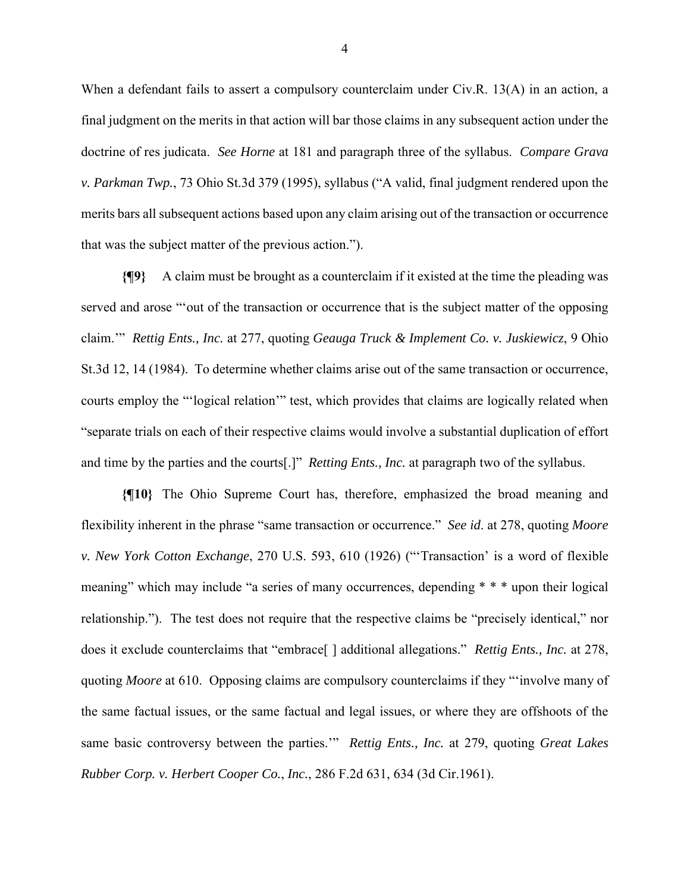When a defendant fails to assert a compulsory counterclaim under Civ.R. 13(A) in an action, a final judgment on the merits in that action will bar those claims in any subsequent action under the doctrine of res judicata. *See Horne* at 181 and paragraph three of the syllabus. *Compare Grava v. Parkman Twp.*, 73 Ohio St.3d 379 (1995), syllabus ("A valid, final judgment rendered upon the merits bars all subsequent actions based upon any claim arising out of the transaction or occurrence that was the subject matter of the previous action.").

**{¶9}** A claim must be brought as a counterclaim if it existed at the time the pleading was served and arose "'out of the transaction or occurrence that is the subject matter of the opposing claim.'" *Rettig Ents., Inc.* at 277, quoting *Geauga Truck & Implement Co. v. Juskiewicz*, 9 Ohio St.3d 12, 14 (1984). To determine whether claims arise out of the same transaction or occurrence, courts employ the "'logical relation'" test, which provides that claims are logically related when "separate trials on each of their respective claims would involve a substantial duplication of effort and time by the parties and the courts[.]" *Retting Ents., Inc.* at paragraph two of the syllabus.

**{¶10}** The Ohio Supreme Court has, therefore, emphasized the broad meaning and flexibility inherent in the phrase "same transaction or occurrence." *See id*. at 278, quoting *Moore v. New York Cotton Exchange*, 270 U.S. 593, 610 (1926) ("'Transaction' is a word of flexible meaning" which may include "a series of many occurrences, depending * * * upon their logical relationship."). The test does not require that the respective claims be "precisely identical," nor does it exclude counterclaims that "embrace[ ] additional allegations." *Rettig Ents., Inc.* at 278, quoting *Moore* at 610. Opposing claims are compulsory counterclaims if they "'involve many of the same factual issues, or the same factual and legal issues, or where they are offshoots of the same basic controversy between the parties.'" *Rettig Ents., Inc.* at 279, quoting *Great Lakes Rubber Corp. v. Herbert Cooper Co., Inc.*, 286 F.2d 631, 634 (3d Cir.1961).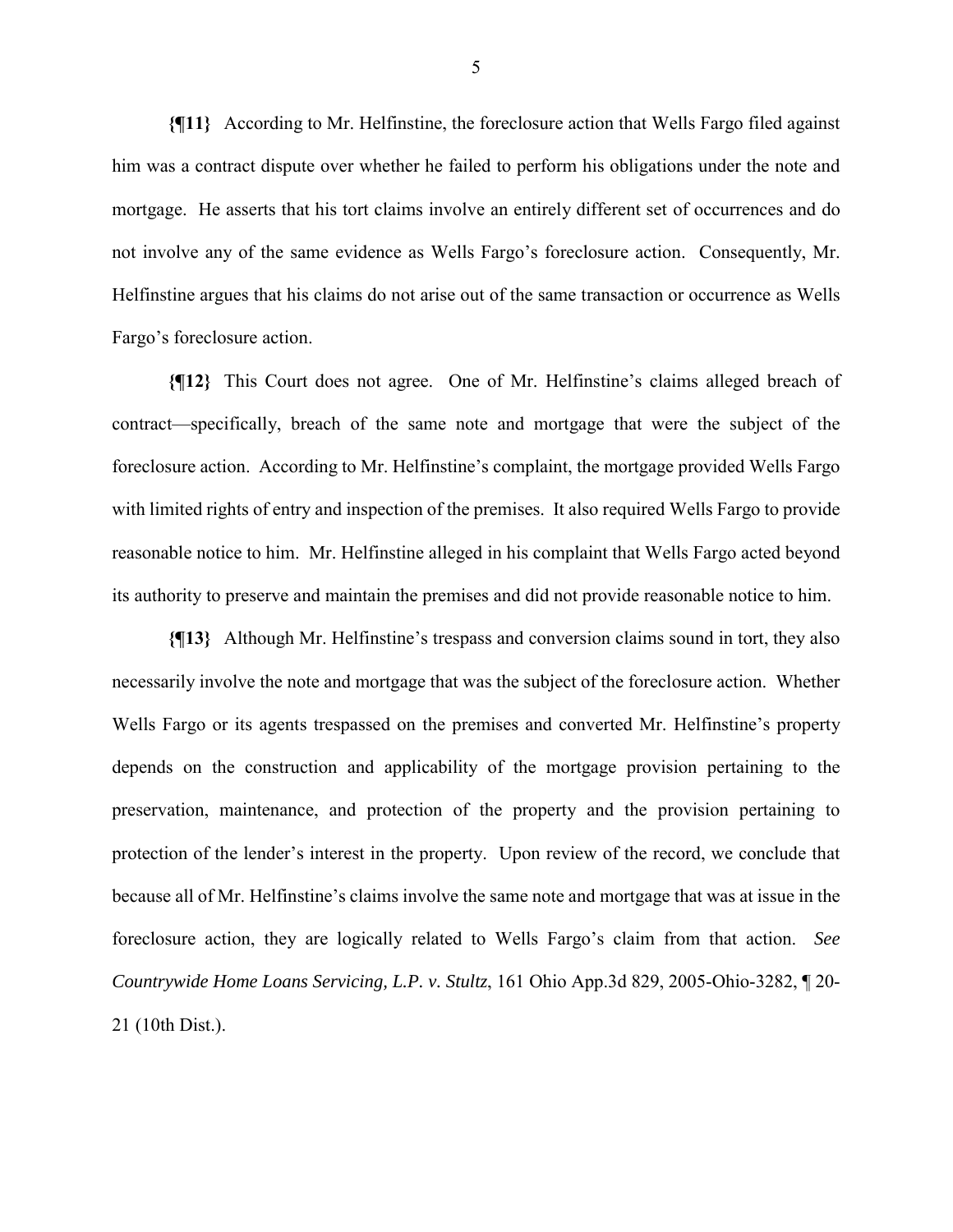**{¶11}** According to Mr. Helfinstine, the foreclosure action that Wells Fargo filed against him was a contract dispute over whether he failed to perform his obligations under the note and mortgage. He asserts that his tort claims involve an entirely different set of occurrences and do not involve any of the same evidence as Wells Fargo's foreclosure action. Consequently, Mr. Helfinstine argues that his claims do not arise out of the same transaction or occurrence as Wells Fargo's foreclosure action.

**{¶12}** This Court does not agree. One of Mr. Helfinstine's claims alleged breach of contract—specifically, breach of the same note and mortgage that were the subject of the foreclosure action. According to Mr. Helfinstine's complaint, the mortgage provided Wells Fargo with limited rights of entry and inspection of the premises. It also required Wells Fargo to provide reasonable notice to him. Mr. Helfinstine alleged in his complaint that Wells Fargo acted beyond its authority to preserve and maintain the premises and did not provide reasonable notice to him.

**{¶13}** Although Mr. Helfinstine's trespass and conversion claims sound in tort, they also necessarily involve the note and mortgage that was the subject of the foreclosure action. Whether Wells Fargo or its agents trespassed on the premises and converted Mr. Helfinstine's property depends on the construction and applicability of the mortgage provision pertaining to the preservation, maintenance, and protection of the property and the provision pertaining to protection of the lender's interest in the property. Upon review of the record, we conclude that because all of Mr. Helfinstine's claims involve the same note and mortgage that was at issue in the foreclosure action, they are logically related to Wells Fargo's claim from that action. *See Countrywide Home Loans Servicing, L.P. v. Stultz*, 161 Ohio App.3d 829, 2005-Ohio-3282, ¶ 20-21 (10th Dist.).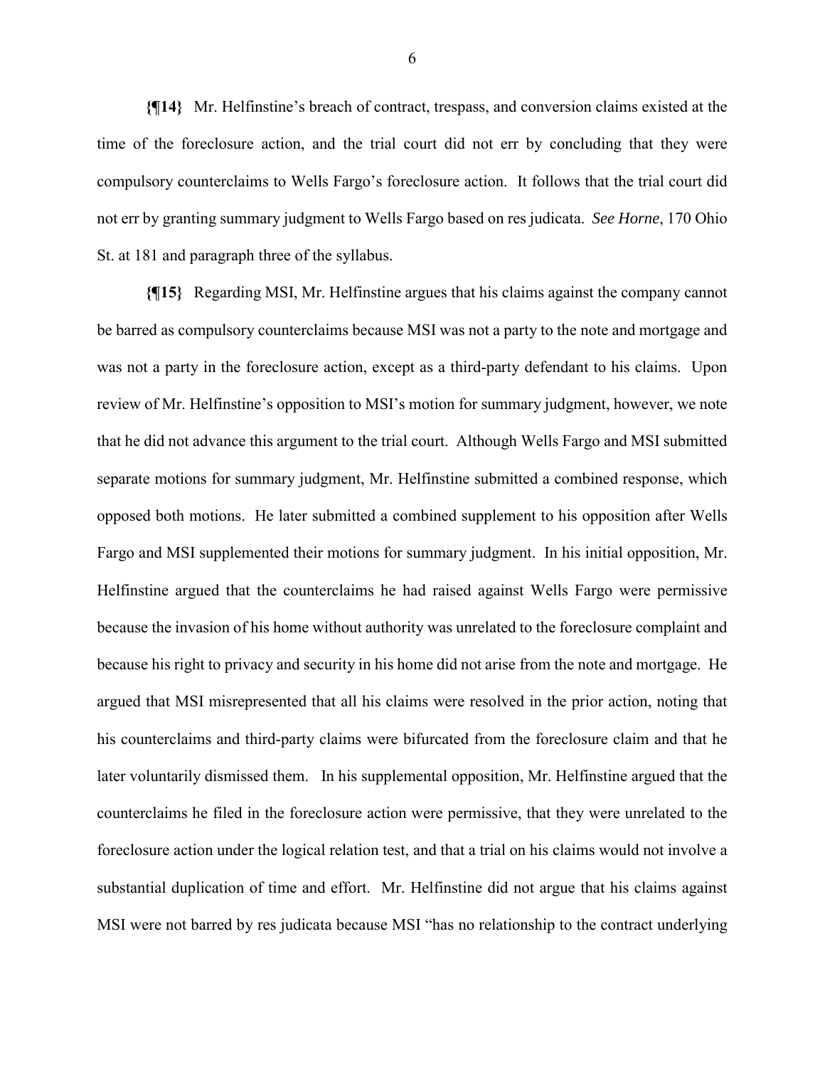**{¶14}** Mr. Helfinstine's breach of contract, trespass, and conversion claims existed at the time of the foreclosure action, and the trial court did not err by concluding that they were compulsory counterclaims to Wells Fargo's foreclosure action. It follows that the trial court did not err by granting summary judgment to Wells Fargo based on res judicata. *See Horne*, 170 Ohio St. at 181 and paragraph three of the syllabus.

**{¶15}** Regarding MSI, Mr. Helfinstine argues that his claims against the company cannot be barred as compulsory counterclaims because MSI was not a party to the note and mortgage and was not a party in the foreclosure action, except as a third-party defendant to his claims. Upon review of Mr. Helfinstine's opposition to MSI's motion for summary judgment, however, we note that he did not advance this argument to the trial court. Although Wells Fargo and MSI submitted separate motions for summary judgment, Mr. Helfinstine submitted a combined response, which opposed both motions. He later submitted a combined supplement to his opposition after Wells Fargo and MSI supplemented their motions for summary judgment. In his initial opposition, Mr. Helfinstine argued that the counterclaims he had raised against Wells Fargo were permissive because the invasion of his home without authority was unrelated to the foreclosure complaint and because his right to privacy and security in his home did not arise from the note and mortgage. He argued that MSI misrepresented that all his claims were resolved in the prior action, noting that his counterclaims and third-party claims were bifurcated from the foreclosure claim and that he later voluntarily dismissed them. In his supplemental opposition, Mr. Helfinstine argued that the counterclaims he filed in the foreclosure action were permissive, that they were unrelated to the foreclosure action under the logical relation test, and that a trial on his claims would not involve a substantial duplication of time and effort. Mr. Helfinstine did not argue that his claims against MSI were not barred by res judicata because MSI "has no relationship to the contract underlying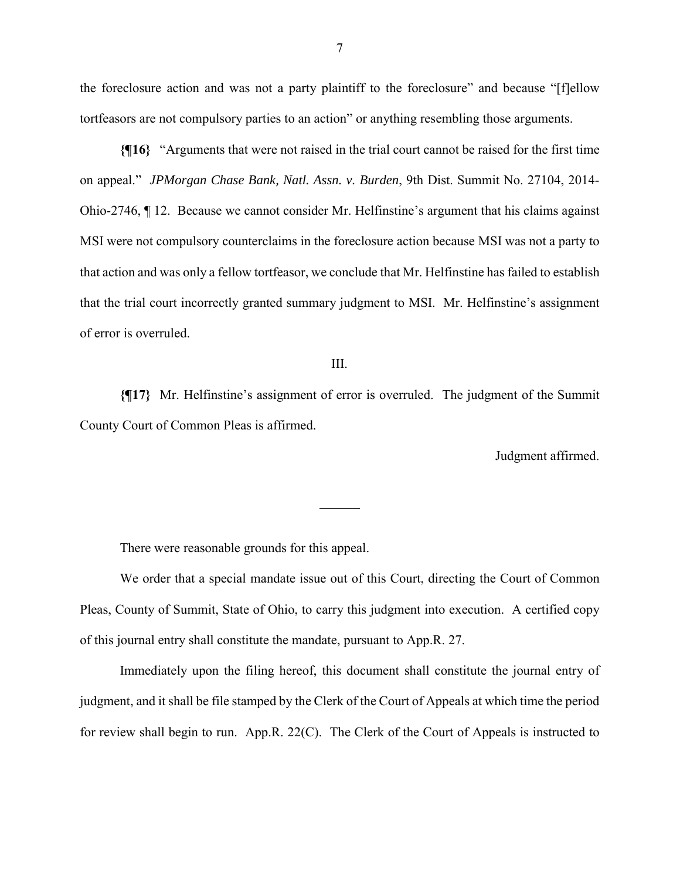the foreclosure action and was not a party plaintiff to the foreclosure" and because "[f]ellow tortfeasors are not compulsory parties to an action" or anything resembling those arguments.

**{¶16}** "Arguments that were not raised in the trial court cannot be raised for the first time on appeal." *JPMorgan Chase Bank, Natl. Assn. v. Burden*, 9th Dist. Summit No. 27104, 2014-Ohio-2746, ¶ 12. Because we cannot consider Mr. Helfinstine's argument that his claims against MSI were not compulsory counterclaims in the foreclosure action because MSI was not a party to that action and was only a fellow tortfeasor, we conclude that Mr. Helfinstine has failed to establish that the trial court incorrectly granted summary judgment to MSI. Mr. Helfinstine's assignment of error is overruled.

III.

**{¶17}** Mr. Helfinstine's assignment of error is overruled. The judgment of the Summit County Court of Common Pleas is affirmed.

Judgment affirmed.

---

There were reasonable grounds for this appeal.

We order that a special mandate issue out of this Court, directing the Court of Common Pleas, County of Summit, State of Ohio, to carry this judgment into execution. A certified copy of this journal entry shall constitute the mandate, pursuant to App.R. 27.

Immediately upon the filing hereof, this document shall constitute the journal entry of judgment, and it shall be file stamped by the Clerk of the Court of Appeals at which time the period for review shall begin to run. App.R. 22(C). The Clerk of the Court of Appeals is instructed to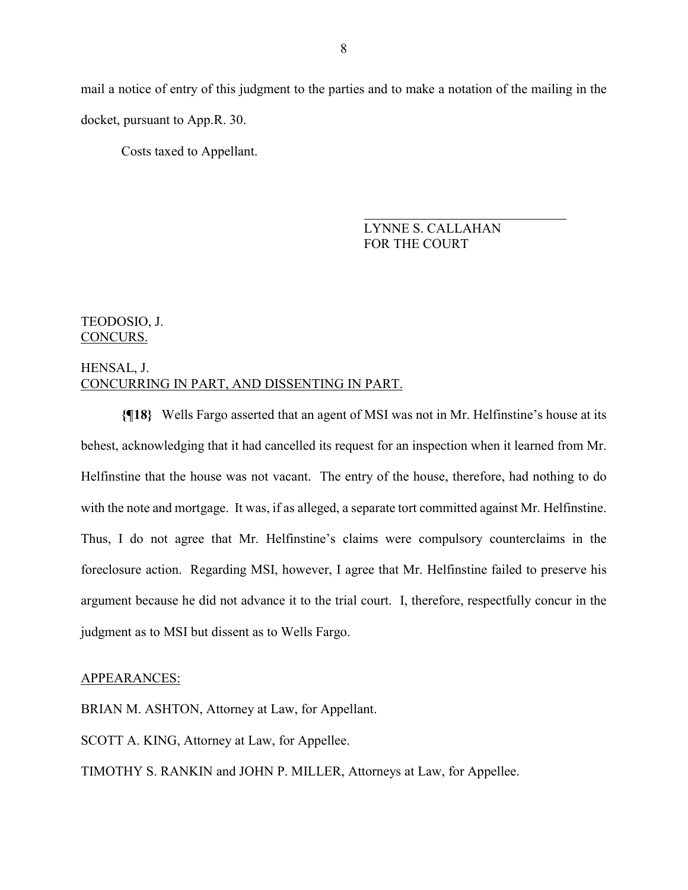mail a notice of entry of this judgment to the parties and to make a notation of the mailing in the docket, pursuant to App.R. 30.

Costs taxed to Appellant.

LYNNE S. CALLAHAN
FOR THE COURT

TEODOSIO, J.
CONCURS.

HENSAL, J.
CONCURRING IN PART, AND DISSENTING IN PART.

**{¶18}** Wells Fargo asserted that an agent of MSI was not in Mr. Helfinstine's house at its behest, acknowledging that it had cancelled its request for an inspection when it learned from Mr. Helfinstine that the house was not vacant. The entry of the house, therefore, had nothing to do with the note and mortgage. It was, if as alleged, a separate tort committed against Mr. Helfinstine. Thus, I do not agree that Mr. Helfinstine's claims were compulsory counterclaims in the foreclosure action. Regarding MSI, however, I agree that Mr. Helfinstine failed to preserve his argument because he did not advance it to the trial court. I, therefore, respectfully concur in the judgment as to MSI but dissent as to Wells Fargo.

APPEARANCES:

BRIAN M. ASHTON, Attorney at Law, for Appellant.

SCOTT A. KING, Attorney at Law, for Appellee.

TIMOTHY S. RANKIN and JOHN P. MILLER, Attorneys at Law, for Appellee.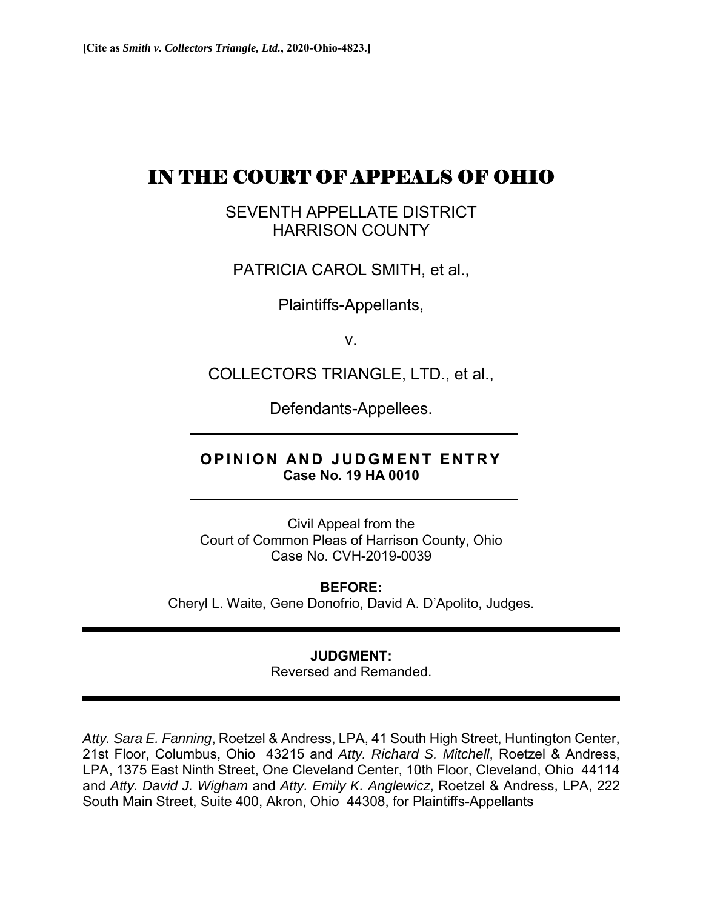**[Cite as *Smith v. Collectors Triangle, Ltd.*, 2020-Ohio-4823.]**

# IN THE COURT OF APPEALS OF OHIO

SEVENTH APPELLATE DISTRICT
HARRISON COUNTY

PATRICIA CAROL SMITH, et al.,

Plaintiffs-Appellants,

v.

COLLECTORS TRIANGLE, LTD., et al.,

Defendants-Appellees.

---

**OPINION AND JUDGMENT ENTRY**
**Case No. 19 HA 0010**

---

Civil Appeal from the
Court of Common Pleas of Harrison County, Ohio
Case No. CVH-2019-0039

**BEFORE:**
Cheryl L. Waite, Gene Donofrio, David A. D'Apolito, Judges.

---

**JUDGMENT:**
Reversed and Remanded.

---

*Atty. Sara E. Fanning*, Roetzel & Andress, LPA, 41 South High Street, Huntington Center, 21st Floor, Columbus, Ohio 43215 and *Atty. Richard S. Mitchell*, Roetzel & Andress, LPA, 1375 East Ninth Street, One Cleveland Center, 10th Floor, Cleveland, Ohio 44114 and *Atty. David J. Wigham* and *Atty. Emily K. Anglewicz*, Roetzel & Andress, LPA, 222 South Main Street, Suite 400, Akron, Ohio 44308, for Plaintiffs-Appellants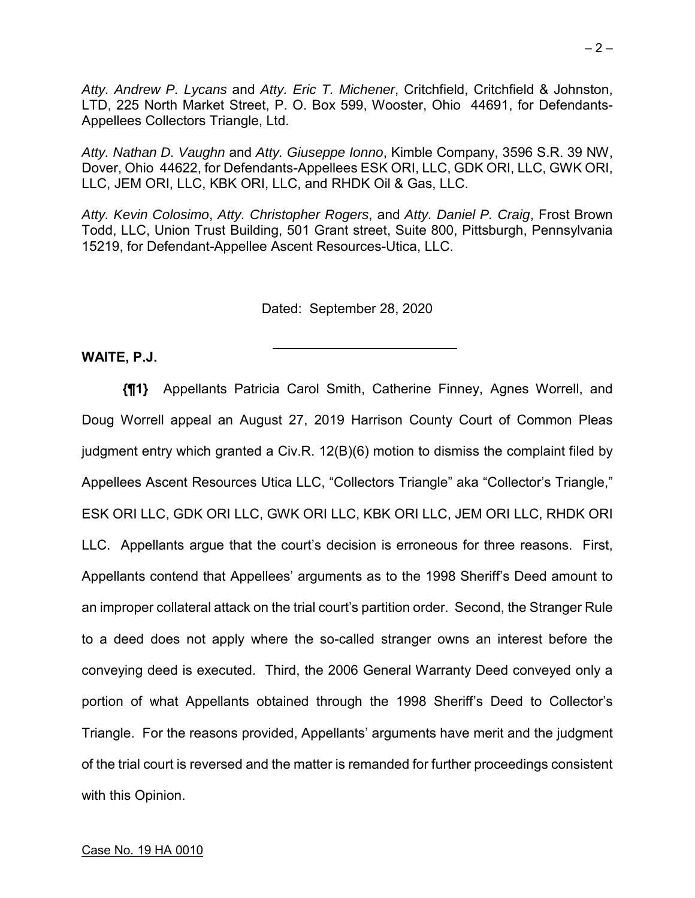*Atty. Andrew P. Lycans* and *Atty. Eric T. Michener*, Critchfield, Critchfield & Johnston, LTD, 225 North Market Street, P. O. Box 599, Wooster, Ohio 44691, for Defendants-Appellees Collectors Triangle, Ltd.

*Atty. Nathan D. Vaughn* and *Atty. Giuseppe Ionno*, Kimble Company, 3596 S.R. 39 NW, Dover, Ohio 44622, for Defendants-Appellees ESK ORI, LLC, GDK ORI, LLC, GWK ORI, LLC, JEM ORI, LLC, KBK ORI, LLC, and RHDK Oil & Gas, LLC.

*Atty. Kevin Colosimo*, *Atty. Christopher Rogers*, and *Atty. Daniel P. Craig*, Frost Brown Todd, LLC, Union Trust Building, 501 Grant street, Suite 800, Pittsburgh, Pennsylvania 15219, for Defendant-Appellee Ascent Resources-Utica, LLC.

Dated: September 28, 2020

---

**WAITE, P.J.**

**{¶1}** Appellants Patricia Carol Smith, Catherine Finney, Agnes Worrell, and Doug Worrell appeal an August 27, 2019 Harrison County Court of Common Pleas judgment entry which granted a Civ.R. 12(B)(6) motion to dismiss the complaint filed by Appellees Ascent Resources Utica LLC, "Collectors Triangle" aka "Collector's Triangle," ESK ORI LLC, GDK ORI LLC, GWK ORI LLC, KBK ORI LLC, JEM ORI LLC, RHDK ORI LLC. Appellants argue that the court's decision is erroneous for three reasons. First, Appellants contend that Appellees' arguments as to the 1998 Sheriff's Deed amount to an improper collateral attack on the trial court's partition order. Second, the Stranger Rule to a deed does not apply where the so-called stranger owns an interest before the conveying deed is executed. Third, the 2006 General Warranty Deed conveyed only a portion of what Appellants obtained through the 1998 Sheriff's Deed to Collector's Triangle. For the reasons provided, Appellants' arguments have merit and the judgment of the trial court is reversed and the matter is remanded for further proceedings consistent with this Opinion.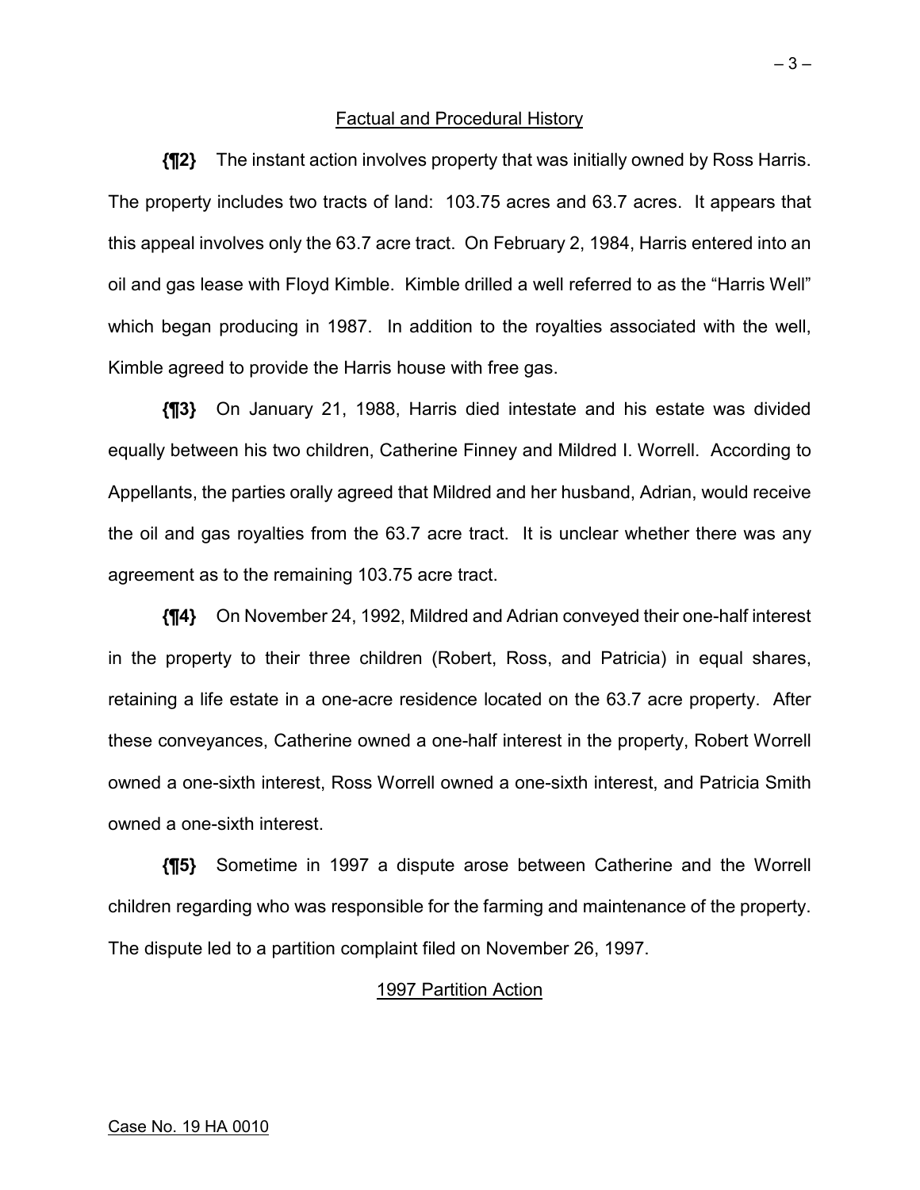## Factual and Procedural History

**{¶2}** The instant action involves property that was initially owned by Ross Harris. The property includes two tracts of land: 103.75 acres and 63.7 acres. It appears that this appeal involves only the 63.7 acre tract. On February 2, 1984, Harris entered into an oil and gas lease with Floyd Kimble. Kimble drilled a well referred to as the "Harris Well" which began producing in 1987. In addition to the royalties associated with the well, Kimble agreed to provide the Harris house with free gas.

**{¶3}** On January 21, 1988, Harris died intestate and his estate was divided equally between his two children, Catherine Finney and Mildred I. Worrell. According to Appellants, the parties orally agreed that Mildred and her husband, Adrian, would receive the oil and gas royalties from the 63.7 acre tract. It is unclear whether there was any agreement as to the remaining 103.75 acre tract.

**{¶4}** On November 24, 1992, Mildred and Adrian conveyed their one-half interest in the property to their three children (Robert, Ross, and Patricia) in equal shares, retaining a life estate in a one-acre residence located on the 63.7 acre property. After these conveyances, Catherine owned a one-half interest in the property, Robert Worrell owned a one-sixth interest, Ross Worrell owned a one-sixth interest, and Patricia Smith owned a one-sixth interest.

**{¶5}** Sometime in 1997 a dispute arose between Catherine and the Worrell children regarding who was responsible for the farming and maintenance of the property. The dispute led to a partition complaint filed on November 26, 1997.

## 1997 Partition Action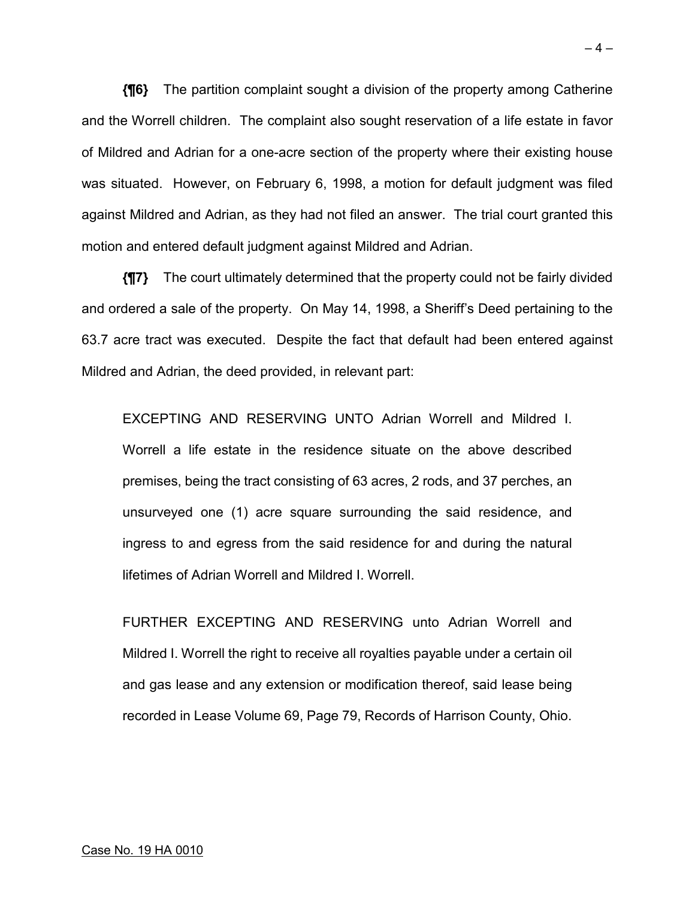**{¶6}** The partition complaint sought a division of the property among Catherine and the Worrell children. The complaint also sought reservation of a life estate in favor of Mildred and Adrian for a one-acre section of the property where their existing house was situated. However, on February 6, 1998, a motion for default judgment was filed against Mildred and Adrian, as they had not filed an answer. The trial court granted this motion and entered default judgment against Mildred and Adrian.

**{¶7}** The court ultimately determined that the property could not be fairly divided and ordered a sale of the property. On May 14, 1998, a Sheriff's Deed pertaining to the 63.7 acre tract was executed. Despite the fact that default had been entered against Mildred and Adrian, the deed provided, in relevant part:

> EXCEPTING AND RESERVING UNTO Adrian Worrell and Mildred I. Worrell a life estate in the residence situate on the above described premises, being the tract consisting of 63 acres, 2 rods, and 37 perches, an unsurveyed one (1) acre square surrounding the said residence, and ingress to and egress from the said residence for and during the natural lifetimes of Adrian Worrell and Mildred I. Worrell.
>
> FURTHER EXCEPTING AND RESERVING unto Adrian Worrell and Mildred I. Worrell the right to receive all royalties payable under a certain oil and gas lease and any extension or modification thereof, said lease being recorded in Lease Volume 69, Page 79, Records of Harrison County, Ohio.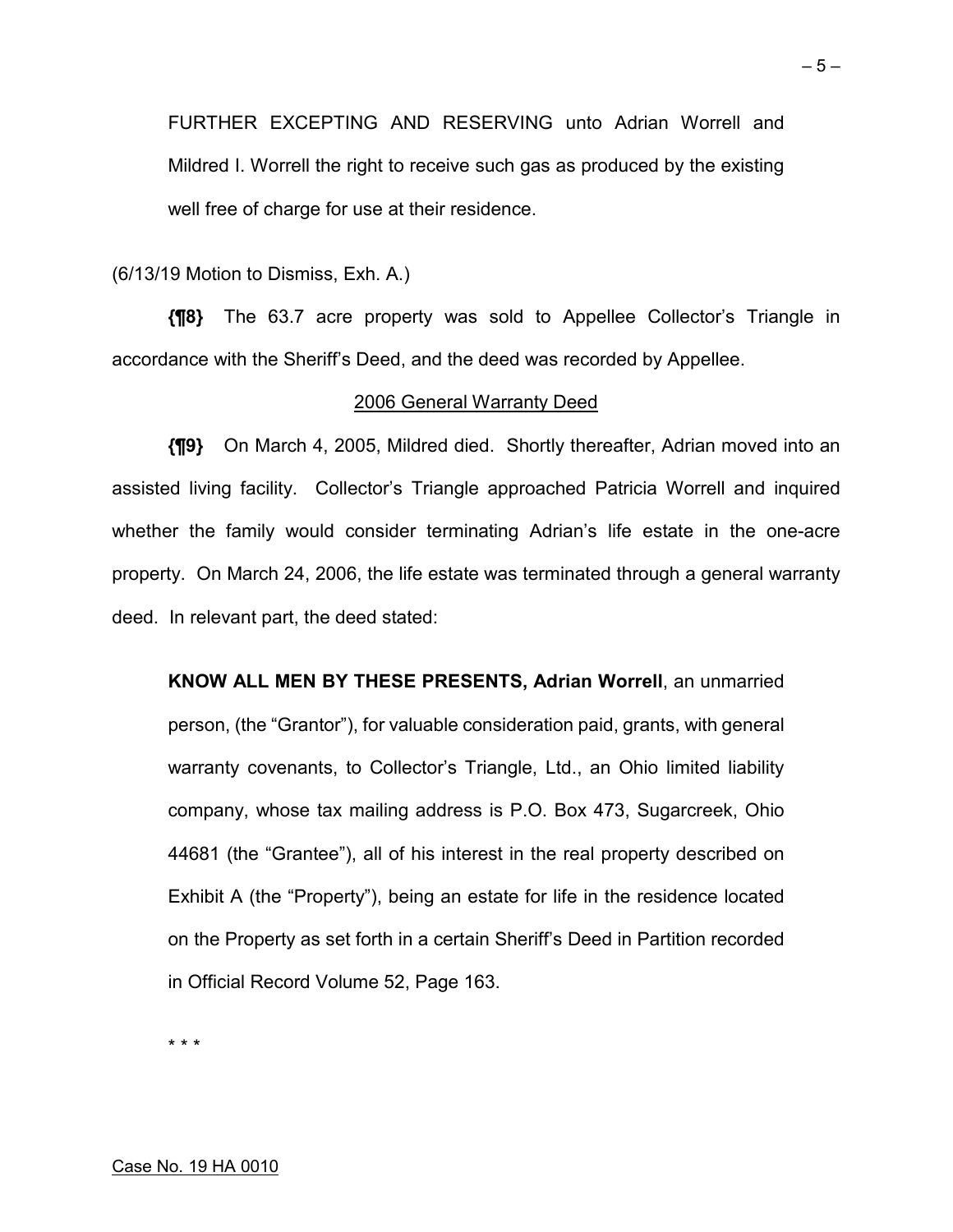FURTHER EXCEPTING AND RESERVING unto Adrian Worrell and Mildred I. Worrell the right to receive such gas as produced by the existing well free of charge for use at their residence.

(6/13/19 Motion to Dismiss, Exh. A.)

**{¶8}** The 63.7 acre property was sold to Appellee Collector's Triangle in accordance with the Sheriff's Deed, and the deed was recorded by Appellee.

<u>2006 General Warranty Deed</u>

**{¶9}** On March 4, 2005, Mildred died. Shortly thereafter, Adrian moved into an assisted living facility. Collector's Triangle approached Patricia Worrell and inquired whether the family would consider terminating Adrian's life estate in the one-acre property. On March 24, 2006, the life estate was terminated through a general warranty deed. In relevant part, the deed stated:

> **KNOW ALL MEN BY THESE PRESENTS, Adrian Worrell**, an unmarried person, (the "Grantor"), for valuable consideration paid, grants, with general warranty covenants, to Collector's Triangle, Ltd., an Ohio limited liability company, whose tax mailing address is P.O. Box 473, Sugarcreek, Ohio 44681 (the "Grantee"), all of his interest in the real property described on Exhibit A (the "Property"), being an estate for life in the residence located on the Property as set forth in a certain Sheriff's Deed in Partition recorded in Official Record Volume 52, Page 163.
>
> \* \* \*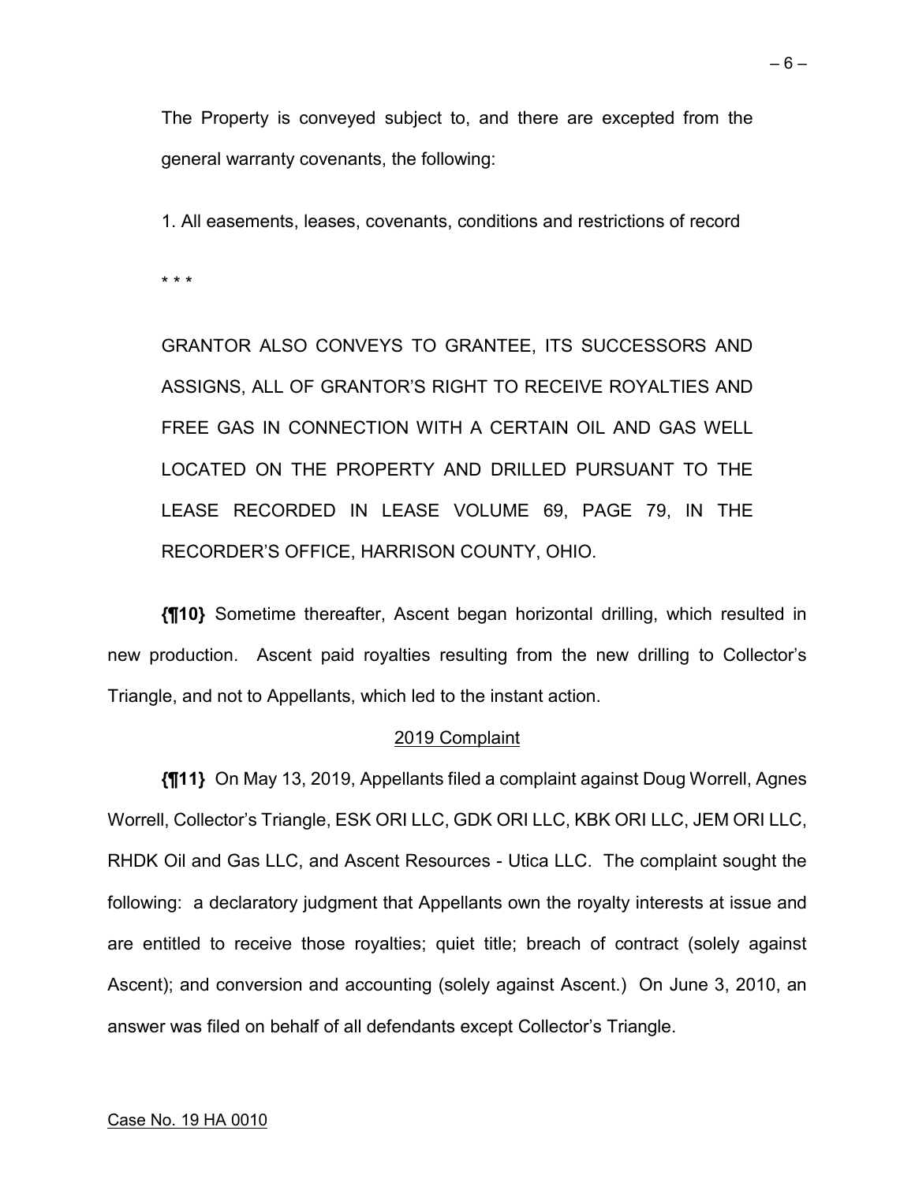The Property is conveyed subject to, and there are excepted from the general warranty covenants, the following:

1. All easements, leases, covenants, conditions and restrictions of record

* * *

GRANTOR ALSO CONVEYS TO GRANTEE, ITS SUCCESSORS AND ASSIGNS, ALL OF GRANTOR'S RIGHT TO RECEIVE ROYALTIES AND FREE GAS IN CONNECTION WITH A CERTAIN OIL AND GAS WELL LOCATED ON THE PROPERTY AND DRILLED PURSUANT TO THE LEASE RECORDED IN LEASE VOLUME 69, PAGE 79, IN THE RECORDER'S OFFICE, HARRISON COUNTY, OHIO.

**{¶10}** Sometime thereafter, Ascent began horizontal drilling, which resulted in new production. Ascent paid royalties resulting from the new drilling to Collector's Triangle, and not to Appellants, which led to the instant action.

<u>2019 Complaint</u>

**{¶11}** On May 13, 2019, Appellants filed a complaint against Doug Worrell, Agnes Worrell, Collector's Triangle, ESK ORI LLC, GDK ORI LLC, KBK ORI LLC, JEM ORI LLC, RHDK Oil and Gas LLC, and Ascent Resources - Utica LLC. The complaint sought the following: a declaratory judgment that Appellants own the royalty interests at issue and are entitled to receive those royalties; quiet title; breach of contract (solely against Ascent); and conversion and accounting (solely against Ascent.) On June 3, 2010, an answer was filed on behalf of all defendants except Collector's Triangle.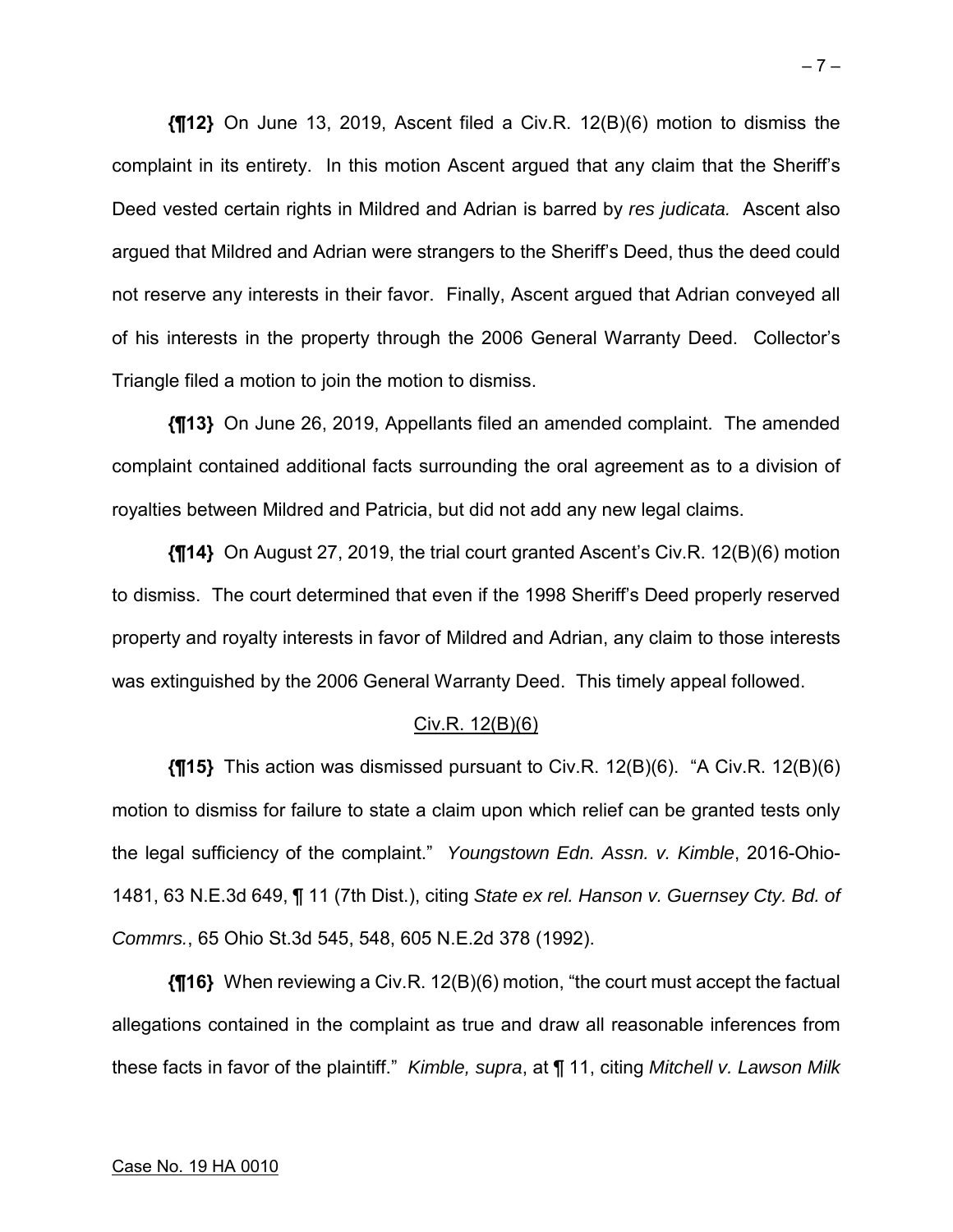**{¶12}** On June 13, 2019, Ascent filed a Civ.R. 12(B)(6) motion to dismiss the complaint in its entirety. In this motion Ascent argued that any claim that the Sheriff's Deed vested certain rights in Mildred and Adrian is barred by *res judicata.* Ascent also argued that Mildred and Adrian were strangers to the Sheriff's Deed, thus the deed could not reserve any interests in their favor. Finally, Ascent argued that Adrian conveyed all of his interests in the property through the 2006 General Warranty Deed. Collector's Triangle filed a motion to join the motion to dismiss.

**{¶13}** On June 26, 2019, Appellants filed an amended complaint. The amended complaint contained additional facts surrounding the oral agreement as to a division of royalties between Mildred and Patricia, but did not add any new legal claims.

**{¶14}** On August 27, 2019, the trial court granted Ascent's Civ.R. 12(B)(6) motion to dismiss. The court determined that even if the 1998 Sheriff's Deed properly reserved property and royalty interests in favor of Mildred and Adrian, any claim to those interests was extinguished by the 2006 General Warranty Deed. This timely appeal followed.

## Civ.R. 12(B)(6)

**{¶15}** This action was dismissed pursuant to Civ.R. 12(B)(6). "A Civ.R. 12(B)(6) motion to dismiss for failure to state a claim upon which relief can be granted tests only the legal sufficiency of the complaint." *Youngstown Edn. Assn. v. Kimble*, 2016-Ohio-1481, 63 N.E.3d 649, ¶ 11 (7th Dist.), citing *State ex rel. Hanson v. Guernsey Cty. Bd. of Commrs.*, 65 Ohio St.3d 545, 548, 605 N.E.2d 378 (1992).

**{¶16}** When reviewing a Civ.R. 12(B)(6) motion, "the court must accept the factual allegations contained in the complaint as true and draw all reasonable inferences from these facts in favor of the plaintiff." *Kimble, supra*, at ¶ 11, citing *Mitchell v. Lawson Milk*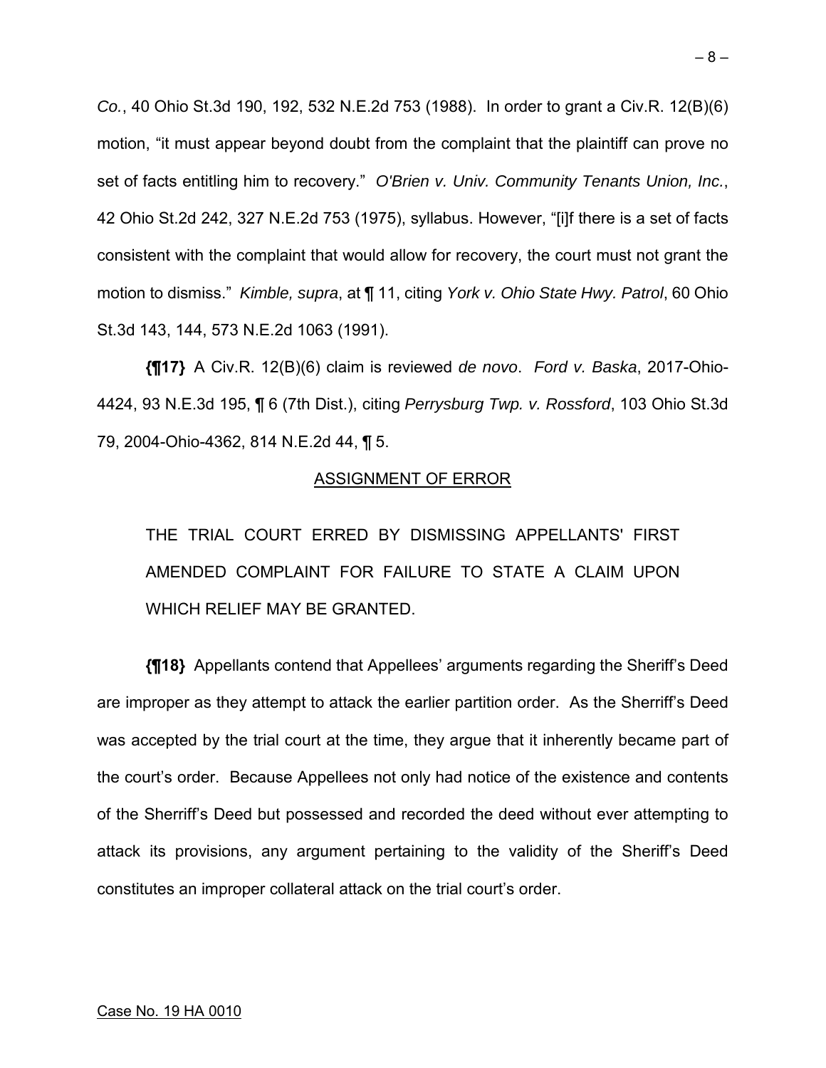*Co.*, 40 Ohio St.3d 190, 192, 532 N.E.2d 753 (1988). In order to grant a Civ.R. 12(B)(6) motion, "it must appear beyond doubt from the complaint that the plaintiff can prove no set of facts entitling him to recovery." *O'Brien v. Univ. Community Tenants Union, Inc.*, 42 Ohio St.2d 242, 327 N.E.2d 753 (1975), syllabus. However, "[i]f there is a set of facts consistent with the complaint that would allow for recovery, the court must not grant the motion to dismiss." *Kimble, supra*, at ¶ 11, citing *York v. Ohio State Hwy. Patrol*, 60 Ohio St.3d 143, 144, 573 N.E.2d 1063 (1991).

**{¶17}** A Civ.R. 12(B)(6) claim is reviewed *de novo*. *Ford v. Baska*, 2017-Ohio-4424, 93 N.E.3d 195, ¶ 6 (7th Dist.), citing *Perrysburg Twp. v. Rossford*, 103 Ohio St.3d 79, 2004-Ohio-4362, 814 N.E.2d 44, ¶ 5.

## ASSIGNMENT OF ERROR

THE TRIAL COURT ERRED BY DISMISSING APPELLANTS' FIRST AMENDED COMPLAINT FOR FAILURE TO STATE A CLAIM UPON WHICH RELIEF MAY BE GRANTED.

**{¶18}** Appellants contend that Appellees' arguments regarding the Sheriff's Deed are improper as they attempt to attack the earlier partition order. As the Sherriff's Deed was accepted by the trial court at the time, they argue that it inherently became part of the court's order. Because Appellees not only had notice of the existence and contents of the Sherriff's Deed but possessed and recorded the deed without ever attempting to attack its provisions, any argument pertaining to the validity of the Sheriff's Deed constitutes an improper collateral attack on the trial court's order.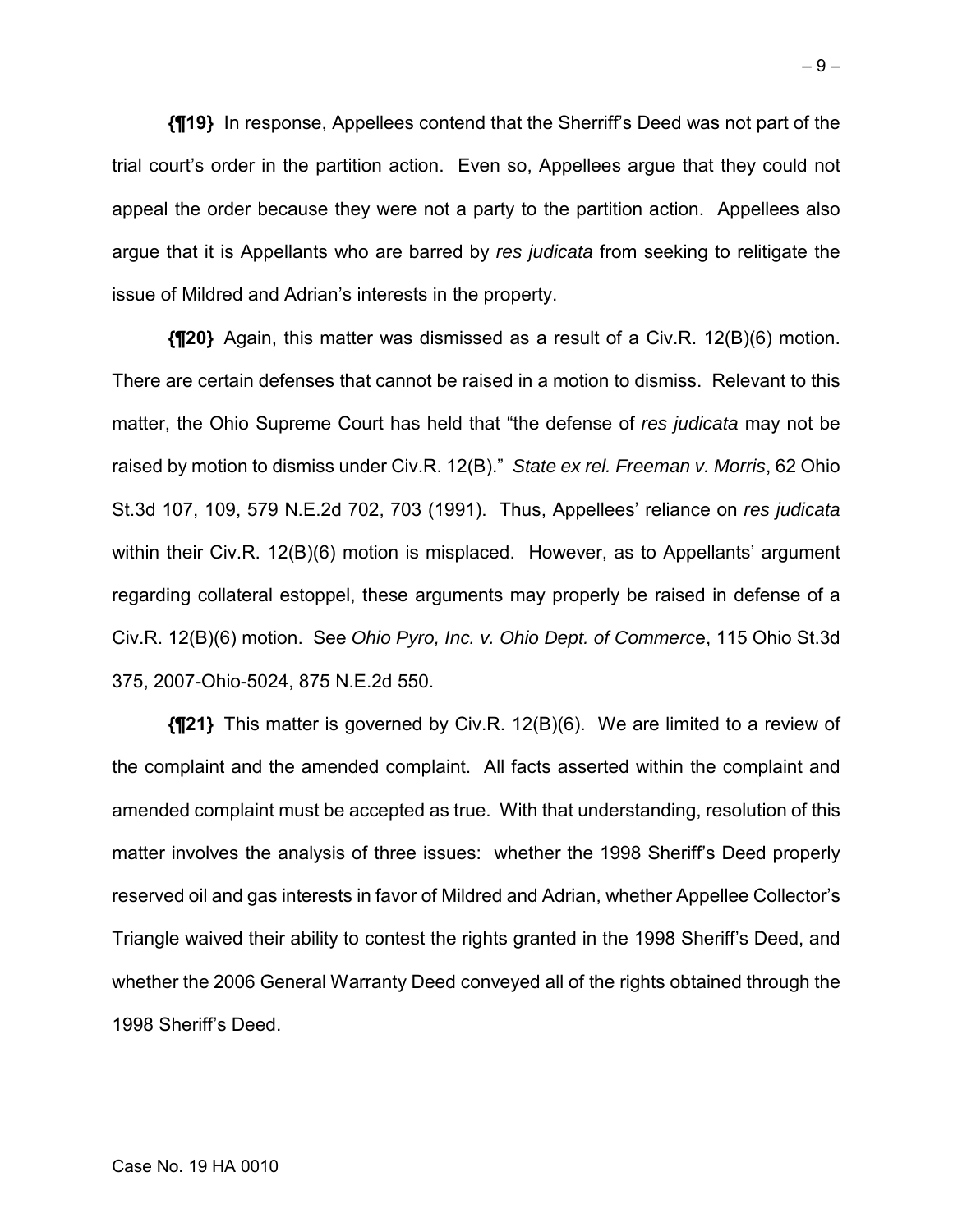**{¶19}** In response, Appellees contend that the Sherriff's Deed was not part of the trial court's order in the partition action. Even so, Appellees argue that they could not appeal the order because they were not a party to the partition action. Appellees also argue that it is Appellants who are barred by *res judicata* from seeking to relitigate the issue of Mildred and Adrian's interests in the property.

**{¶20}** Again, this matter was dismissed as a result of a Civ.R. 12(B)(6) motion. There are certain defenses that cannot be raised in a motion to dismiss. Relevant to this matter, the Ohio Supreme Court has held that "the defense of *res judicata* may not be raised by motion to dismiss under Civ.R. 12(B)." *State ex rel. Freeman v. Morris*, 62 Ohio St.3d 107, 109, 579 N.E.2d 702, 703 (1991). Thus, Appellees' reliance on *res judicata* within their Civ.R. 12(B)(6) motion is misplaced. However, as to Appellants' argument regarding collateral estoppel, these arguments may properly be raised in defense of a Civ.R. 12(B)(6) motion. See *Ohio Pyro, Inc. v. Ohio Dept. of Commerce*, 115 Ohio St.3d 375, 2007-Ohio-5024, 875 N.E.2d 550.

**{¶21}** This matter is governed by Civ.R. 12(B)(6). We are limited to a review of the complaint and the amended complaint. All facts asserted within the complaint and amended complaint must be accepted as true. With that understanding, resolution of this matter involves the analysis of three issues: whether the 1998 Sheriff's Deed properly reserved oil and gas interests in favor of Mildred and Adrian, whether Appellee Collector's Triangle waived their ability to contest the rights granted in the 1998 Sheriff's Deed, and whether the 2006 General Warranty Deed conveyed all of the rights obtained through the 1998 Sheriff's Deed.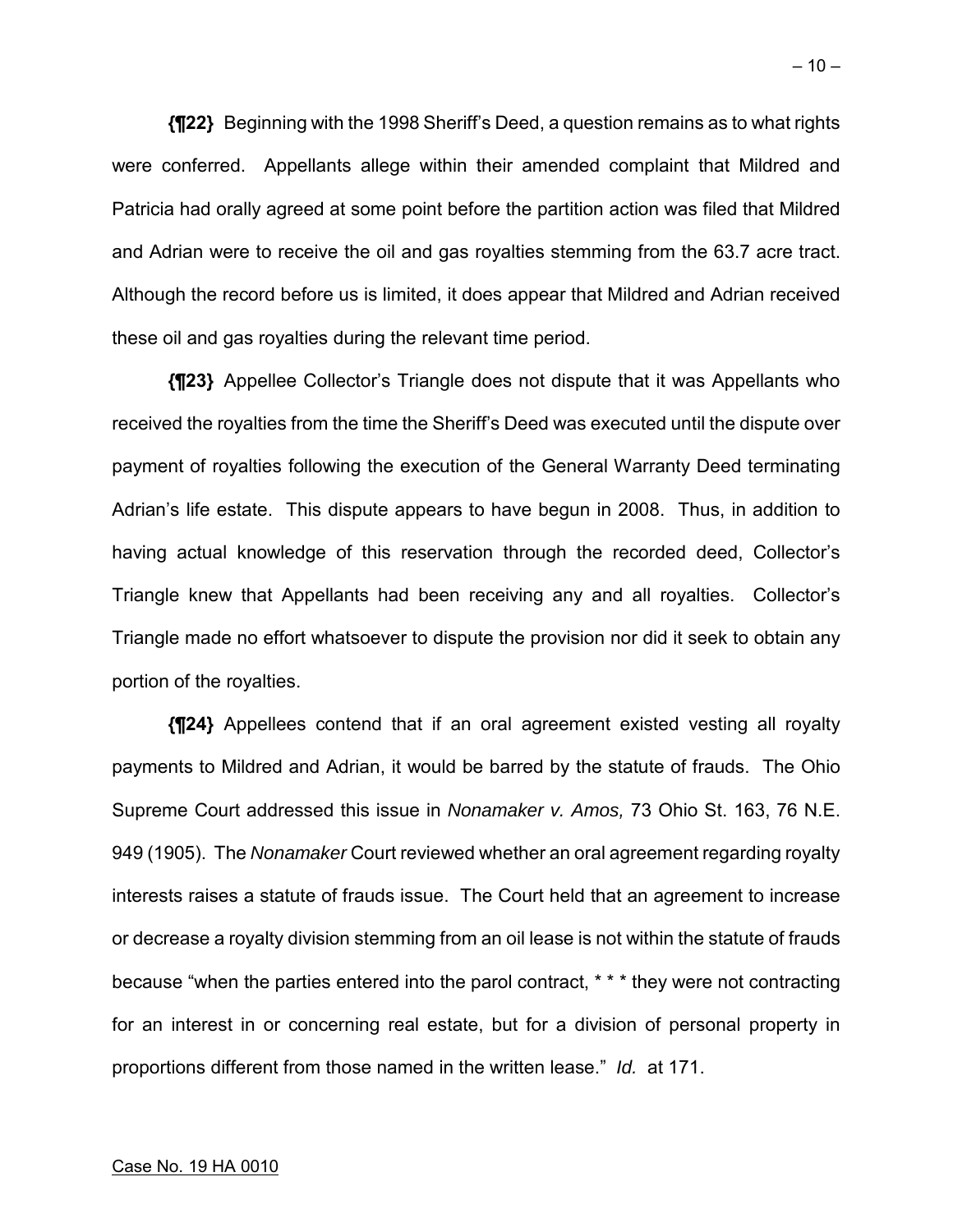**{¶22}** Beginning with the 1998 Sheriff's Deed, a question remains as to what rights were conferred. Appellants allege within their amended complaint that Mildred and Patricia had orally agreed at some point before the partition action was filed that Mildred and Adrian were to receive the oil and gas royalties stemming from the 63.7 acre tract. Although the record before us is limited, it does appear that Mildred and Adrian received these oil and gas royalties during the relevant time period.

**{¶23}** Appellee Collector's Triangle does not dispute that it was Appellants who received the royalties from the time the Sheriff's Deed was executed until the dispute over payment of royalties following the execution of the General Warranty Deed terminating Adrian's life estate. This dispute appears to have begun in 2008. Thus, in addition to having actual knowledge of this reservation through the recorded deed, Collector's Triangle knew that Appellants had been receiving any and all royalties. Collector's Triangle made no effort whatsoever to dispute the provision nor did it seek to obtain any portion of the royalties.

**{¶24}** Appellees contend that if an oral agreement existed vesting all royalty payments to Mildred and Adrian, it would be barred by the statute of frauds. The Ohio Supreme Court addressed this issue in *Nonamaker v. Amos,* 73 Ohio St. 163, 76 N.E. 949 (1905). The *Nonamaker* Court reviewed whether an oral agreement regarding royalty interests raises a statute of frauds issue. The Court held that an agreement to increase or decrease a royalty division stemming from an oil lease is not within the statute of frauds because "when the parties entered into the parol contract, * * * they were not contracting for an interest in or concerning real estate, but for a division of personal property in proportions different from those named in the written lease." *Id.* at 171.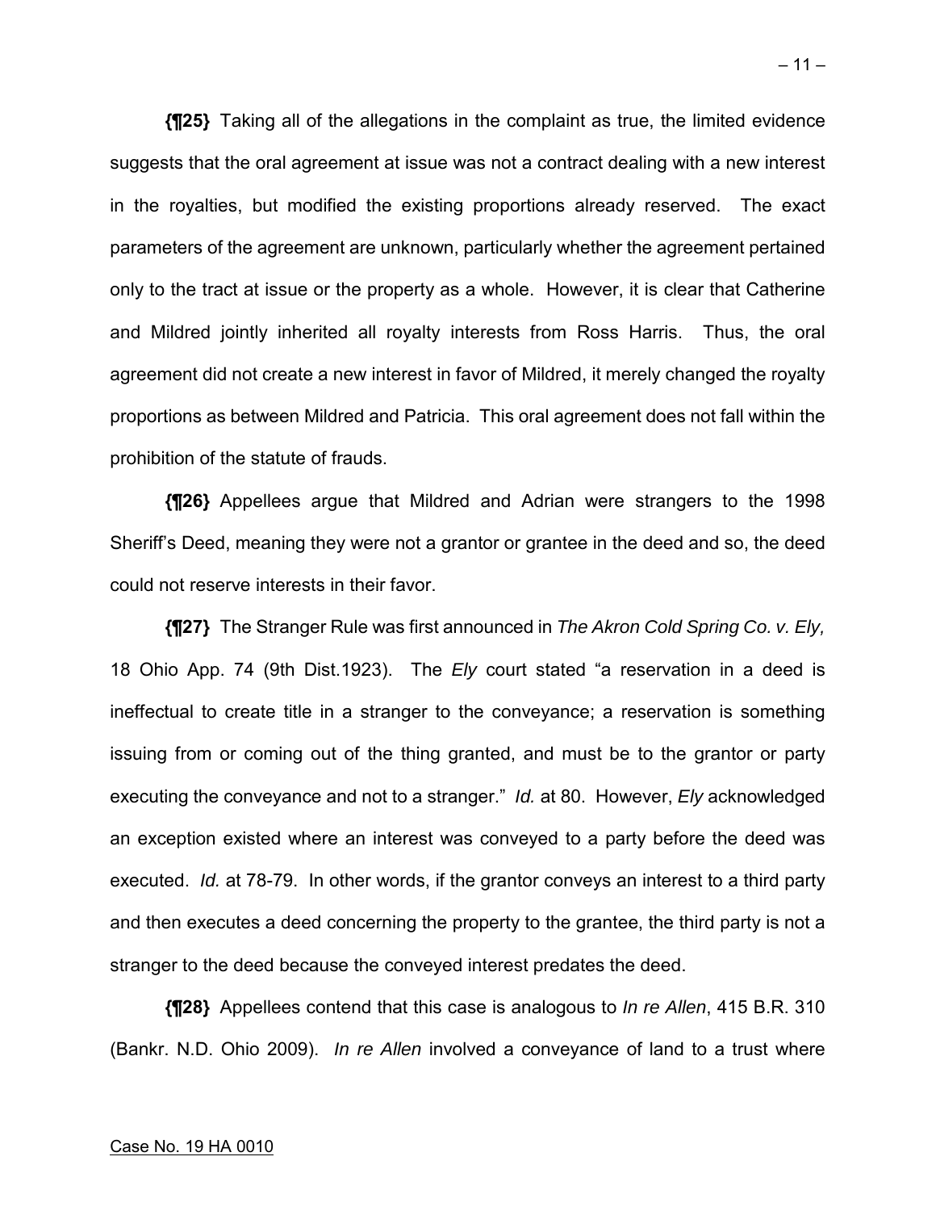**{¶25}** Taking all of the allegations in the complaint as true, the limited evidence suggests that the oral agreement at issue was not a contract dealing with a new interest in the royalties, but modified the existing proportions already reserved. The exact parameters of the agreement are unknown, particularly whether the agreement pertained only to the tract at issue or the property as a whole. However, it is clear that Catherine and Mildred jointly inherited all royalty interests from Ross Harris. Thus, the oral agreement did not create a new interest in favor of Mildred, it merely changed the royalty proportions as between Mildred and Patricia. This oral agreement does not fall within the prohibition of the statute of frauds.

**{¶26}** Appellees argue that Mildred and Adrian were strangers to the 1998 Sheriff's Deed, meaning they were not a grantor or grantee in the deed and so, the deed could not reserve interests in their favor.

**{¶27}** The Stranger Rule was first announced in *The Akron Cold Spring Co. v. Ely,* 18 Ohio App. 74 (9th Dist.1923). The *Ely* court stated "a reservation in a deed is ineffectual to create title in a stranger to the conveyance; a reservation is something issuing from or coming out of the thing granted, and must be to the grantor or party executing the conveyance and not to a stranger." *Id.* at 80. However, *Ely* acknowledged an exception existed where an interest was conveyed to a party before the deed was executed. *Id.* at 78-79. In other words, if the grantor conveys an interest to a third party and then executes a deed concerning the property to the grantee, the third party is not a stranger to the deed because the conveyed interest predates the deed.

**{¶28}** Appellees contend that this case is analogous to *In re Allen*, 415 B.R. 310 (Bankr. N.D. Ohio 2009). *In re Allen* involved a conveyance of land to a trust where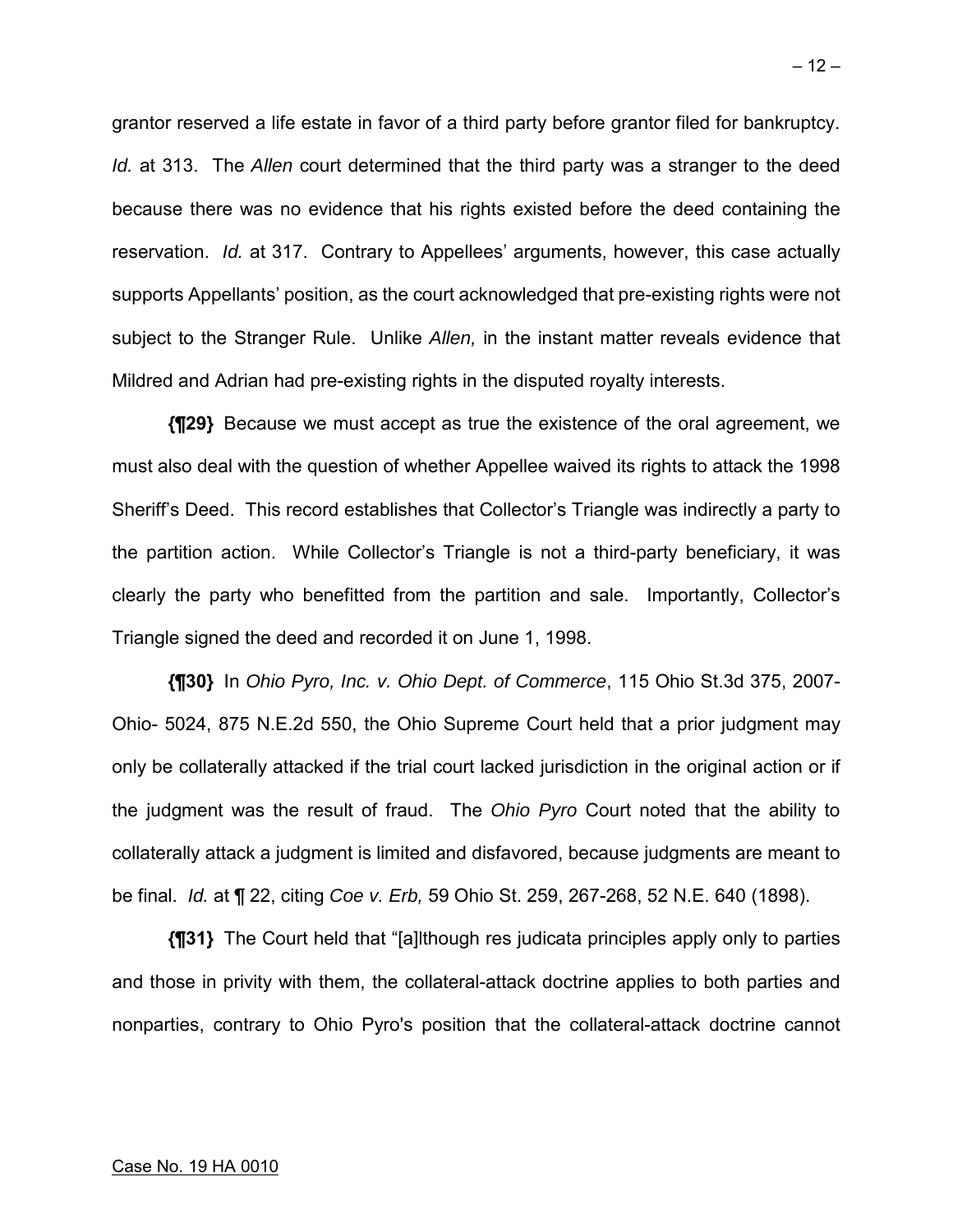grantor reserved a life estate in favor of a third party before grantor filed for bankruptcy. *Id.* at 313. The *Allen* court determined that the third party was a stranger to the deed because there was no evidence that his rights existed before the deed containing the reservation. *Id.* at 317. Contrary to Appellees' arguments, however, this case actually supports Appellants' position, as the court acknowledged that pre-existing rights were not subject to the Stranger Rule. Unlike *Allen,* in the instant matter reveals evidence that Mildred and Adrian had pre-existing rights in the disputed royalty interests.

**{¶29}** Because we must accept as true the existence of the oral agreement, we must also deal with the question of whether Appellee waived its rights to attack the 1998 Sheriff's Deed. This record establishes that Collector's Triangle was indirectly a party to the partition action. While Collector's Triangle is not a third-party beneficiary, it was clearly the party who benefitted from the partition and sale. Importantly, Collector's Triangle signed the deed and recorded it on June 1, 1998.

**{¶30}** In *Ohio Pyro, Inc. v. Ohio Dept. of Commerce*, 115 Ohio St.3d 375, 2007-Ohio- 5024, 875 N.E.2d 550, the Ohio Supreme Court held that a prior judgment may only be collaterally attacked if the trial court lacked jurisdiction in the original action or if the judgment was the result of fraud. The *Ohio Pyro* Court noted that the ability to collaterally attack a judgment is limited and disfavored, because judgments are meant to be final. *Id.* at ¶ 22, citing *Coe v. Erb,* 59 Ohio St. 259, 267-268, 52 N.E. 640 (1898).

**{¶31}** The Court held that "[a]lthough res judicata principles apply only to parties and those in privity with them, the collateral-attack doctrine applies to both parties and nonparties, contrary to Ohio Pyro's position that the collateral-attack doctrine cannot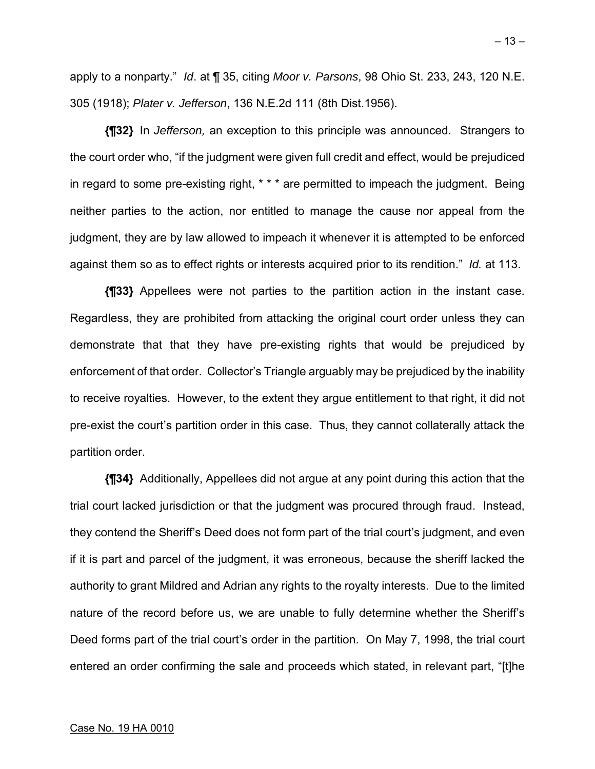apply to a nonparty." *Id*. at ¶ 35, citing *Moor v. Parsons*, 98 Ohio St. 233, 243, 120 N.E. 305 (1918); *Plater v. Jefferson*, 136 N.E.2d 111 (8th Dist.1956).

**{¶32}** In *Jefferson,* an exception to this principle was announced. Strangers to the court order who, "if the judgment were given full credit and effect, would be prejudiced in regard to some pre-existing right, * * * are permitted to impeach the judgment. Being neither parties to the action, nor entitled to manage the cause nor appeal from the judgment, they are by law allowed to impeach it whenever it is attempted to be enforced against them so as to effect rights or interests acquired prior to its rendition." *Id.* at 113.

**{¶33}** Appellees were not parties to the partition action in the instant case. Regardless, they are prohibited from attacking the original court order unless they can demonstrate that that they have pre-existing rights that would be prejudiced by enforcement of that order. Collector's Triangle arguably may be prejudiced by the inability to receive royalties. However, to the extent they argue entitlement to that right, it did not pre-exist the court's partition order in this case. Thus, they cannot collaterally attack the partition order.

**{¶34}** Additionally, Appellees did not argue at any point during this action that the trial court lacked jurisdiction or that the judgment was procured through fraud. Instead, they contend the Sheriff's Deed does not form part of the trial court's judgment, and even if it is part and parcel of the judgment, it was erroneous, because the sheriff lacked the authority to grant Mildred and Adrian any rights to the royalty interests. Due to the limited nature of the record before us, we are unable to fully determine whether the Sheriff's Deed forms part of the trial court's order in the partition. On May 7, 1998, the trial court entered an order confirming the sale and proceeds which stated, in relevant part, "[t]he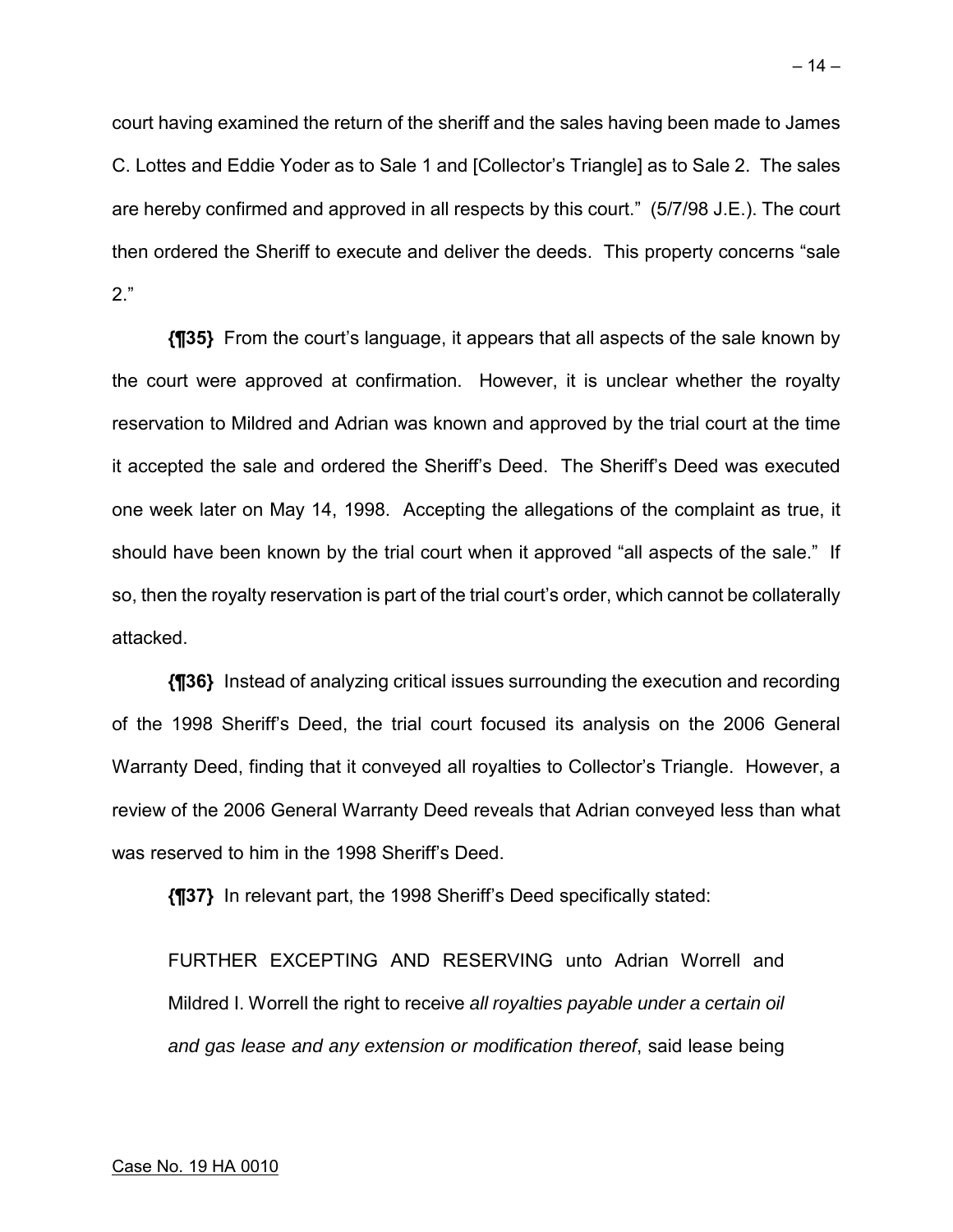court having examined the return of the sheriff and the sales having been made to James C. Lottes and Eddie Yoder as to Sale 1 and [Collector's Triangle] as to Sale 2. The sales are hereby confirmed and approved in all respects by this court." (5/7/98 J.E.). The court then ordered the Sheriff to execute and deliver the deeds. This property concerns "sale 2."

**{¶35}** From the court's language, it appears that all aspects of the sale known by the court were approved at confirmation. However, it is unclear whether the royalty reservation to Mildred and Adrian was known and approved by the trial court at the time it accepted the sale and ordered the Sheriff's Deed. The Sheriff's Deed was executed one week later on May 14, 1998. Accepting the allegations of the complaint as true, it should have been known by the trial court when it approved "all aspects of the sale." If so, then the royalty reservation is part of the trial court's order, which cannot be collaterally attacked.

**{¶36}** Instead of analyzing critical issues surrounding the execution and recording of the 1998 Sheriff's Deed, the trial court focused its analysis on the 2006 General Warranty Deed, finding that it conveyed all royalties to Collector's Triangle. However, a review of the 2006 General Warranty Deed reveals that Adrian conveyed less than what was reserved to him in the 1998 Sheriff's Deed.

**{¶37}** In relevant part, the 1998 Sheriff's Deed specifically stated:

> FURTHER EXCEPTING AND RESERVING unto Adrian Worrell and Mildred I. Worrell the right to receive *all royalties payable under a certain oil and gas lease and any extension or modification thereof*, said lease being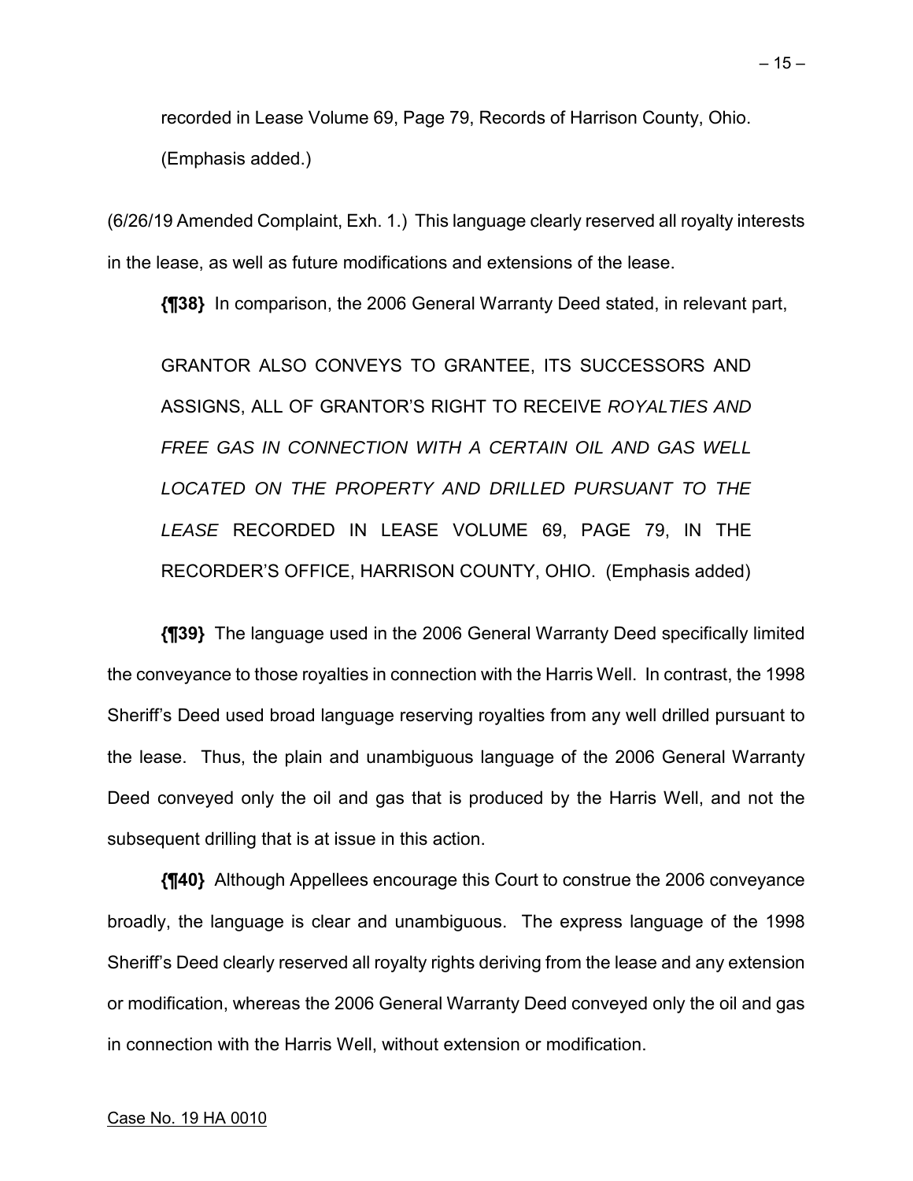recorded in Lease Volume 69, Page 79, Records of Harrison County, Ohio. (Emphasis added.)

(6/26/19 Amended Complaint, Exh. 1.) This language clearly reserved all royalty interests in the lease, as well as future modifications and extensions of the lease.

**{¶38}** In comparison, the 2006 General Warranty Deed stated, in relevant part,

> GRANTOR ALSO CONVEYS TO GRANTEE, ITS SUCCESSORS AND ASSIGNS, ALL OF GRANTOR'S RIGHT TO RECEIVE *ROYALTIES AND FREE GAS IN CONNECTION WITH A CERTAIN OIL AND GAS WELL LOCATED ON THE PROPERTY AND DRILLED PURSUANT TO THE LEASE* RECORDED IN LEASE VOLUME 69, PAGE 79, IN THE RECORDER'S OFFICE, HARRISON COUNTY, OHIO. (Emphasis added)

**{¶39}** The language used in the 2006 General Warranty Deed specifically limited the conveyance to those royalties in connection with the Harris Well. In contrast, the 1998 Sheriff's Deed used broad language reserving royalties from any well drilled pursuant to the lease. Thus, the plain and unambiguous language of the 2006 General Warranty Deed conveyed only the oil and gas that is produced by the Harris Well, and not the subsequent drilling that is at issue in this action.

**{¶40}** Although Appellees encourage this Court to construe the 2006 conveyance broadly, the language is clear and unambiguous. The express language of the 1998 Sheriff's Deed clearly reserved all royalty rights deriving from the lease and any extension or modification, whereas the 2006 General Warranty Deed conveyed only the oil and gas in connection with the Harris Well, without extension or modification.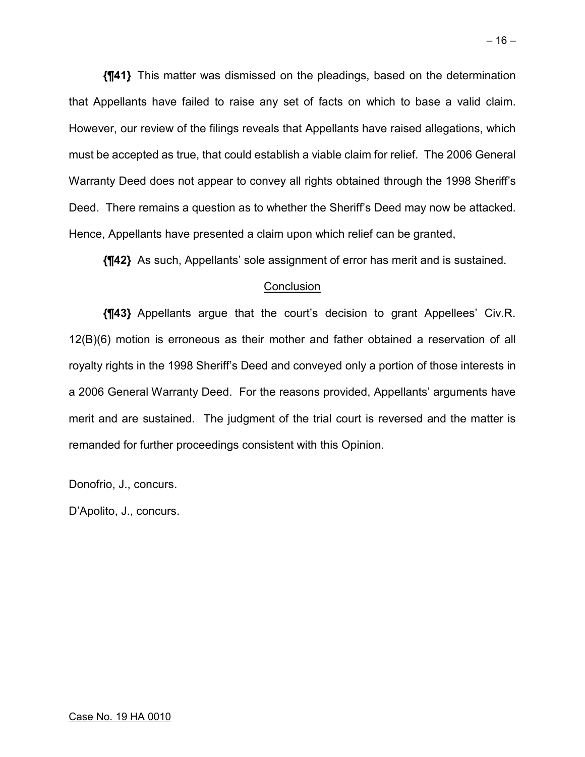**{¶41}** This matter was dismissed on the pleadings, based on the determination that Appellants have failed to raise any set of facts on which to base a valid claim. However, our review of the filings reveals that Appellants have raised allegations, which must be accepted as true, that could establish a viable claim for relief. The 2006 General Warranty Deed does not appear to convey all rights obtained through the 1998 Sheriff's Deed. There remains a question as to whether the Sheriff's Deed may now be attacked. Hence, Appellants have presented a claim upon which relief can be granted,

**{¶42}** As such, Appellants' sole assignment of error has merit and is sustained.

## Conclusion

**{¶43}** Appellants argue that the court's decision to grant Appellees' Civ.R. 12(B)(6) motion is erroneous as their mother and father obtained a reservation of all royalty rights in the 1998 Sheriff's Deed and conveyed only a portion of those interests in a 2006 General Warranty Deed. For the reasons provided, Appellants' arguments have merit and are sustained. The judgment of the trial court is reversed and the matter is remanded for further proceedings consistent with this Opinion.

Donofrio, J., concurs.

D'Apolito, J., concurs.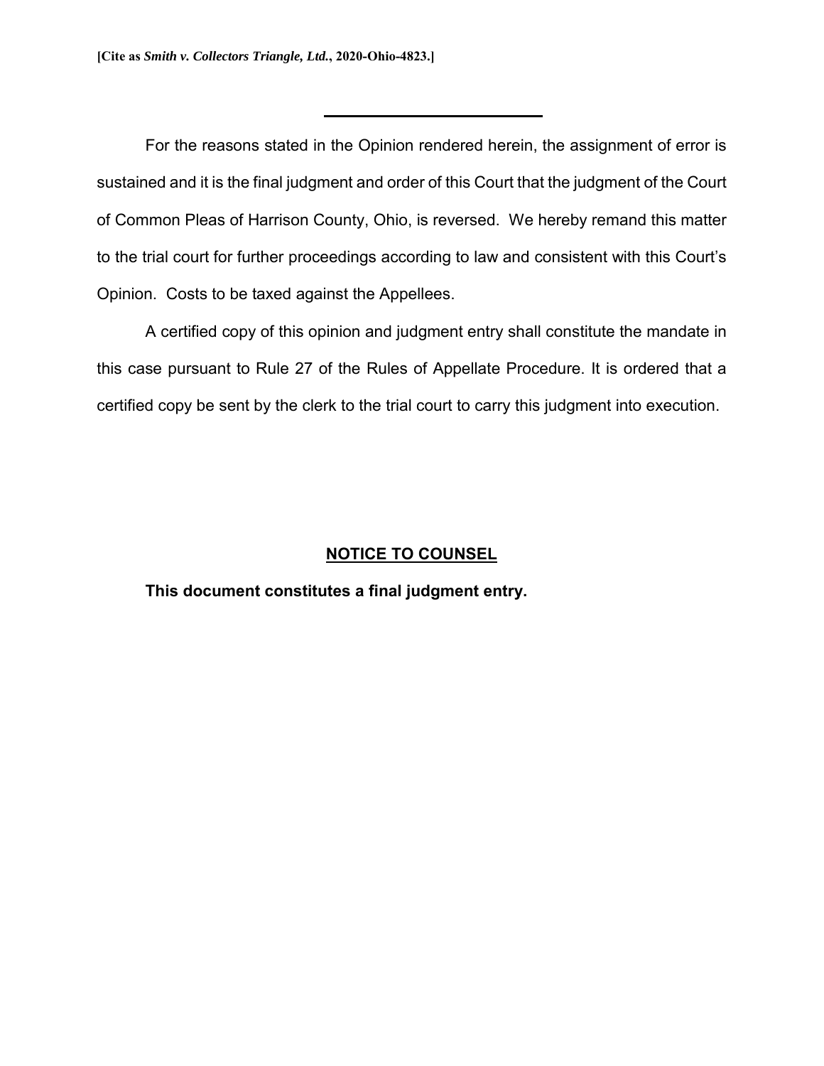For the reasons stated in the Opinion rendered herein, the assignment of error is sustained and it is the final judgment and order of this Court that the judgment of the Court of Common Pleas of Harrison County, Ohio, is reversed. We hereby remand this matter to the trial court for further proceedings according to law and consistent with this Court's Opinion. Costs to be taxed against the Appellees.

A certified copy of this opinion and judgment entry shall constitute the mandate in this case pursuant to Rule 27 of the Rules of Appellate Procedure. It is ordered that a certified copy be sent by the clerk to the trial court to carry this judgment into execution.

**NOTICE TO COUNSEL**

**This document constitutes a final judgment entry.**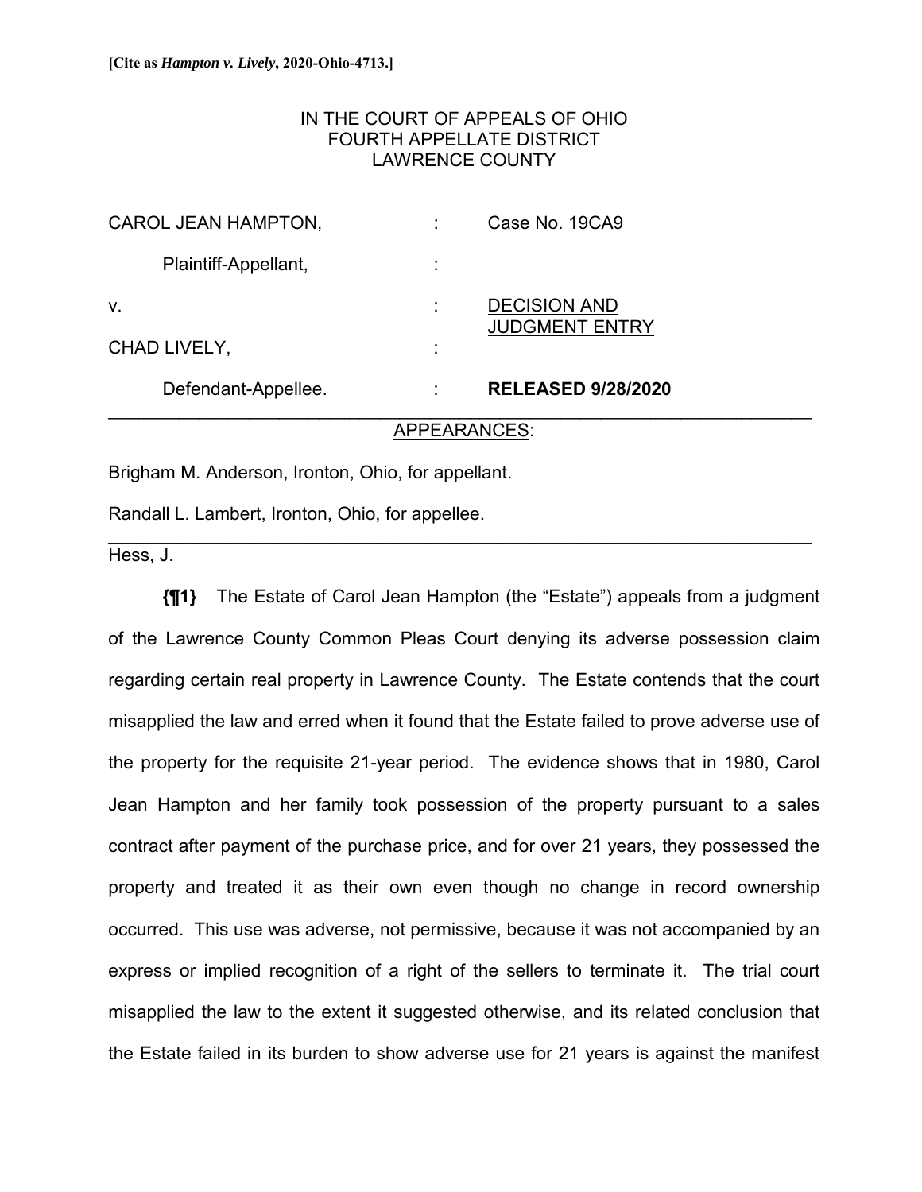**[Cite as *Hampton v. Lively*, 2020-Ohio-4713.]**

IN THE COURT OF APPEALS OF OHIO
FOURTH APPELLATE DISTRICT
LAWRENCE COUNTY

| | | |
|---|---|---|
| CAROL JEAN HAMPTON, | : | Case No. 19CA9 |
| Plaintiff-Appellant, | : | |
| v. | : | DECISION AND JUDGMENT ENTRY |
| CHAD LIVELY, | : | |
| Defendant-Appellee. | : | **RELEASED 9/28/2020** |

APPEARANCES:

Brigham M. Anderson, Ironton, Ohio, for appellant.

Randall L. Lambert, Ironton, Ohio, for appellee.

Hess, J.

**{¶1}** The Estate of Carol Jean Hampton (the "Estate") appeals from a judgment of the Lawrence County Common Pleas Court denying its adverse possession claim regarding certain real property in Lawrence County. The Estate contends that the court misapplied the law and erred when it found that the Estate failed to prove adverse use of the property for the requisite 21-year period. The evidence shows that in 1980, Carol Jean Hampton and her family took possession of the property pursuant to a sales contract after payment of the purchase price, and for over 21 years, they possessed the property and treated it as their own even though no change in record ownership occurred. This use was adverse, not permissive, because it was not accompanied by an express or implied recognition of a right of the sellers to terminate it. The trial court misapplied the law to the extent it suggested otherwise, and its related conclusion that the Estate failed in its burden to show adverse use for 21 years is against the manifest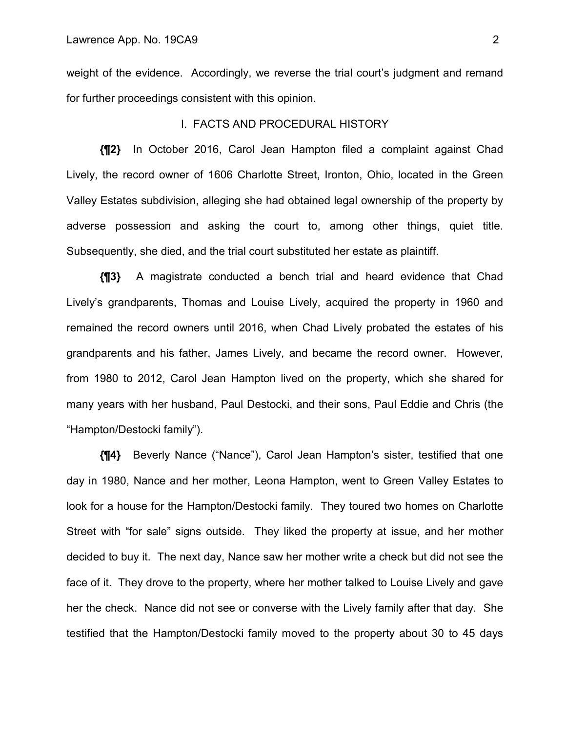weight of the evidence. Accordingly, we reverse the trial court's judgment and remand for further proceedings consistent with this opinion.

## I. FACTS AND PROCEDURAL HISTORY

**{¶2}** In October 2016, Carol Jean Hampton filed a complaint against Chad Lively, the record owner of 1606 Charlotte Street, Ironton, Ohio, located in the Green Valley Estates subdivision, alleging she had obtained legal ownership of the property by adverse possession and asking the court to, among other things, quiet title. Subsequently, she died, and the trial court substituted her estate as plaintiff.

**{¶3}** A magistrate conducted a bench trial and heard evidence that Chad Lively's grandparents, Thomas and Louise Lively, acquired the property in 1960 and remained the record owners until 2016, when Chad Lively probated the estates of his grandparents and his father, James Lively, and became the record owner. However, from 1980 to 2012, Carol Jean Hampton lived on the property, which she shared for many years with her husband, Paul Destocki, and their sons, Paul Eddie and Chris (the "Hampton/Destocki family").

**{¶4}** Beverly Nance ("Nance"), Carol Jean Hampton's sister, testified that one day in 1980, Nance and her mother, Leona Hampton, went to Green Valley Estates to look for a house for the Hampton/Destocki family. They toured two homes on Charlotte Street with "for sale" signs outside. They liked the property at issue, and her mother decided to buy it. The next day, Nance saw her mother write a check but did not see the face of it. They drove to the property, where her mother talked to Louise Lively and gave her the check. Nance did not see or converse with the Lively family after that day. She testified that the Hampton/Destocki family moved to the property about 30 to 45 days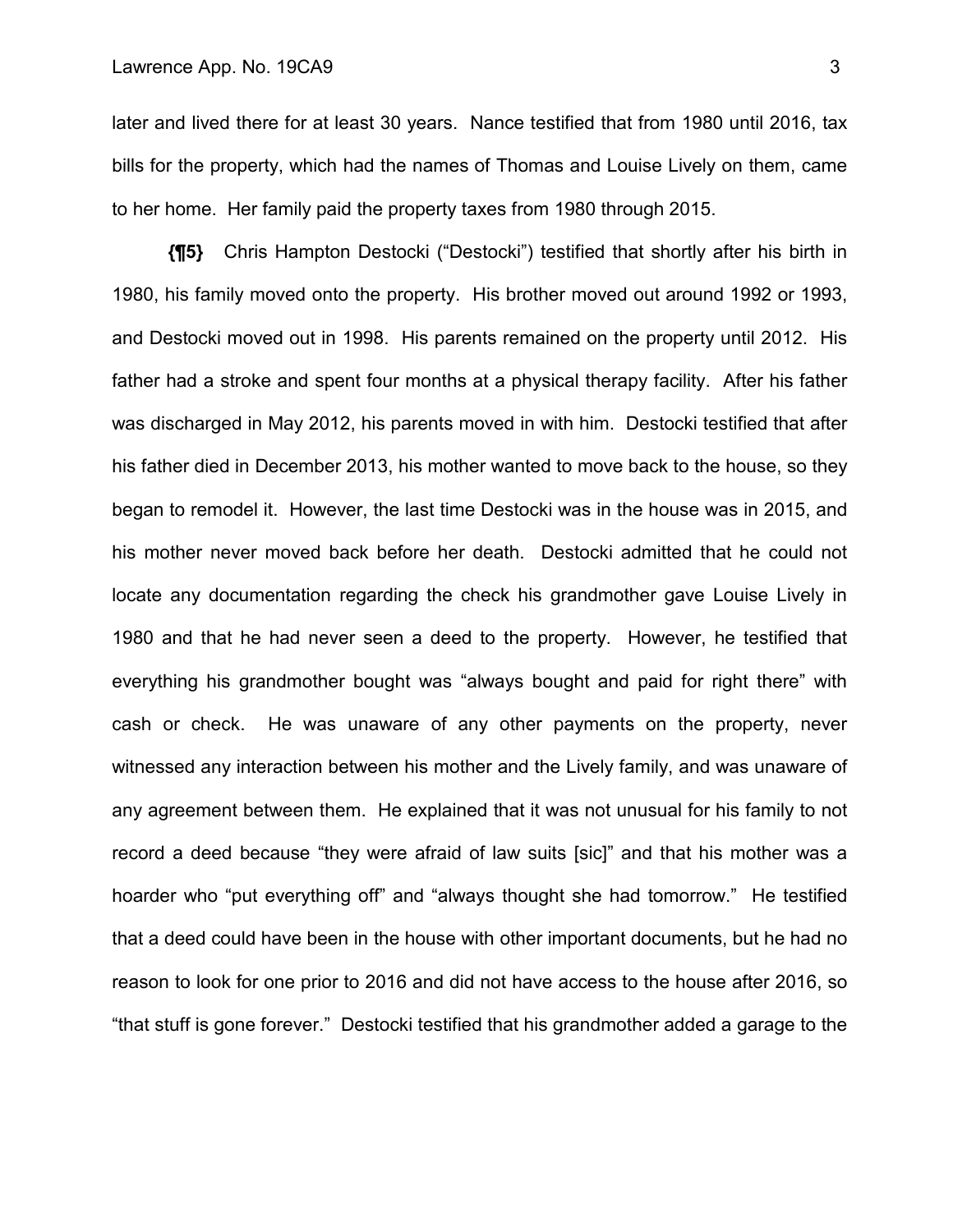later and lived there for at least 30 years. Nance testified that from 1980 until 2016, tax bills for the property, which had the names of Thomas and Louise Lively on them, came to her home. Her family paid the property taxes from 1980 through 2015.

**{¶5}** Chris Hampton Destocki ("Destocki") testified that shortly after his birth in 1980, his family moved onto the property. His brother moved out around 1992 or 1993, and Destocki moved out in 1998. His parents remained on the property until 2012. His father had a stroke and spent four months at a physical therapy facility. After his father was discharged in May 2012, his parents moved in with him. Destocki testified that after his father died in December 2013, his mother wanted to move back to the house, so they began to remodel it. However, the last time Destocki was in the house was in 2015, and his mother never moved back before her death. Destocki admitted that he could not locate any documentation regarding the check his grandmother gave Louise Lively in 1980 and that he had never seen a deed to the property. However, he testified that everything his grandmother bought was "always bought and paid for right there" with cash or check. He was unaware of any other payments on the property, never witnessed any interaction between his mother and the Lively family, and was unaware of any agreement between them. He explained that it was not unusual for his family to not record a deed because "they were afraid of law suits [sic]" and that his mother was a hoarder who "put everything off" and "always thought she had tomorrow." He testified that a deed could have been in the house with other important documents, but he had no reason to look for one prior to 2016 and did not have access to the house after 2016, so "that stuff is gone forever." Destocki testified that his grandmother added a garage to the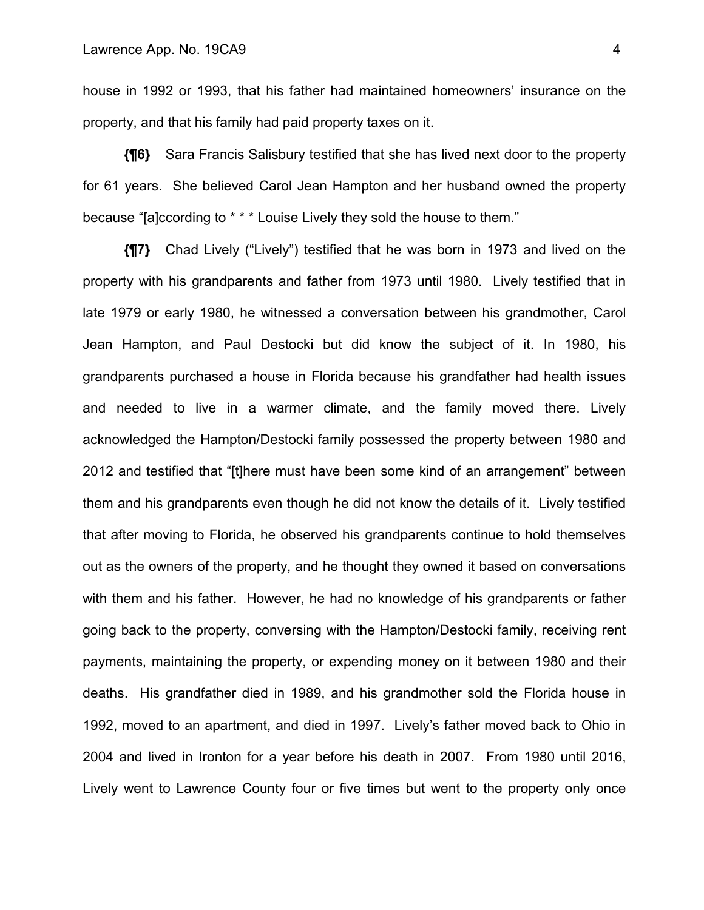house in 1992 or 1993, that his father had maintained homeowners' insurance on the property, and that his family had paid property taxes on it.

**{¶6}** Sara Francis Salisbury testified that she has lived next door to the property for 61 years. She believed Carol Jean Hampton and her husband owned the property because "[a]ccording to * * * Louise Lively they sold the house to them."

**{¶7}** Chad Lively ("Lively") testified that he was born in 1973 and lived on the property with his grandparents and father from 1973 until 1980. Lively testified that in late 1979 or early 1980, he witnessed a conversation between his grandmother, Carol Jean Hampton, and Paul Destocki but did know the subject of it. In 1980, his grandparents purchased a house in Florida because his grandfather had health issues and needed to live in a warmer climate, and the family moved there. Lively acknowledged the Hampton/Destocki family possessed the property between 1980 and 2012 and testified that "[t]here must have been some kind of an arrangement" between them and his grandparents even though he did not know the details of it. Lively testified that after moving to Florida, he observed his grandparents continue to hold themselves out as the owners of the property, and he thought they owned it based on conversations with them and his father. However, he had no knowledge of his grandparents or father going back to the property, conversing with the Hampton/Destocki family, receiving rent payments, maintaining the property, or expending money on it between 1980 and their deaths. His grandfather died in 1989, and his grandmother sold the Florida house in 1992, moved to an apartment, and died in 1997. Lively's father moved back to Ohio in 2004 and lived in Ironton for a year before his death in 2007. From 1980 until 2016, Lively went to Lawrence County four or five times but went to the property only once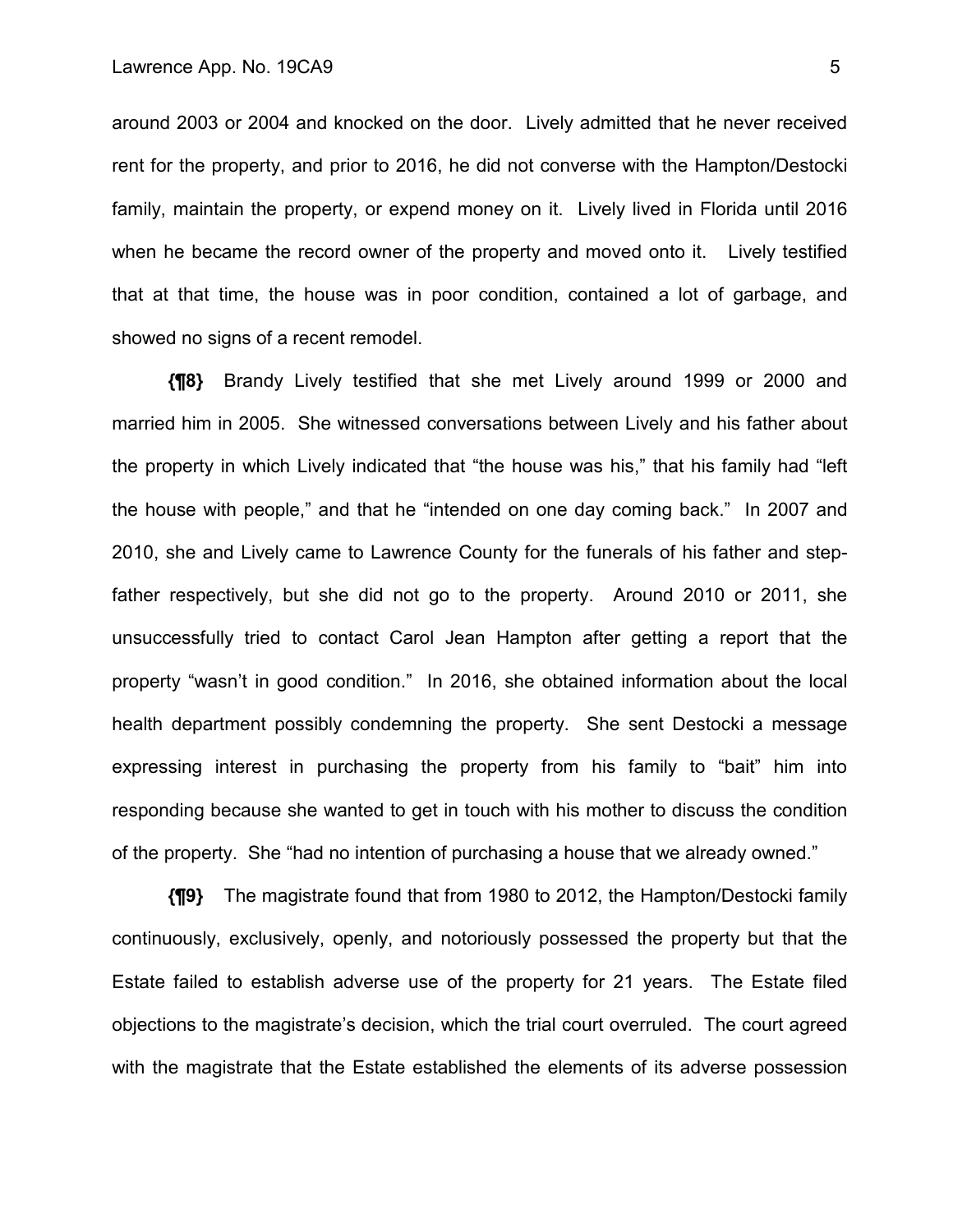around 2003 or 2004 and knocked on the door. Lively admitted that he never received rent for the property, and prior to 2016, he did not converse with the Hampton/Destocki family, maintain the property, or expend money on it. Lively lived in Florida until 2016 when he became the record owner of the property and moved onto it. Lively testified that at that time, the house was in poor condition, contained a lot of garbage, and showed no signs of a recent remodel.

**{¶8}** Brandy Lively testified that she met Lively around 1999 or 2000 and married him in 2005. She witnessed conversations between Lively and his father about the property in which Lively indicated that "the house was his," that his family had "left the house with people," and that he "intended on one day coming back." In 2007 and 2010, she and Lively came to Lawrence County for the funerals of his father and step-father respectively, but she did not go to the property. Around 2010 or 2011, she unsuccessfully tried to contact Carol Jean Hampton after getting a report that the property "wasn't in good condition." In 2016, she obtained information about the local health department possibly condemning the property. She sent Destocki a message expressing interest in purchasing the property from his family to "bait" him into responding because she wanted to get in touch with his mother to discuss the condition of the property. She "had no intention of purchasing a house that we already owned."

**{¶9}** The magistrate found that from 1980 to 2012, the Hampton/Destocki family continuously, exclusively, openly, and notoriously possessed the property but that the Estate failed to establish adverse use of the property for 21 years. The Estate filed objections to the magistrate's decision, which the trial court overruled. The court agreed with the magistrate that the Estate established the elements of its adverse possession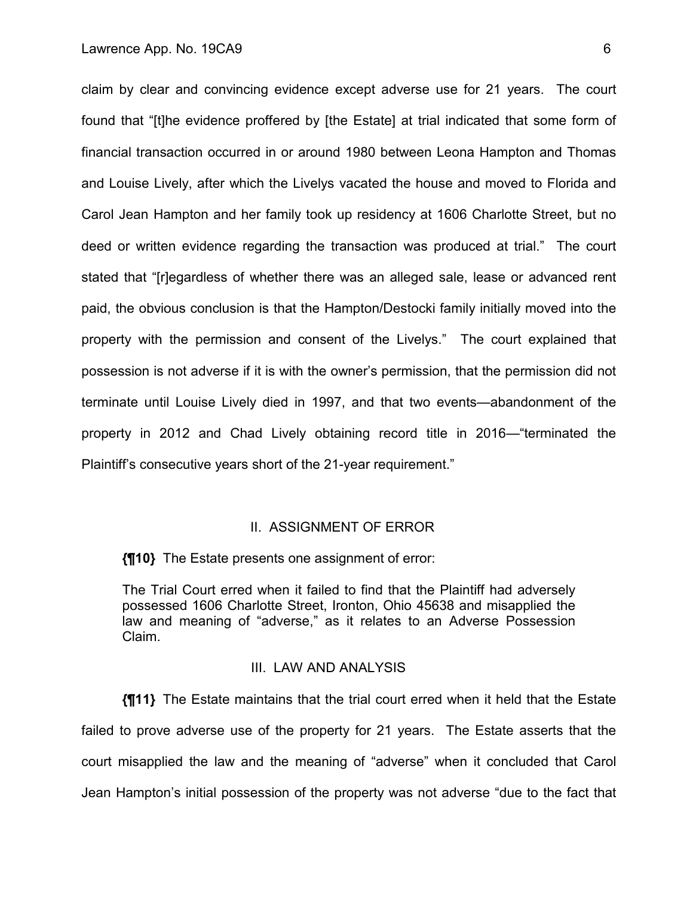claim by clear and convincing evidence except adverse use for 21 years. The court found that "[t]he evidence proffered by [the Estate] at trial indicated that some form of financial transaction occurred in or around 1980 between Leona Hampton and Thomas and Louise Lively, after which the Livelys vacated the house and moved to Florida and Carol Jean Hampton and her family took up residency at 1606 Charlotte Street, but no deed or written evidence regarding the transaction was produced at trial." The court stated that "[r]egardless of whether there was an alleged sale, lease or advanced rent paid, the obvious conclusion is that the Hampton/Destocki family initially moved into the property with the permission and consent of the Livelys." The court explained that possession is not adverse if it is with the owner's permission, that the permission did not terminate until Louise Lively died in 1997, and that two events—abandonment of the property in 2012 and Chad Lively obtaining record title in 2016—"terminated the Plaintiff's consecutive years short of the 21-year requirement."

## II. ASSIGNMENT OF ERROR

**{¶10}** The Estate presents one assignment of error:

> The Trial Court erred when it failed to find that the Plaintiff had adversely possessed 1606 Charlotte Street, Ironton, Ohio 45638 and misapplied the law and meaning of "adverse," as it relates to an Adverse Possession Claim.

## III. LAW AND ANALYSIS

**{¶11}** The Estate maintains that the trial court erred when it held that the Estate failed to prove adverse use of the property for 21 years. The Estate asserts that the court misapplied the law and the meaning of "adverse" when it concluded that Carol Jean Hampton's initial possession of the property was not adverse "due to the fact that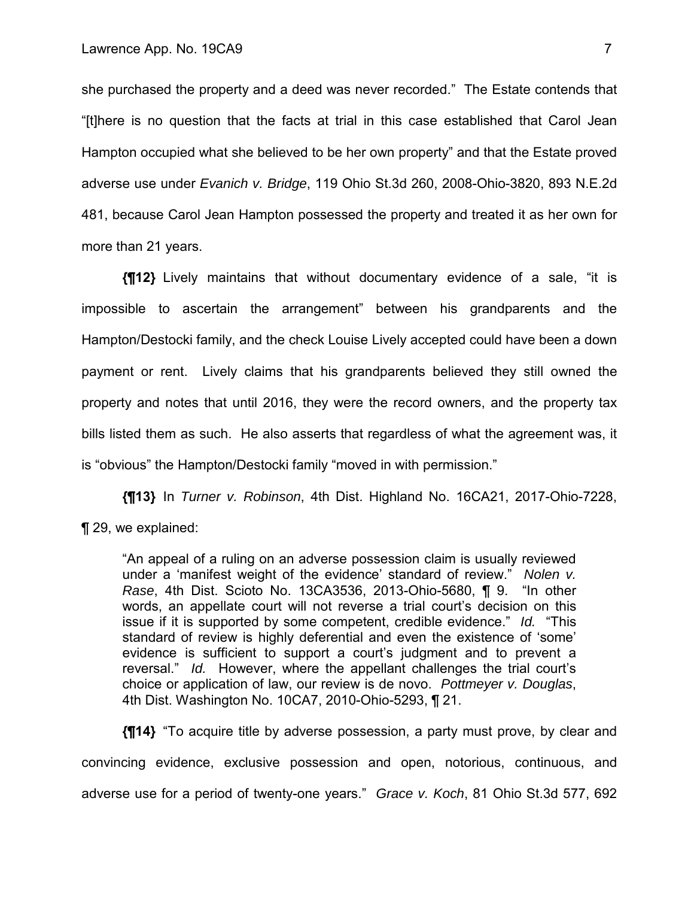she purchased the property and a deed was never recorded." The Estate contends that "[t]here is no question that the facts at trial in this case established that Carol Jean Hampton occupied what she believed to be her own property" and that the Estate proved adverse use under *Evanich v. Bridge*, 119 Ohio St.3d 260, 2008-Ohio-3820, 893 N.E.2d 481, because Carol Jean Hampton possessed the property and treated it as her own for more than 21 years.

**{¶12}** Lively maintains that without documentary evidence of a sale, "it is impossible to ascertain the arrangement" between his grandparents and the Hampton/Destocki family, and the check Louise Lively accepted could have been a down payment or rent. Lively claims that his grandparents believed they still owned the property and notes that until 2016, they were the record owners, and the property tax bills listed them as such. He also asserts that regardless of what the agreement was, it is "obvious" the Hampton/Destocki family "moved in with permission."

**{¶13}** In *Turner v. Robinson*, 4th Dist. Highland No. 16CA21, 2017-Ohio-7228, ¶ 29, we explained:

> "An appeal of a ruling on an adverse possession claim is usually reviewed under a 'manifest weight of the evidence' standard of review." *Nolen v. Rase*, 4th Dist. Scioto No. 13CA3536, 2013-Ohio-5680, ¶ 9. "In other words, an appellate court will not reverse a trial court's decision on this issue if it is supported by some competent, credible evidence." *Id.* "This standard of review is highly deferential and even the existence of 'some' evidence is sufficient to support a court's judgment and to prevent a reversal." *Id.* However, where the appellant challenges the trial court's choice or application of law, our review is de novo. *Pottmeyer v. Douglas*, 4th Dist. Washington No. 10CA7, 2010-Ohio-5293, ¶ 21.

**{¶14}** "To acquire title by adverse possession, a party must prove, by clear and convincing evidence, exclusive possession and open, notorious, continuous, and adverse use for a period of twenty-one years." *Grace v. Koch*, 81 Ohio St.3d 577, 692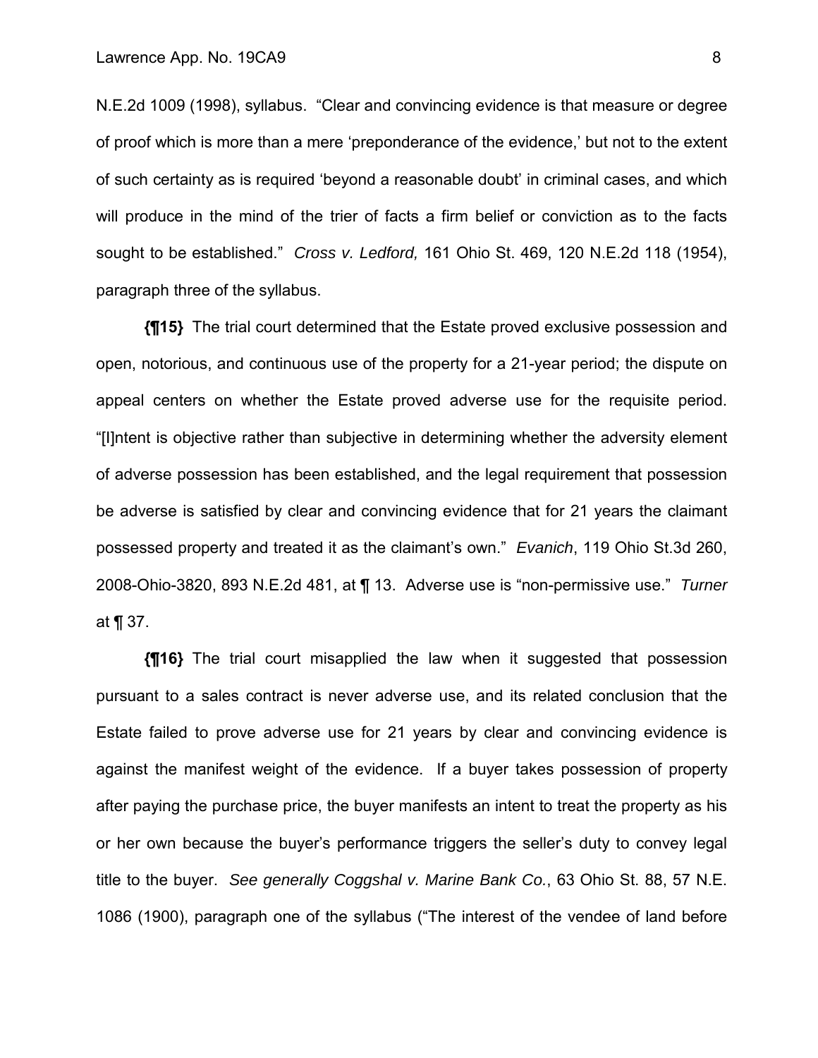N.E.2d 1009 (1998), syllabus. "Clear and convincing evidence is that measure or degree of proof which is more than a mere 'preponderance of the evidence,' but not to the extent of such certainty as is required 'beyond a reasonable doubt' in criminal cases, and which will produce in the mind of the trier of facts a firm belief or conviction as to the facts sought to be established." *Cross v. Ledford,* 161 Ohio St. 469, 120 N.E.2d 118 (1954), paragraph three of the syllabus.

**{¶15}** The trial court determined that the Estate proved exclusive possession and open, notorious, and continuous use of the property for a 21-year period; the dispute on appeal centers on whether the Estate proved adverse use for the requisite period. "[I]ntent is objective rather than subjective in determining whether the adversity element of adverse possession has been established, and the legal requirement that possession be adverse is satisfied by clear and convincing evidence that for 21 years the claimant possessed property and treated it as the claimant's own." *Evanich*, 119 Ohio St.3d 260, 2008-Ohio-3820, 893 N.E.2d 481, at ¶ 13. Adverse use is "non-permissive use." *Turner* at ¶ 37.

**{¶16}** The trial court misapplied the law when it suggested that possession pursuant to a sales contract is never adverse use, and its related conclusion that the Estate failed to prove adverse use for 21 years by clear and convincing evidence is against the manifest weight of the evidence. If a buyer takes possession of property after paying the purchase price, the buyer manifests an intent to treat the property as his or her own because the buyer's performance triggers the seller's duty to convey legal title to the buyer. *See generally Coggshal v. Marine Bank Co.*, 63 Ohio St. 88, 57 N.E. 1086 (1900), paragraph one of the syllabus ("The interest of the vendee of land before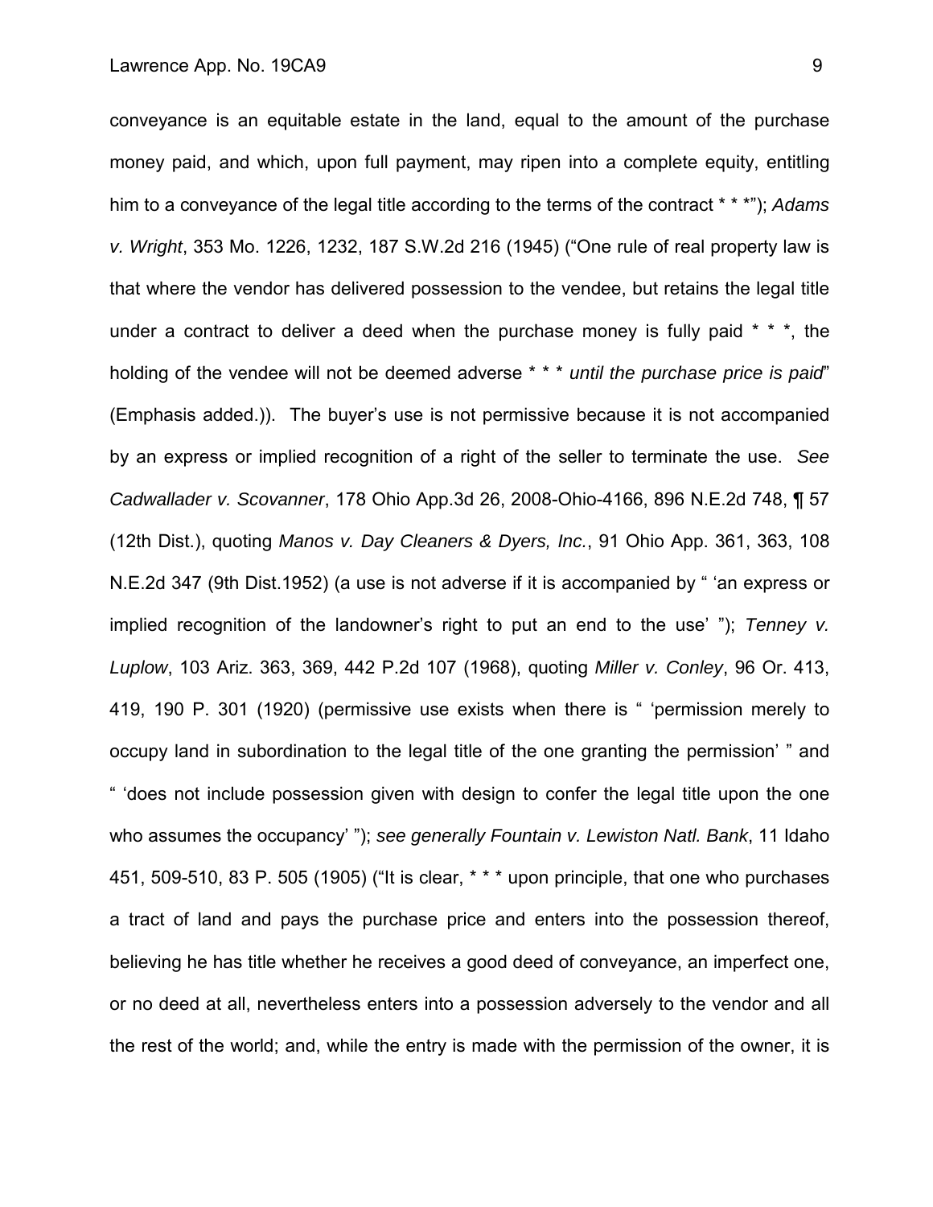conveyance is an equitable estate in the land, equal to the amount of the purchase money paid, and which, upon full payment, may ripen into a complete equity, entitling him to a conveyance of the legal title according to the terms of the contract * * *"); *Adams v. Wright*, 353 Mo. 1226, 1232, 187 S.W.2d 216 (1945) ("One rule of real property law is that where the vendor has delivered possession to the vendee, but retains the legal title under a contract to deliver a deed when the purchase money is fully paid * * *, the holding of the vendee will not be deemed adverse * * * *until the purchase price is paid*" (Emphasis added.)). The buyer's use is not permissive because it is not accompanied by an express or implied recognition of a right of the seller to terminate the use. *See Cadwallader v. Scovanner*, 178 Ohio App.3d 26, 2008-Ohio-4166, 896 N.E.2d 748, ¶ 57 (12th Dist.), quoting *Manos v. Day Cleaners & Dyers, Inc.*, 91 Ohio App. 361, 363, 108 N.E.2d 347 (9th Dist.1952) (a use is not adverse if it is accompanied by " 'an express or implied recognition of the landowner's right to put an end to the use' "); *Tenney v. Luplow*, 103 Ariz. 363, 369, 442 P.2d 107 (1968), quoting *Miller v. Conley*, 96 Or. 413, 419, 190 P. 301 (1920) (permissive use exists when there is " 'permission merely to occupy land in subordination to the legal title of the one granting the permission' " and " 'does not include possession given with design to confer the legal title upon the one who assumes the occupancy' "); *see generally Fountain v. Lewiston Natl. Bank*, 11 Idaho 451, 509-510, 83 P. 505 (1905) ("It is clear, * * * upon principle, that one who purchases a tract of land and pays the purchase price and enters into the possession thereof, believing he has title whether he receives a good deed of conveyance, an imperfect one, or no deed at all, nevertheless enters into a possession adversely to the vendor and all the rest of the world; and, while the entry is made with the permission of the owner, it is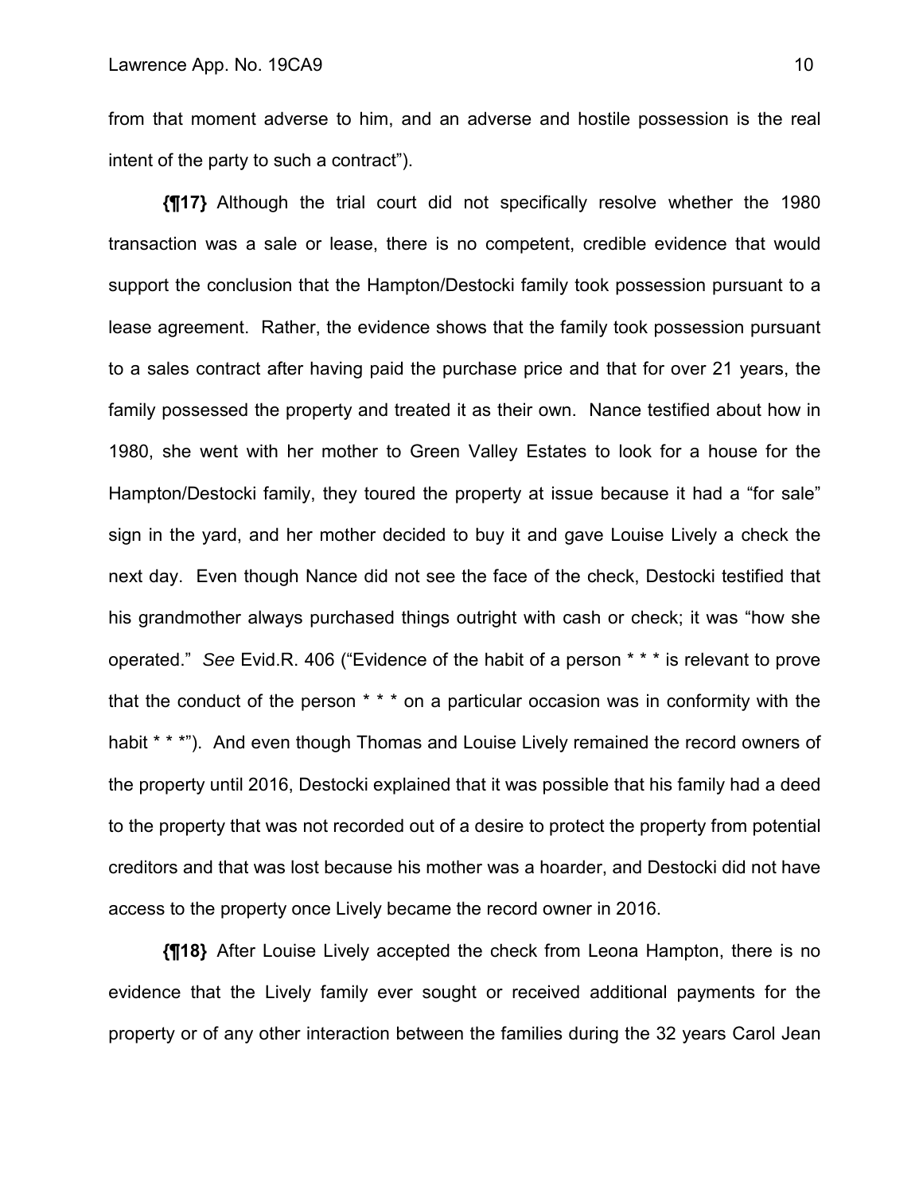from that moment adverse to him, and an adverse and hostile possession is the real intent of the party to such a contract").

**{¶17}** Although the trial court did not specifically resolve whether the 1980 transaction was a sale or lease, there is no competent, credible evidence that would support the conclusion that the Hampton/Destocki family took possession pursuant to a lease agreement. Rather, the evidence shows that the family took possession pursuant to a sales contract after having paid the purchase price and that for over 21 years, the family possessed the property and treated it as their own. Nance testified about how in 1980, she went with her mother to Green Valley Estates to look for a house for the Hampton/Destocki family, they toured the property at issue because it had a "for sale" sign in the yard, and her mother decided to buy it and gave Louise Lively a check the next day. Even though Nance did not see the face of the check, Destocki testified that his grandmother always purchased things outright with cash or check; it was "how she operated." *See* Evid.R. 406 ("Evidence of the habit of a person * * * is relevant to prove that the conduct of the person * * * on a particular occasion was in conformity with the habit * * *"). And even though Thomas and Louise Lively remained the record owners of the property until 2016, Destocki explained that it was possible that his family had a deed to the property that was not recorded out of a desire to protect the property from potential creditors and that was lost because his mother was a hoarder, and Destocki did not have access to the property once Lively became the record owner in 2016.

**{¶18}** After Louise Lively accepted the check from Leona Hampton, there is no evidence that the Lively family ever sought or received additional payments for the property or of any other interaction between the families during the 32 years Carol Jean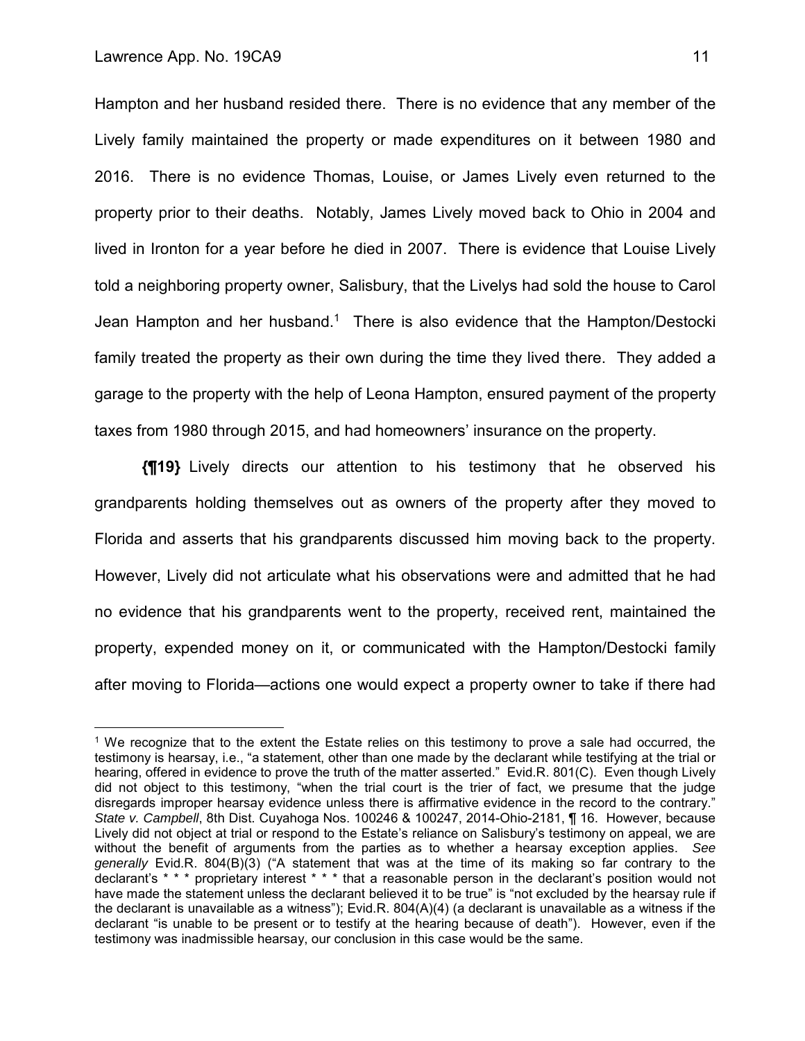Hampton and her husband resided there. There is no evidence that any member of the Lively family maintained the property or made expenditures on it between 1980 and 2016. There is no evidence Thomas, Louise, or James Lively even returned to the property prior to their deaths. Notably, James Lively moved back to Ohio in 2004 and lived in Ironton for a year before he died in 2007. There is evidence that Louise Lively told a neighboring property owner, Salisbury, that the Livelys had sold the house to Carol Jean Hampton and her husband.[1] There is also evidence that the Hampton/Destocki family treated the property as their own during the time they lived there. They added a garage to the property with the help of Leona Hampton, ensured payment of the property taxes from 1980 through 2015, and had homeowners' insurance on the property.

**{¶19}** Lively directs our attention to his testimony that he observed his grandparents holding themselves out as owners of the property after they moved to Florida and asserts that his grandparents discussed him moving back to the property. However, Lively did not articulate what his observations were and admitted that he had no evidence that his grandparents went to the property, received rent, maintained the property, expended money on it, or communicated with the Hampton/Destocki family after moving to Florida—actions one would expect a property owner to take if there had

---

[1] We recognize that to the extent the Estate relies on this testimony to prove a sale had occurred, the testimony is hearsay, i.e., "a statement, other than one made by the declarant while testifying at the trial or hearing, offered in evidence to prove the truth of the matter asserted." Evid.R. 801(C). Even though Lively did not object to this testimony, "when the trial court is the trier of fact, we presume that the judge disregards improper hearsay evidence unless there is affirmative evidence in the record to the contrary." *State v. Campbell*, 8th Dist. Cuyahoga Nos. 100246 & 100247, 2014-Ohio-2181, ¶ 16. However, because Lively did not object at trial or respond to the Estate's reliance on Salisbury's testimony on appeal, we are without the benefit of arguments from the parties as to whether a hearsay exception applies. *See generally* Evid.R. 804(B)(3) ("A statement that was at the time of its making so far contrary to the declarant's * * * proprietary interest * * * that a reasonable person in the declarant's position would not have made the statement unless the declarant believed it to be true" is "not excluded by the hearsay rule if the declarant is unavailable as a witness"); Evid.R. 804(A)(4) (a declarant is unavailable as a witness if the declarant "is unable to be present or to testify at the hearing because of death"). However, even if the testimony was inadmissible hearsay, our conclusion in this case would be the same.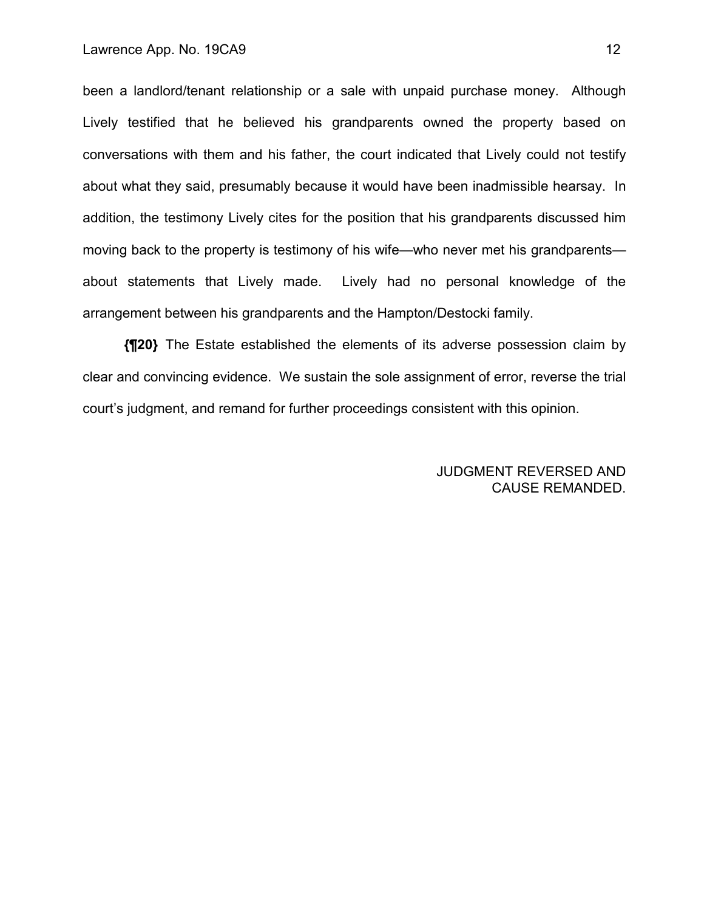been a landlord/tenant relationship or a sale with unpaid purchase money. Although Lively testified that he believed his grandparents owned the property based on conversations with them and his father, the court indicated that Lively could not testify about what they said, presumably because it would have been inadmissible hearsay. In addition, the testimony Lively cites for the position that his grandparents discussed him moving back to the property is testimony of his wife—who never met his grandparents—about statements that Lively made. Lively had no personal knowledge of the arrangement between his grandparents and the Hampton/Destocki family.

**{¶20}** The Estate established the elements of its adverse possession claim by clear and convincing evidence. We sustain the sole assignment of error, reverse the trial court's judgment, and remand for further proceedings consistent with this opinion.

JUDGMENT REVERSED AND CAUSE REMANDED.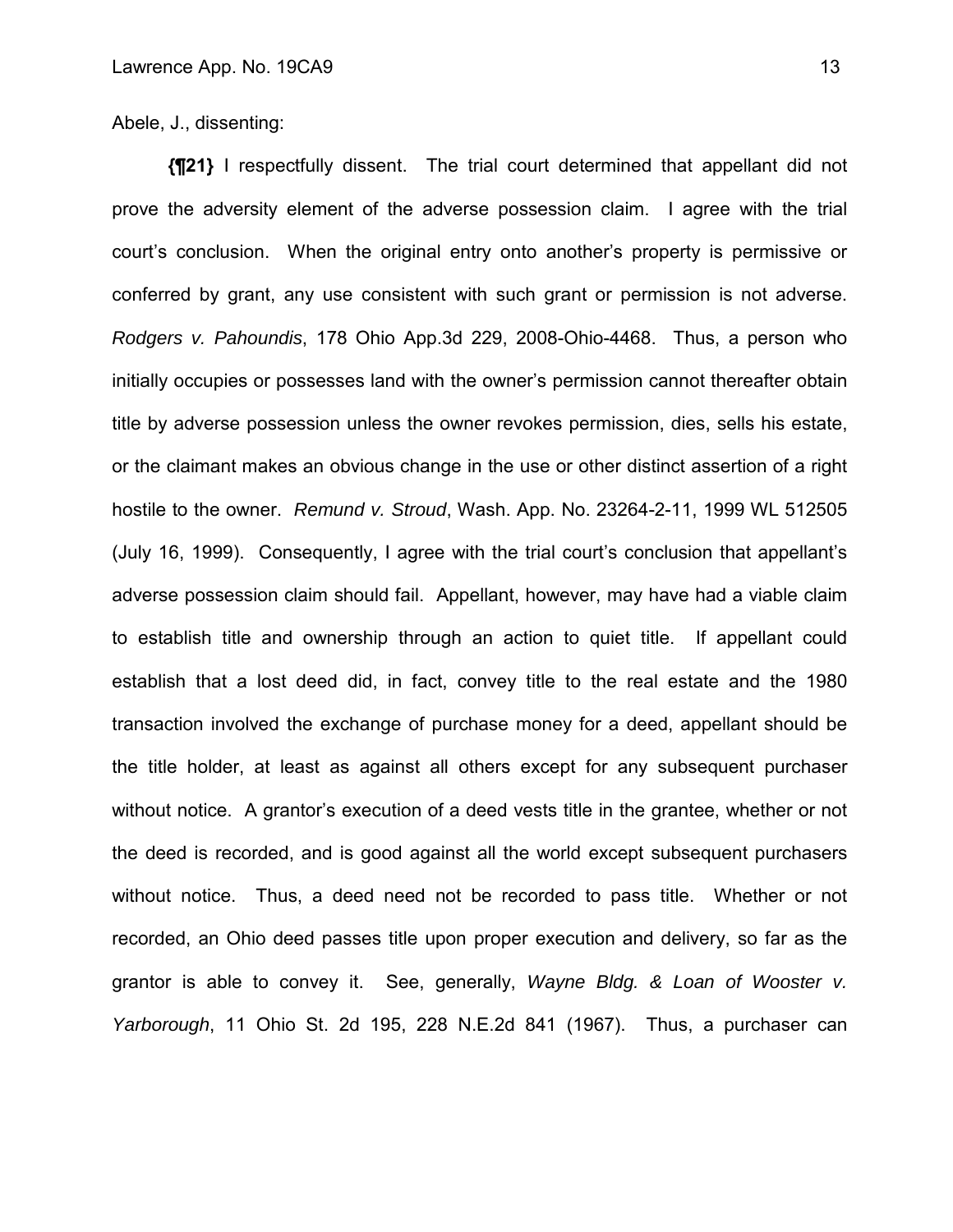Abele, J., dissenting:

**{¶21}** I respectfully dissent. The trial court determined that appellant did not prove the adversity element of the adverse possession claim. I agree with the trial court's conclusion. When the original entry onto another's property is permissive or conferred by grant, any use consistent with such grant or permission is not adverse. *Rodgers v. Pahoundis*, 178 Ohio App.3d 229, 2008-Ohio-4468. Thus, a person who initially occupies or possesses land with the owner's permission cannot thereafter obtain title by adverse possession unless the owner revokes permission, dies, sells his estate, or the claimant makes an obvious change in the use or other distinct assertion of a right hostile to the owner. *Remund v. Stroud*, Wash. App. No. 23264-2-11, 1999 WL 512505 (July 16, 1999). Consequently, I agree with the trial court's conclusion that appellant's adverse possession claim should fail. Appellant, however, may have had a viable claim to establish title and ownership through an action to quiet title. If appellant could establish that a lost deed did, in fact, convey title to the real estate and the 1980 transaction involved the exchange of purchase money for a deed, appellant should be the title holder, at least as against all others except for any subsequent purchaser without notice. A grantor's execution of a deed vests title in the grantee, whether or not the deed is recorded, and is good against all the world except subsequent purchasers without notice. Thus, a deed need not be recorded to pass title. Whether or not recorded, an Ohio deed passes title upon proper execution and delivery, so far as the grantor is able to convey it. See, generally, *Wayne Bldg. & Loan of Wooster v. Yarborough*, 11 Ohio St. 2d 195, 228 N.E.2d 841 (1967). Thus, a purchaser can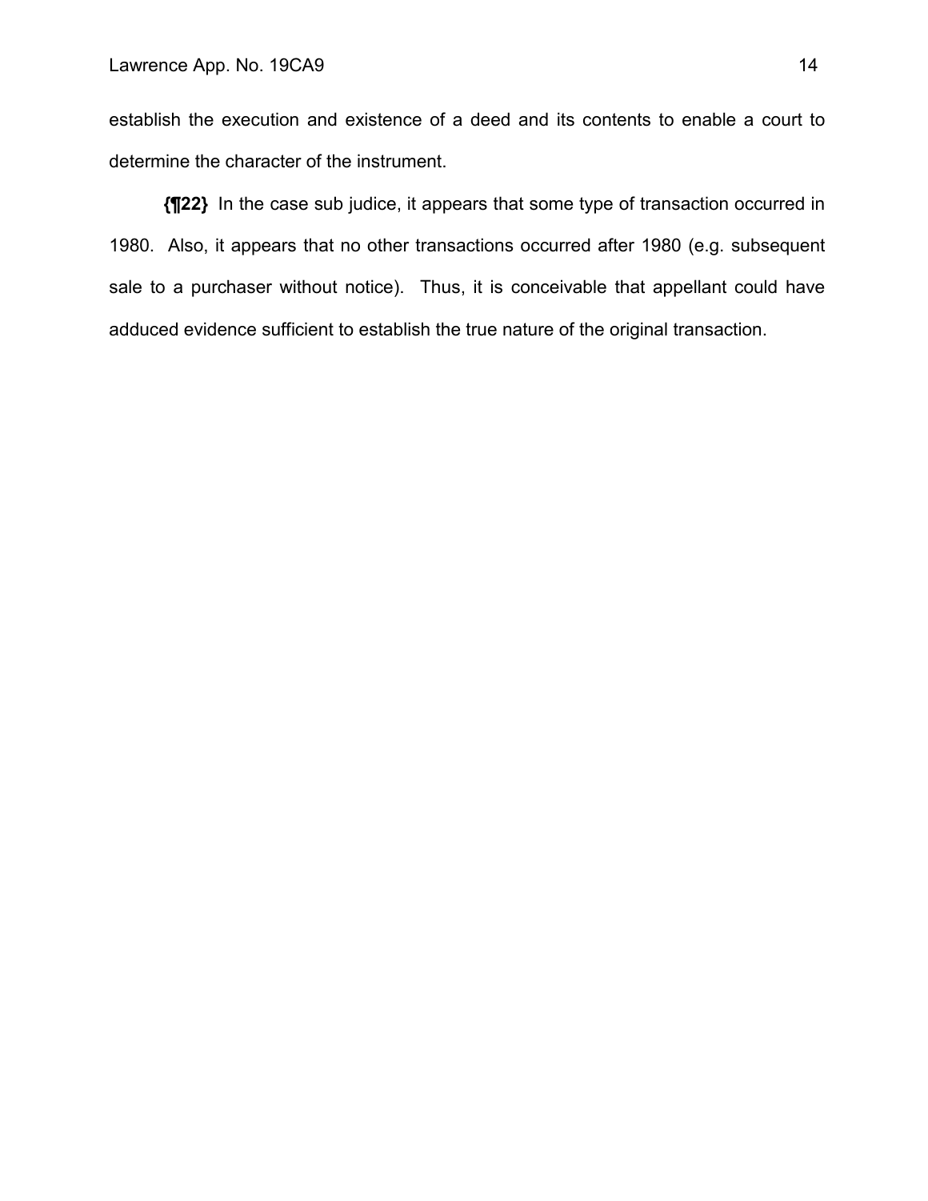establish the execution and existence of a deed and its contents to enable a court to determine the character of the instrument.

**{¶22}** In the case sub judice, it appears that some type of transaction occurred in 1980. Also, it appears that no other transactions occurred after 1980 (e.g. subsequent sale to a purchaser without notice). Thus, it is conceivable that appellant could have adduced evidence sufficient to establish the true nature of the original transaction.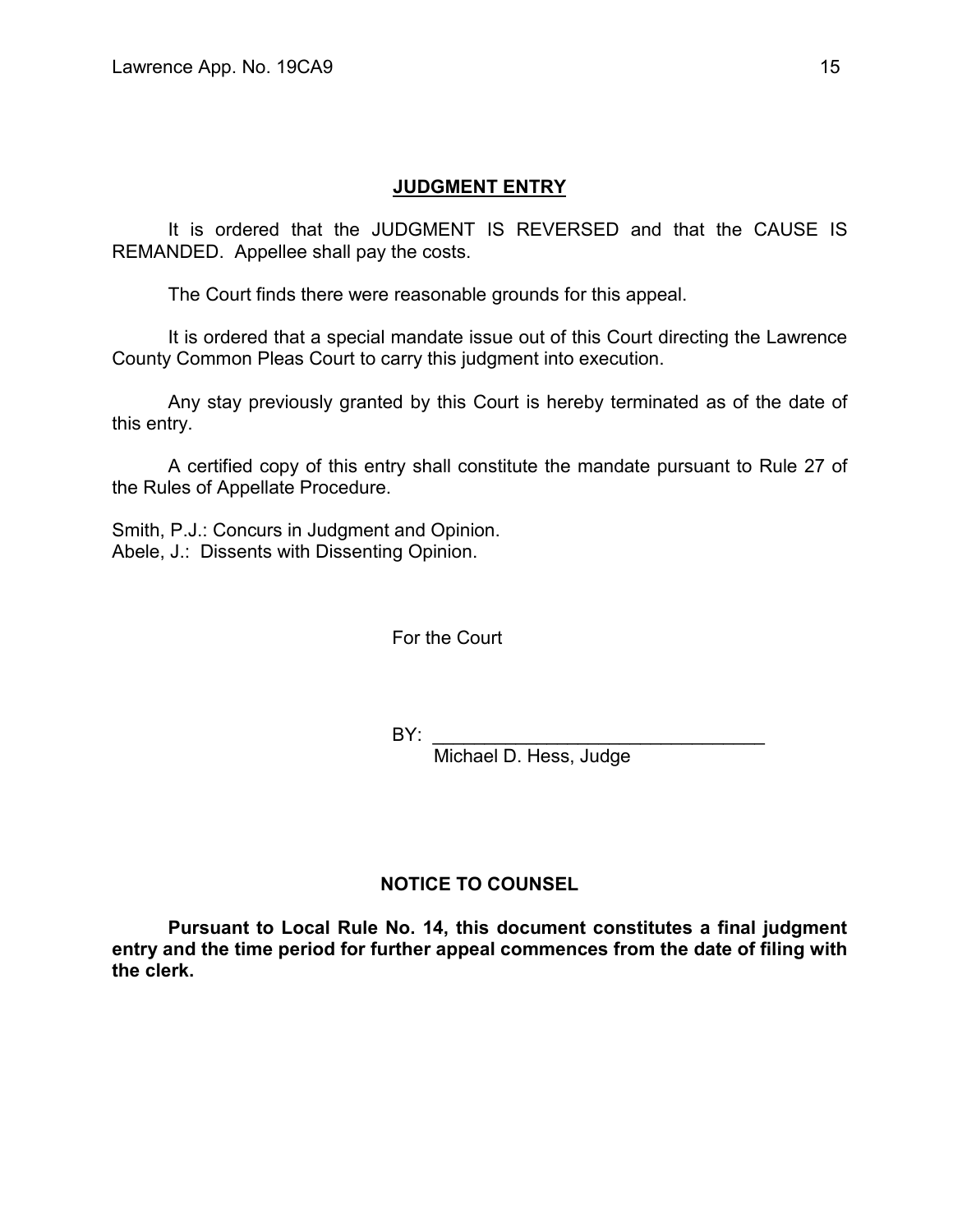## JUDGMENT ENTRY

It is ordered that the JUDGMENT IS REVERSED and that the CAUSE IS REMANDED. Appellee shall pay the costs.

The Court finds there were reasonable grounds for this appeal.

It is ordered that a special mandate issue out of this Court directing the Lawrence County Common Pleas Court to carry this judgment into execution.

Any stay previously granted by this Court is hereby terminated as of the date of this entry.

A certified copy of this entry shall constitute the mandate pursuant to Rule 27 of the Rules of Appellate Procedure.

Smith, P.J.: Concurs in Judgment and Opinion.
Abele, J.: Dissents with Dissenting Opinion.

For the Court

BY: ________________________________
Michael D. Hess, Judge

## NOTICE TO COUNSEL

**Pursuant to Local Rule No. 14, this document constitutes a final judgment entry and the time period for further appeal commences from the date of filing with the clerk.**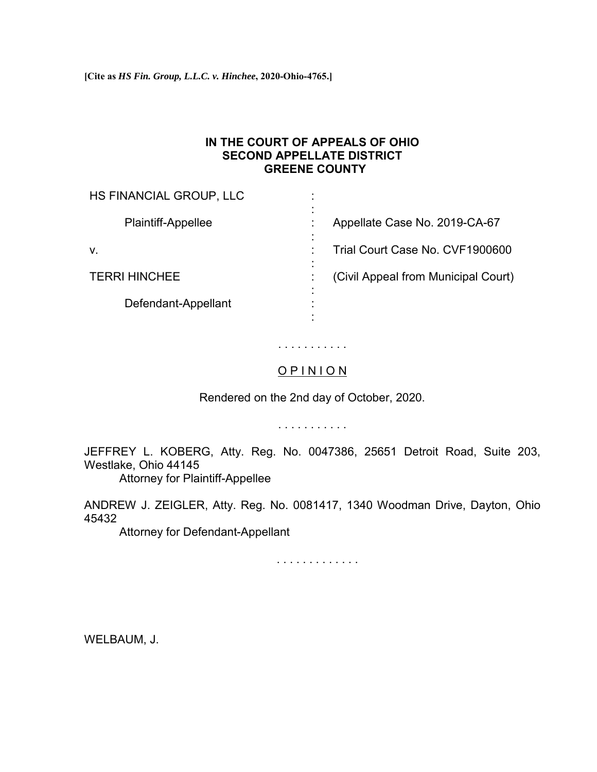**[Cite as *HS Fin. Group, L.L.C. v. Hinchee*, 2020-Ohio-4765.]**

**IN THE COURT OF APPEALS OF OHIO**
**SECOND APPELLATE DISTRICT**
**GREENE COUNTY**

| | | |
|---|---|---|
| HS FINANCIAL GROUP, LLC | : | |
| Plaintiff-Appellee | : | Appellate Case No. 2019-CA-67 |
| v. | : | Trial Court Case No. CVF1900600 |
| TERRI HINCHEE | : | (Civil Appeal from Municipal Court) |
| Defendant-Appellant | : | |

. . . . . . . . . . .

O P I N I O N

Rendered on the 2nd day of October, 2020.

. . . . . . . . . . .

JEFFREY L. KOBERG, Atty. Reg. No. 0047386, 25651 Detroit Road, Suite 203, Westlake, Ohio 44145
Attorney for Plaintiff-Appellee

ANDREW J. ZEIGLER, Atty. Reg. No. 0081417, 1340 Woodman Drive, Dayton, Ohio 45432
Attorney for Defendant-Appellant

. . . . . . . . . . . . .

WELBAUM, J.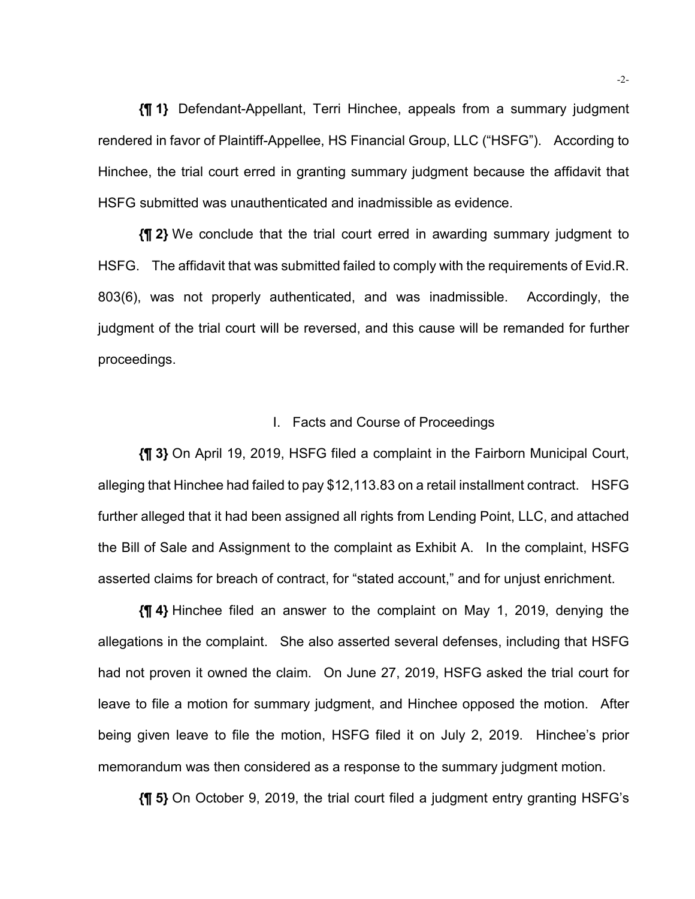**{¶ 1}** Defendant-Appellant, Terri Hinchee, appeals from a summary judgment rendered in favor of Plaintiff-Appellee, HS Financial Group, LLC ("HSFG"). According to Hinchee, the trial court erred in granting summary judgment because the affidavit that HSFG submitted was unauthenticated and inadmissible as evidence.

**{¶ 2}** We conclude that the trial court erred in awarding summary judgment to HSFG. The affidavit that was submitted failed to comply with the requirements of Evid.R. 803(6), was not properly authenticated, and was inadmissible. Accordingly, the judgment of the trial court will be reversed, and this cause will be remanded for further proceedings.

## I. Facts and Course of Proceedings

**{¶ 3}** On April 19, 2019, HSFG filed a complaint in the Fairborn Municipal Court, alleging that Hinchee had failed to pay $12,113.83 on a retail installment contract. HSFG further alleged that it had been assigned all rights from Lending Point, LLC, and attached the Bill of Sale and Assignment to the complaint as Exhibit A. In the complaint, HSFG asserted claims for breach of contract, for "stated account," and for unjust enrichment.

**{¶ 4}** Hinchee filed an answer to the complaint on May 1, 2019, denying the allegations in the complaint. She also asserted several defenses, including that HSFG had not proven it owned the claim. On June 27, 2019, HSFG asked the trial court for leave to file a motion for summary judgment, and Hinchee opposed the motion. After being given leave to file the motion, HSFG filed it on July 2, 2019. Hinchee's prior memorandum was then considered as a response to the summary judgment motion.

**{¶ 5}** On October 9, 2019, the trial court filed a judgment entry granting HSFG's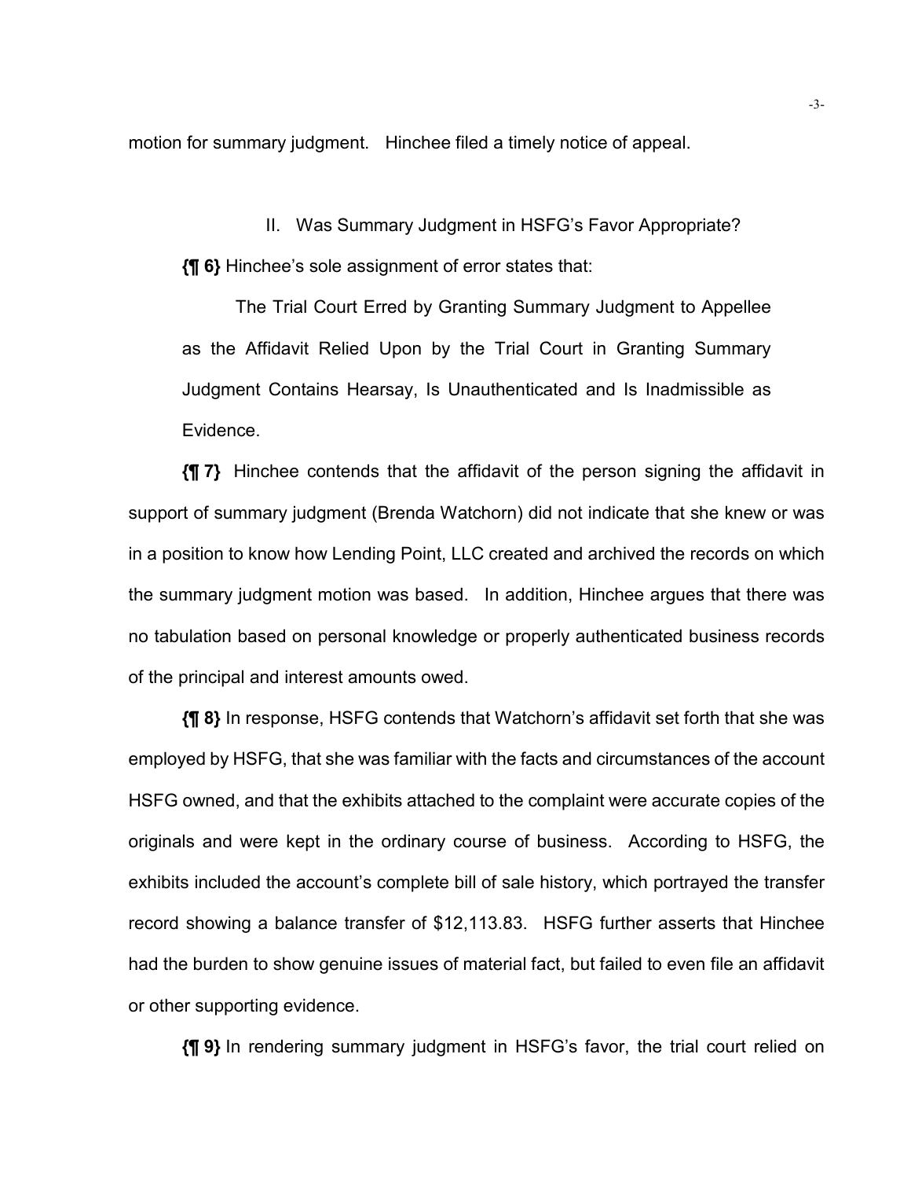motion for summary judgment. Hinchee filed a timely notice of appeal.

## II. Was Summary Judgment in HSFG's Favor Appropriate?

**{¶ 6}** Hinchee's sole assignment of error states that:

> The Trial Court Erred by Granting Summary Judgment to Appellee as the Affidavit Relied Upon by the Trial Court in Granting Summary Judgment Contains Hearsay, Is Unauthenticated and Is Inadmissible as Evidence.

**{¶ 7}** Hinchee contends that the affidavit of the person signing the affidavit in support of summary judgment (Brenda Watchorn) did not indicate that she knew or was in a position to know how Lending Point, LLC created and archived the records on which the summary judgment motion was based. In addition, Hinchee argues that there was no tabulation based on personal knowledge or properly authenticated business records of the principal and interest amounts owed.

**{¶ 8}** In response, HSFG contends that Watchorn's affidavit set forth that she was employed by HSFG, that she was familiar with the facts and circumstances of the account HSFG owned, and that the exhibits attached to the complaint were accurate copies of the originals and were kept in the ordinary course of business. According to HSFG, the exhibits included the account's complete bill of sale history, which portrayed the transfer record showing a balance transfer of $12,113.83. HSFG further asserts that Hinchee had the burden to show genuine issues of material fact, but failed to even file an affidavit or other supporting evidence.

**{¶ 9}** In rendering summary judgment in HSFG's favor, the trial court relied on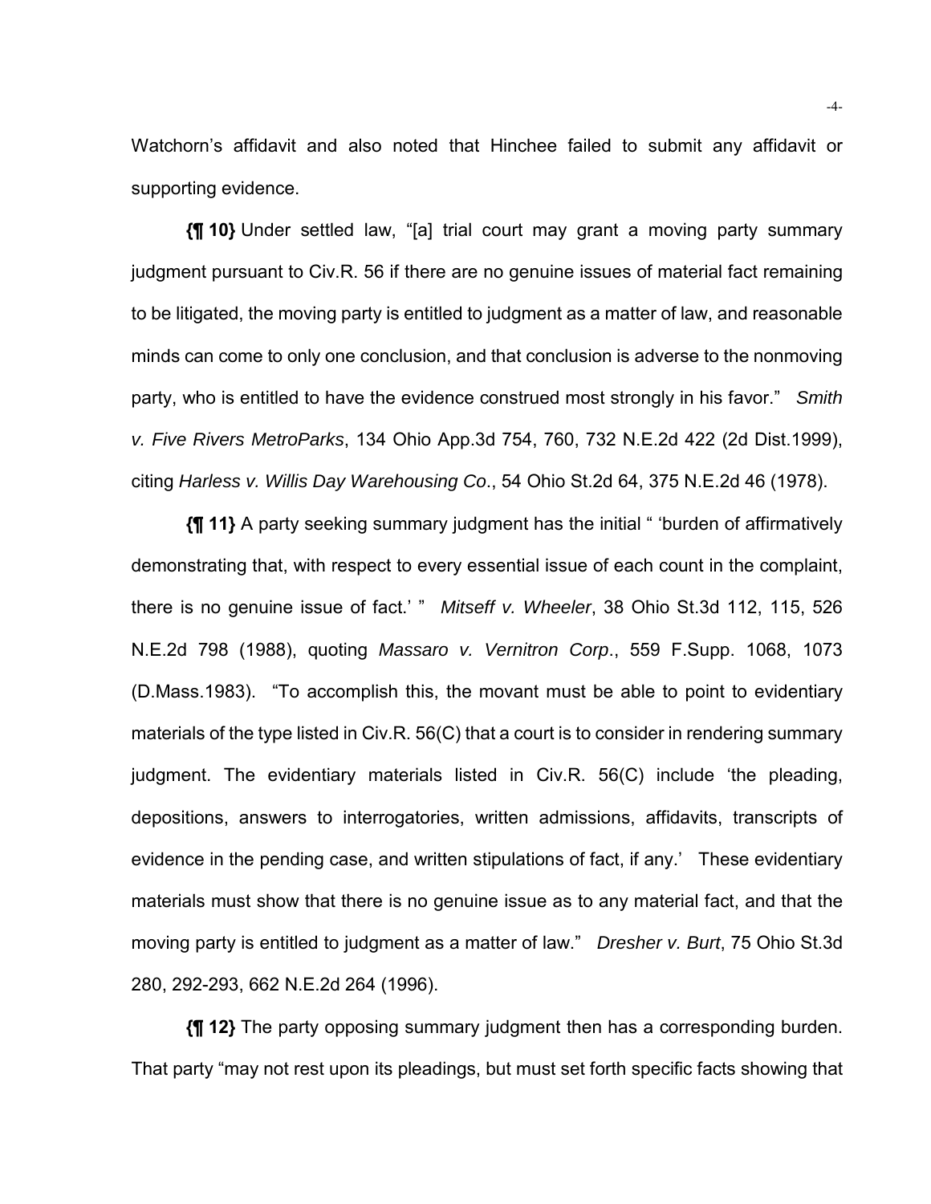Watchorn's affidavit and also noted that Hinchee failed to submit any affidavit or supporting evidence.

**{¶ 10}** Under settled law, "[a] trial court may grant a moving party summary judgment pursuant to Civ.R. 56 if there are no genuine issues of material fact remaining to be litigated, the moving party is entitled to judgment as a matter of law, and reasonable minds can come to only one conclusion, and that conclusion is adverse to the nonmoving party, who is entitled to have the evidence construed most strongly in his favor." *Smith v. Five Rivers MetroParks*, 134 Ohio App.3d 754, 760, 732 N.E.2d 422 (2d Dist.1999), citing *Harless v. Willis Day Warehousing Co*., 54 Ohio St.2d 64, 375 N.E.2d 46 (1978).

**{¶ 11}** A party seeking summary judgment has the initial " 'burden of affirmatively demonstrating that, with respect to every essential issue of each count in the complaint, there is no genuine issue of fact.' " *Mitseff v. Wheeler*, 38 Ohio St.3d 112, 115, 526 N.E.2d 798 (1988), quoting *Massaro v. Vernitron Corp*., 559 F.Supp. 1068, 1073 (D.Mass.1983). "To accomplish this, the movant must be able to point to evidentiary materials of the type listed in Civ.R. 56(C) that a court is to consider in rendering summary judgment. The evidentiary materials listed in Civ.R. 56(C) include 'the pleading, depositions, answers to interrogatories, written admissions, affidavits, transcripts of evidence in the pending case, and written stipulations of fact, if any.' These evidentiary materials must show that there is no genuine issue as to any material fact, and that the moving party is entitled to judgment as a matter of law." *Dresher v. Burt*, 75 Ohio St.3d 280, 292-293, 662 N.E.2d 264 (1996).

**{¶ 12}** The party opposing summary judgment then has a corresponding burden. That party "may not rest upon its pleadings, but must set forth specific facts showing that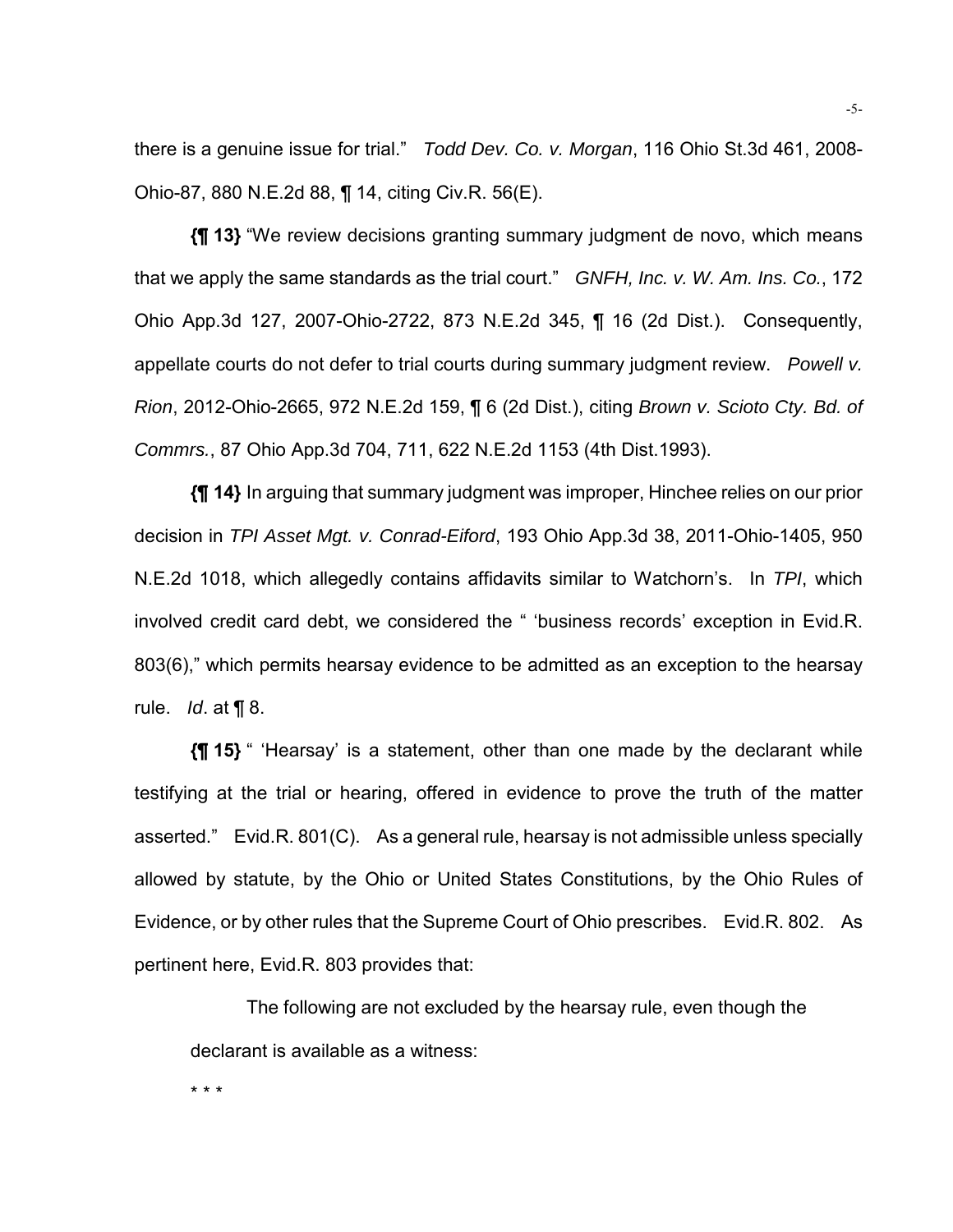there is a genuine issue for trial." *Todd Dev. Co. v. Morgan*, 116 Ohio St.3d 461, 2008-Ohio-87, 880 N.E.2d 88, ¶ 14, citing Civ.R. 56(E).

**{¶ 13}** "We review decisions granting summary judgment de novo, which means that we apply the same standards as the trial court." *GNFH, Inc. v. W. Am. Ins. Co.*, 172 Ohio App.3d 127, 2007-Ohio-2722, 873 N.E.2d 345, ¶ 16 (2d Dist.). Consequently, appellate courts do not defer to trial courts during summary judgment review. *Powell v. Rion*, 2012-Ohio-2665, 972 N.E.2d 159, ¶ 6 (2d Dist.), citing *Brown v. Scioto Cty. Bd. of Commrs.*, 87 Ohio App.3d 704, 711, 622 N.E.2d 1153 (4th Dist.1993).

**{¶ 14}** In arguing that summary judgment was improper, Hinchee relies on our prior decision in *TPI Asset Mgt. v. Conrad-Eiford*, 193 Ohio App.3d 38, 2011-Ohio-1405, 950 N.E.2d 1018, which allegedly contains affidavits similar to Watchorn's. In *TPI*, which involved credit card debt, we considered the " 'business records' exception in Evid.R. 803(6)," which permits hearsay evidence to be admitted as an exception to the hearsay rule. *Id*. at ¶ 8.

**{¶ 15}** " 'Hearsay' is a statement, other than one made by the declarant while testifying at the trial or hearing, offered in evidence to prove the truth of the matter asserted." Evid.R. 801(C). As a general rule, hearsay is not admissible unless specially allowed by statute, by the Ohio or United States Constitutions, by the Ohio Rules of Evidence, or by other rules that the Supreme Court of Ohio prescribes. Evid.R. 802. As pertinent here, Evid.R. 803 provides that:

> The following are not excluded by the hearsay rule, even though the declarant is available as a witness:
>
> * * *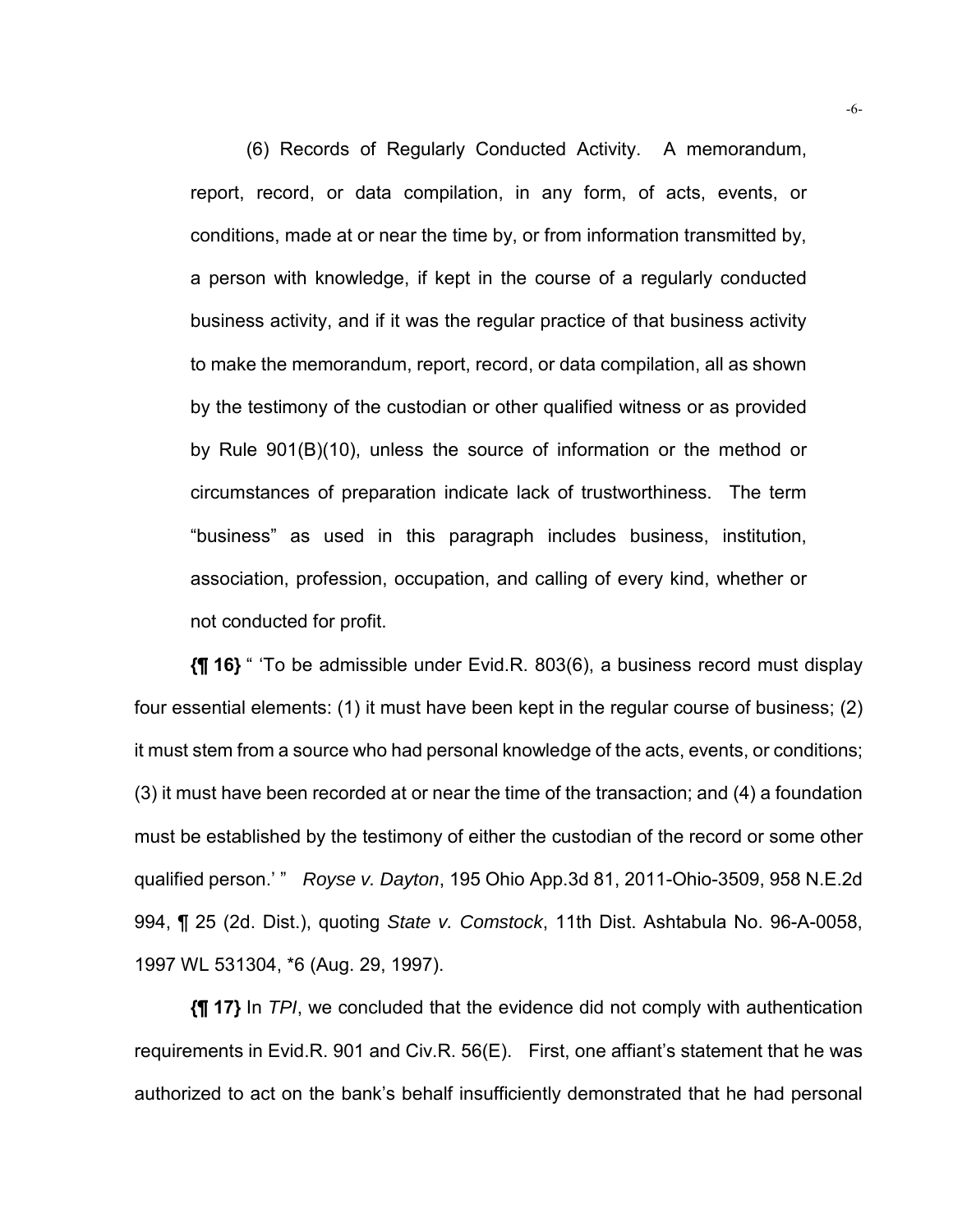(6) Records of Regularly Conducted Activity. A memorandum, report, record, or data compilation, in any form, of acts, events, or conditions, made at or near the time by, or from information transmitted by, a person with knowledge, if kept in the course of a regularly conducted business activity, and if it was the regular practice of that business activity to make the memorandum, report, record, or data compilation, all as shown by the testimony of the custodian or other qualified witness or as provided by Rule 901(B)(10), unless the source of information or the method or circumstances of preparation indicate lack of trustworthiness. The term "business" as used in this paragraph includes business, institution, association, profession, occupation, and calling of every kind, whether or not conducted for profit.

**{¶ 16}** " 'To be admissible under Evid.R. 803(6), a business record must display four essential elements: (1) it must have been kept in the regular course of business; (2) it must stem from a source who had personal knowledge of the acts, events, or conditions; (3) it must have been recorded at or near the time of the transaction; and (4) a foundation must be established by the testimony of either the custodian of the record or some other qualified person.' " *Royse v. Dayton*, 195 Ohio App.3d 81, 2011-Ohio-3509, 958 N.E.2d 994, ¶ 25 (2d. Dist.), quoting *State v. Comstock*, 11th Dist. Ashtabula No. 96-A-0058, 1997 WL 531304, *6 (Aug. 29, 1997).

**{¶ 17}** In *TPI*, we concluded that the evidence did not comply with authentication requirements in Evid.R. 901 and Civ.R. 56(E). First, one affiant's statement that he was authorized to act on the bank's behalf insufficiently demonstrated that he had personal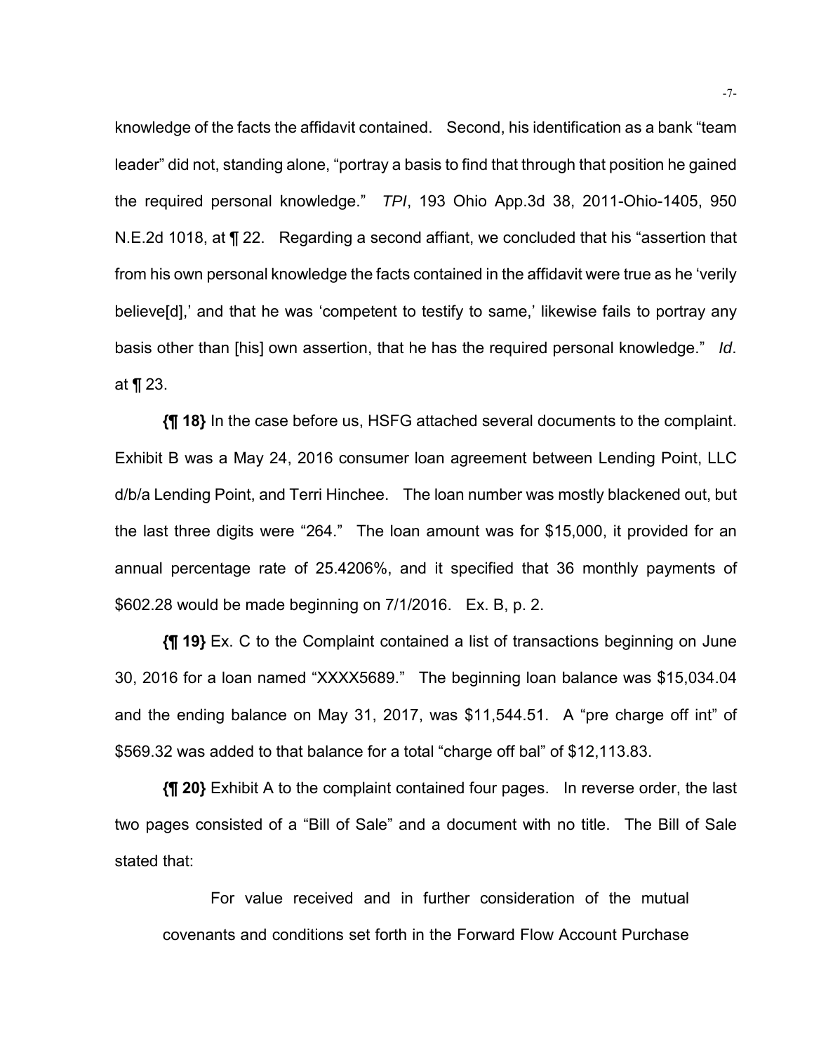knowledge of the facts the affidavit contained. Second, his identification as a bank "team leader" did not, standing alone, "portray a basis to find that through that position he gained the required personal knowledge." *TPI*, 193 Ohio App.3d 38, 2011-Ohio-1405, 950 N.E.2d 1018, at ¶ 22. Regarding a second affiant, we concluded that his "assertion that from his own personal knowledge the facts contained in the affidavit were true as he 'verily believe[d],' and that he was 'competent to testify to same,' likewise fails to portray any basis other than [his] own assertion, that he has the required personal knowledge." *Id*. at ¶ 23.

**{¶ 18}** In the case before us, HSFG attached several documents to the complaint. Exhibit B was a May 24, 2016 consumer loan agreement between Lending Point, LLC d/b/a Lending Point, and Terri Hinchee. The loan number was mostly blackened out, but the last three digits were "264." The loan amount was for $15,000, it provided for an annual percentage rate of 25.4206%, and it specified that 36 monthly payments of $602.28 would be made beginning on 7/1/2016. Ex. B, p. 2.

**{¶ 19}** Ex. C to the Complaint contained a list of transactions beginning on June 30, 2016 for a loan named "XXXX5689." The beginning loan balance was $15,034.04 and the ending balance on May 31, 2017, was $11,544.51. A "pre charge off int" of $569.32 was added to that balance for a total "charge off bal" of $12,113.83.

**{¶ 20}** Exhibit A to the complaint contained four pages. In reverse order, the last two pages consisted of a "Bill of Sale" and a document with no title. The Bill of Sale stated that:

> For value received and in further consideration of the mutual covenants and conditions set forth in the Forward Flow Account Purchase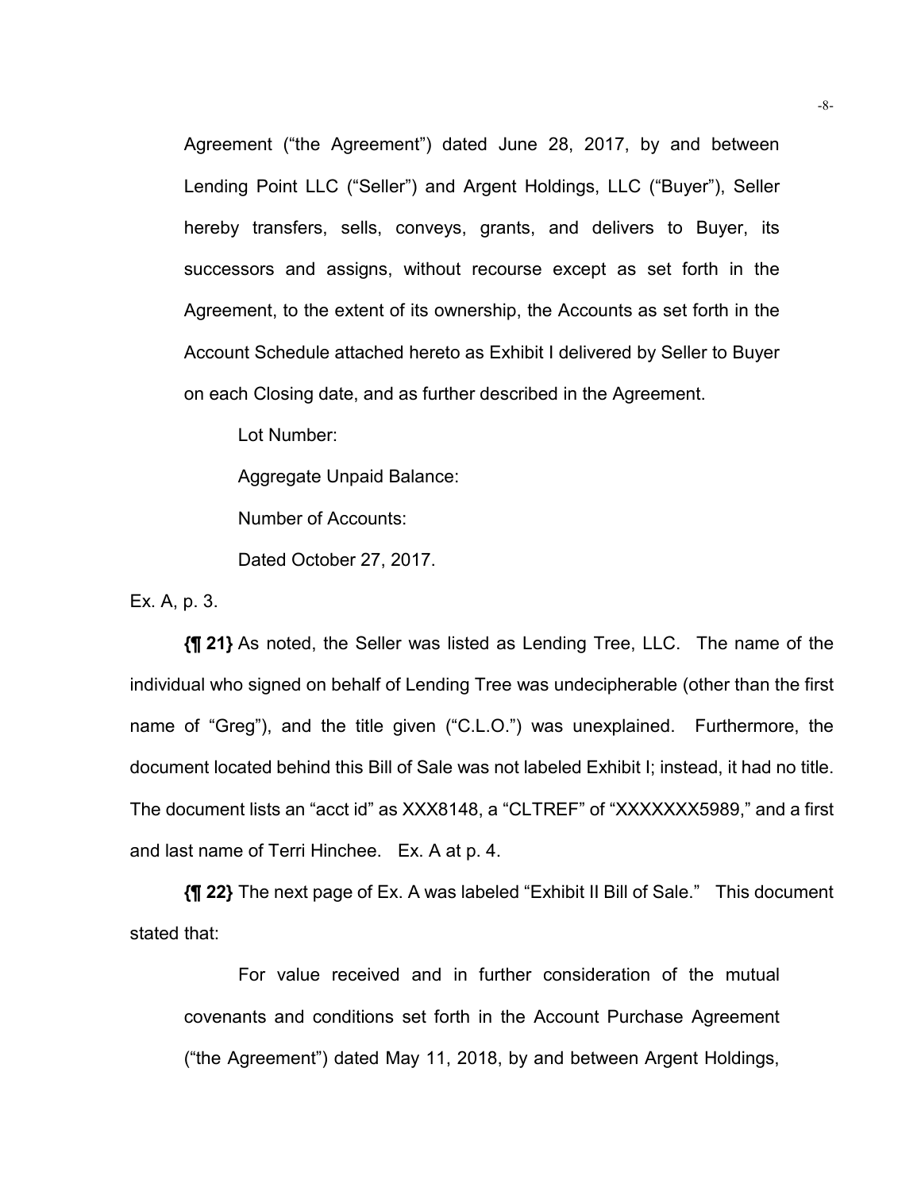> Agreement ("the Agreement") dated June 28, 2017, by and between Lending Point LLC ("Seller") and Argent Holdings, LLC ("Buyer"), Seller hereby transfers, sells, conveys, grants, and delivers to Buyer, its successors and assigns, without recourse except as set forth in the Agreement, to the extent of its ownership, the Accounts as set forth in the Account Schedule attached hereto as Exhibit I delivered by Seller to Buyer on each Closing date, and as further described in the Agreement.
>
> Lot Number:
>
> Aggregate Unpaid Balance:
>
> Number of Accounts:
>
> Dated October 27, 2017.

Ex. A, p. 3.

**{¶ 21}** As noted, the Seller was listed as Lending Tree, LLC. The name of the individual who signed on behalf of Lending Tree was undecipherable (other than the first name of "Greg"), and the title given ("C.L.O.") was unexplained. Furthermore, the document located behind this Bill of Sale was not labeled Exhibit I; instead, it had no title. The document lists an "acct id" as XXX8148, a "CLTREF" of "XXXXXXX5989," and a first and last name of Terri Hinchee. Ex. A at p. 4.

**{¶ 22}** The next page of Ex. A was labeled "Exhibit II Bill of Sale." This document stated that:

> For value received and in further consideration of the mutual covenants and conditions set forth in the Account Purchase Agreement ("the Agreement") dated May 11, 2018, by and between Argent Holdings,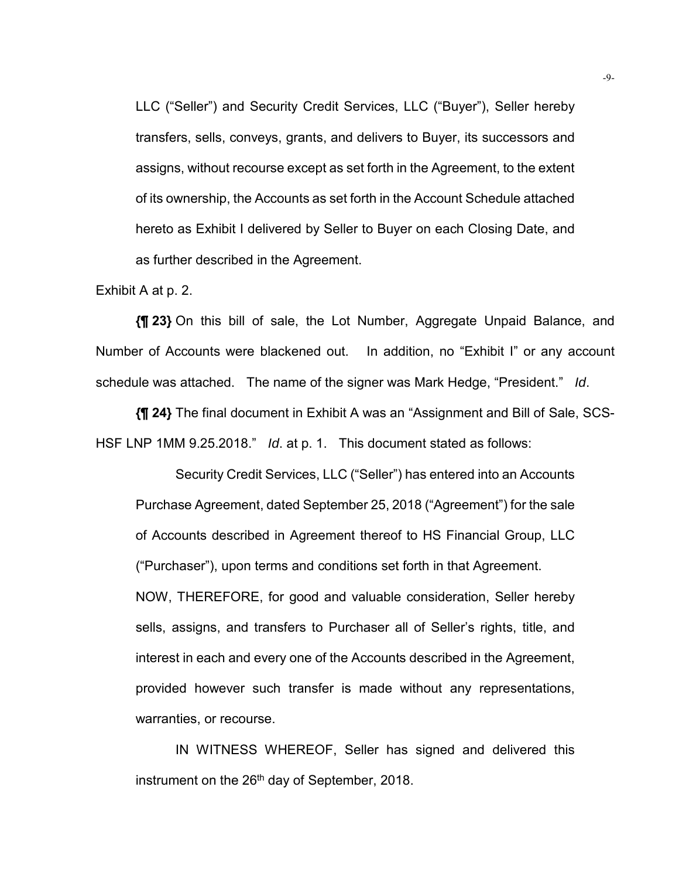> LLC ("Seller") and Security Credit Services, LLC ("Buyer"), Seller hereby transfers, sells, conveys, grants, and delivers to Buyer, its successors and assigns, without recourse except as set forth in the Agreement, to the extent of its ownership, the Accounts as set forth in the Account Schedule attached hereto as Exhibit I delivered by Seller to Buyer on each Closing Date, and as further described in the Agreement.

Exhibit A at p. 2.

**{¶ 23}** On this bill of sale, the Lot Number, Aggregate Unpaid Balance, and Number of Accounts were blackened out. In addition, no "Exhibit I" or any account schedule was attached. The name of the signer was Mark Hedge, "President." *Id*.

**{¶ 24}** The final document in Exhibit A was an "Assignment and Bill of Sale, SCS-HSF LNP 1MM 9.25.2018." *Id*. at p. 1. This document stated as follows:

> Security Credit Services, LLC ("Seller") has entered into an Accounts Purchase Agreement, dated September 25, 2018 ("Agreement") for the sale of Accounts described in Agreement thereof to HS Financial Group, LLC ("Purchaser"), upon terms and conditions set forth in that Agreement.
>
> NOW, THEREFORE, for good and valuable consideration, Seller hereby sells, assigns, and transfers to Purchaser all of Seller's rights, title, and interest in each and every one of the Accounts described in the Agreement, provided however such transfer is made without any representations, warranties, or recourse.
>
> IN WITNESS WHEREOF, Seller has signed and delivered this instrument on the 26th day of September, 2018.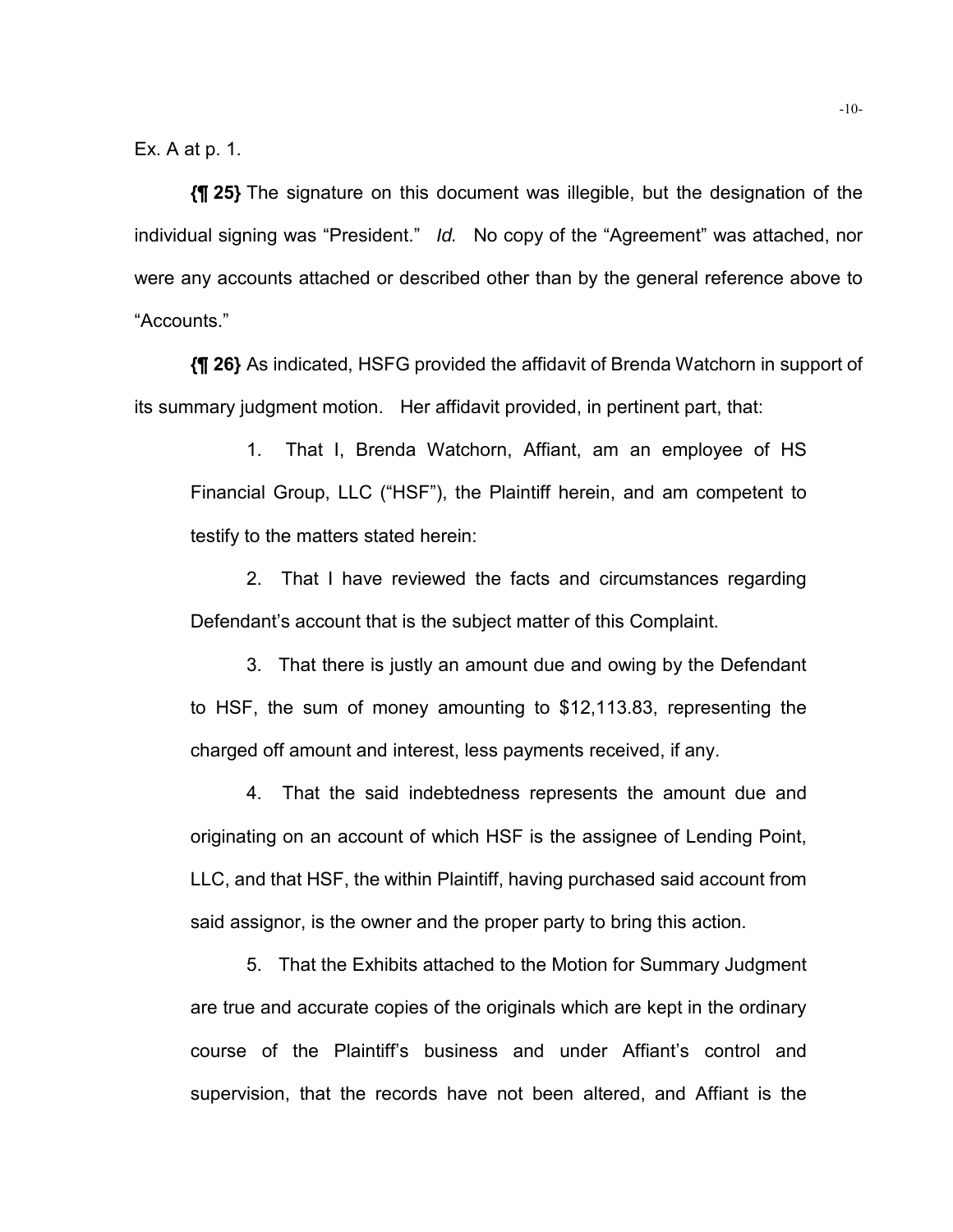Ex. A at p. 1.

**{¶ 25}** The signature on this document was illegible, but the designation of the individual signing was "President." *Id.* No copy of the "Agreement" was attached, nor were any accounts attached or described other than by the general reference above to "Accounts."

**{¶ 26}** As indicated, HSFG provided the affidavit of Brenda Watchorn in support of its summary judgment motion. Her affidavit provided, in pertinent part, that:

> 1. That I, Brenda Watchorn, Affiant, am an employee of HS Financial Group, LLC ("HSF"), the Plaintiff herein, and am competent to testify to the matters stated herein:
>
> 2. That I have reviewed the facts and circumstances regarding Defendant's account that is the subject matter of this Complaint.
>
> 3. That there is justly an amount due and owing by the Defendant to HSF, the sum of money amounting to $12,113.83, representing the charged off amount and interest, less payments received, if any.
>
> 4. That the said indebtedness represents the amount due and originating on an account of which HSF is the assignee of Lending Point, LLC, and that HSF, the within Plaintiff, having purchased said account from said assignor, is the owner and the proper party to bring this action.
>
> 5. That the Exhibits attached to the Motion for Summary Judgment are true and accurate copies of the originals which are kept in the ordinary course of the Plaintiff's business and under Affiant's control and supervision, that the records have not been altered, and Affiant is the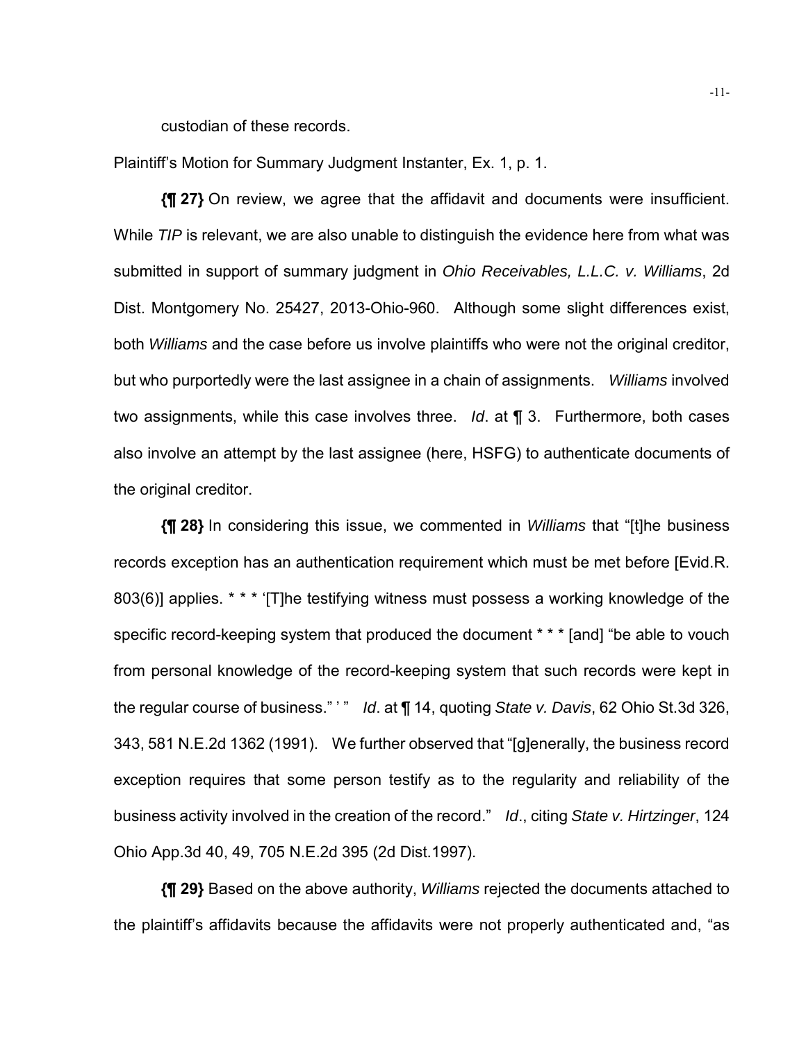custodian of these records.

Plaintiff's Motion for Summary Judgment Instanter, Ex. 1, p. 1.

**{¶ 27}** On review, we agree that the affidavit and documents were insufficient. While *TIP* is relevant, we are also unable to distinguish the evidence here from what was submitted in support of summary judgment in *Ohio Receivables, L.L.C. v. Williams*, 2d Dist. Montgomery No. 25427, 2013-Ohio-960. Although some slight differences exist, both *Williams* and the case before us involve plaintiffs who were not the original creditor, but who purportedly were the last assignee in a chain of assignments. *Williams* involved two assignments, while this case involves three. *Id*. at ¶ 3. Furthermore, both cases also involve an attempt by the last assignee (here, HSFG) to authenticate documents of the original creditor.

**{¶ 28}** In considering this issue, we commented in *Williams* that "[t]he business records exception has an authentication requirement which must be met before [Evid.R. 803(6)] applies. * * * '[T]he testifying witness must possess a working knowledge of the specific record-keeping system that produced the document * * * [and] "be able to vouch from personal knowledge of the record-keeping system that such records were kept in the regular course of business." ' " *Id*. at ¶ 14, quoting *State v. Davis*, 62 Ohio St.3d 326, 343, 581 N.E.2d 1362 (1991). We further observed that "[g]enerally, the business record exception requires that some person testify as to the regularity and reliability of the business activity involved in the creation of the record." *Id*., citing *State v. Hirtzinger*, 124 Ohio App.3d 40, 49, 705 N.E.2d 395 (2d Dist.1997).

**{¶ 29}** Based on the above authority, *Williams* rejected the documents attached to the plaintiff's affidavits because the affidavits were not properly authenticated and, "as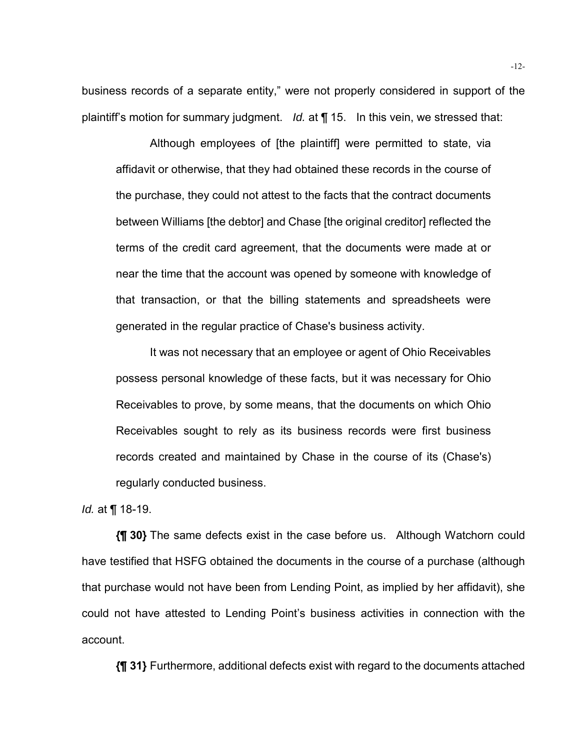business records of a separate entity," were not properly considered in support of the plaintiff's motion for summary judgment. *Id.* at ¶ 15. In this vein, we stressed that:

> Although employees of [the plaintiff] were permitted to state, via affidavit or otherwise, that they had obtained these records in the course of the purchase, they could not attest to the facts that the contract documents between Williams [the debtor] and Chase [the original creditor] reflected the terms of the credit card agreement, that the documents were made at or near the time that the account was opened by someone with knowledge of that transaction, or that the billing statements and spreadsheets were generated in the regular practice of Chase's business activity.
>
> It was not necessary that an employee or agent of Ohio Receivables possess personal knowledge of these facts, but it was necessary for Ohio Receivables to prove, by some means, that the documents on which Ohio Receivables sought to rely as its business records were first business records created and maintained by Chase in the course of its (Chase's) regularly conducted business.

*Id.* at ¶ 18-19.

**{¶ 30}** The same defects exist in the case before us. Although Watchorn could have testified that HSFG obtained the documents in the course of a purchase (although that purchase would not have been from Lending Point, as implied by her affidavit), she could not have attested to Lending Point's business activities in connection with the account.

**{¶ 31}** Furthermore, additional defects exist with regard to the documents attached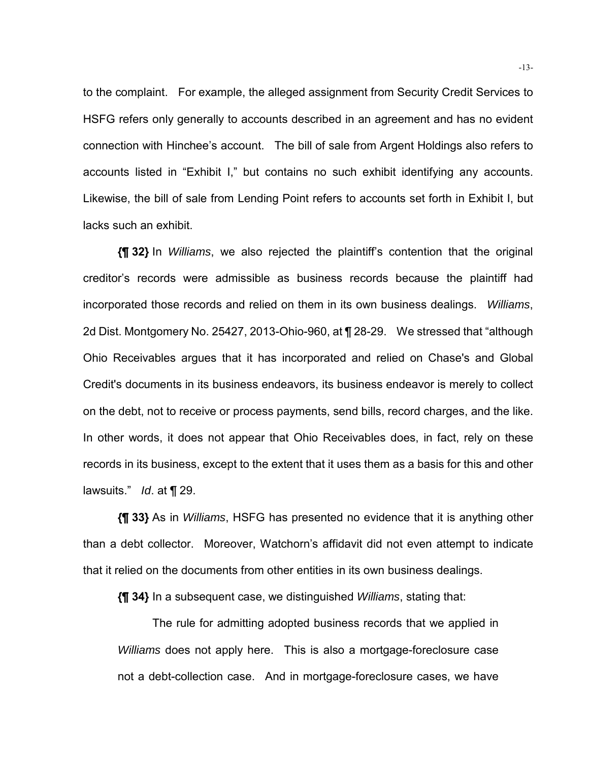to the complaint. For example, the alleged assignment from Security Credit Services to HSFG refers only generally to accounts described in an agreement and has no evident connection with Hinchee's account. The bill of sale from Argent Holdings also refers to accounts listed in "Exhibit I," but contains no such exhibit identifying any accounts. Likewise, the bill of sale from Lending Point refers to accounts set forth in Exhibit I, but lacks such an exhibit.

**{¶ 32}** In *Williams*, we also rejected the plaintiff's contention that the original creditor's records were admissible as business records because the plaintiff had incorporated those records and relied on them in its own business dealings. *Williams*, 2d Dist. Montgomery No. 25427, 2013-Ohio-960, at ¶ 28-29. We stressed that "although Ohio Receivables argues that it has incorporated and relied on Chase's and Global Credit's documents in its business endeavors, its business endeavor is merely to collect on the debt, not to receive or process payments, send bills, record charges, and the like. In other words, it does not appear that Ohio Receivables does, in fact, rely on these records in its business, except to the extent that it uses them as a basis for this and other lawsuits." *Id*. at ¶ 29.

**{¶ 33}** As in *Williams*, HSFG has presented no evidence that it is anything other than a debt collector. Moreover, Watchorn's affidavit did not even attempt to indicate that it relied on the documents from other entities in its own business dealings.

**{¶ 34}** In a subsequent case, we distinguished *Williams*, stating that:

> The rule for admitting adopted business records that we applied in *Williams* does not apply here. This is also a mortgage-foreclosure case not a debt-collection case. And in mortgage-foreclosure cases, we have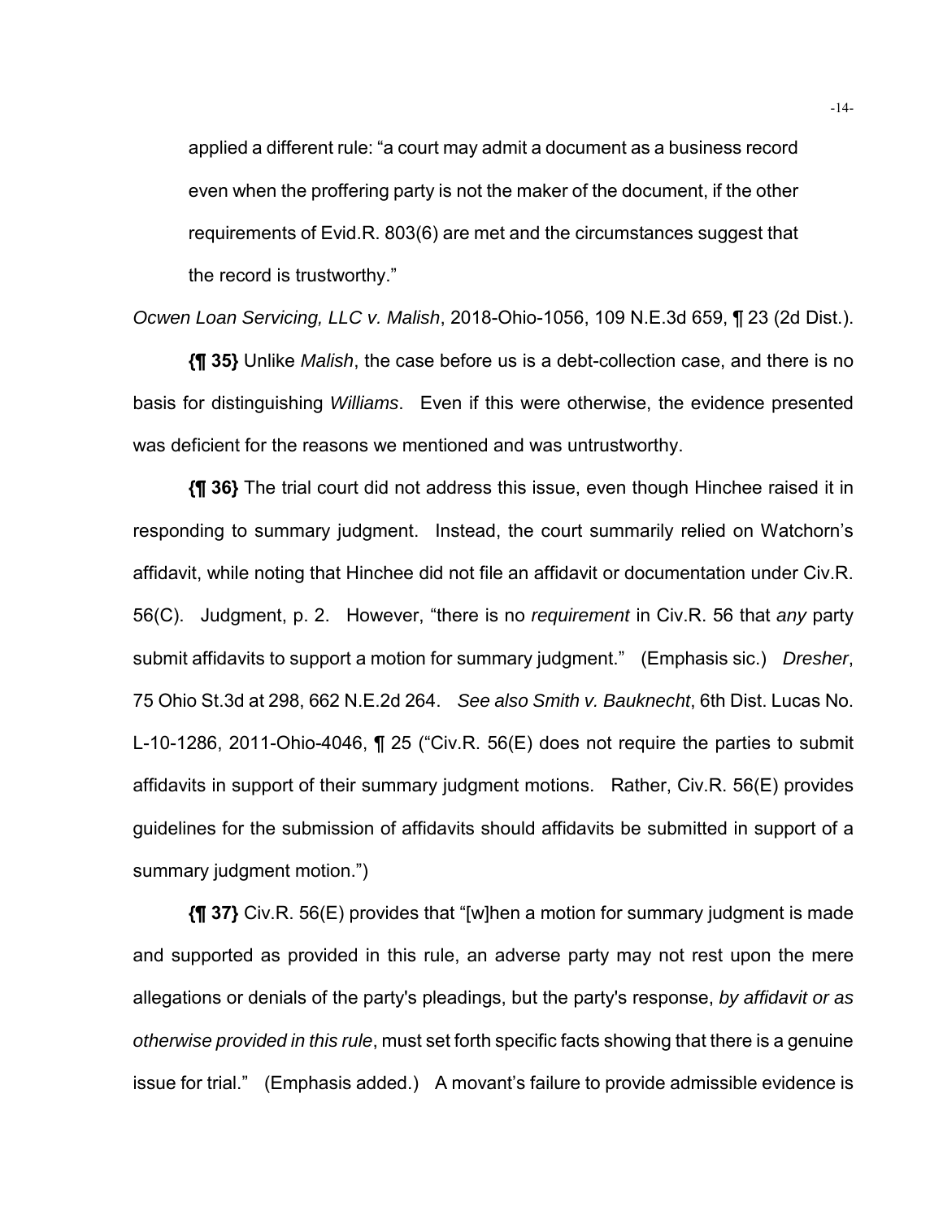applied a different rule: "a court may admit a document as a business record even when the proffering party is not the maker of the document, if the other requirements of Evid.R. 803(6) are met and the circumstances suggest that the record is trustworthy."

*Ocwen Loan Servicing, LLC v. Malish*, 2018-Ohio-1056, 109 N.E.3d 659, ¶ 23 (2d Dist.).

**{¶ 35}** Unlike *Malish*, the case before us is a debt-collection case, and there is no basis for distinguishing *Williams*. Even if this were otherwise, the evidence presented was deficient for the reasons we mentioned and was untrustworthy.

**{¶ 36}** The trial court did not address this issue, even though Hinchee raised it in responding to summary judgment. Instead, the court summarily relied on Watchorn's affidavit, while noting that Hinchee did not file an affidavit or documentation under Civ.R. 56(C). Judgment, p. 2. However, "there is no *requirement* in Civ.R. 56 that *any* party submit affidavits to support a motion for summary judgment." (Emphasis sic.) *Dresher*, 75 Ohio St.3d at 298, 662 N.E.2d 264. *See also Smith v. Bauknecht*, 6th Dist. Lucas No. L-10-1286, 2011-Ohio-4046, ¶ 25 ("Civ.R. 56(E) does not require the parties to submit affidavits in support of their summary judgment motions. Rather, Civ.R. 56(E) provides guidelines for the submission of affidavits should affidavits be submitted in support of a summary judgment motion.")

**{¶ 37}** Civ.R. 56(E) provides that "[w]hen a motion for summary judgment is made and supported as provided in this rule, an adverse party may not rest upon the mere allegations or denials of the party's pleadings, but the party's response, *by affidavit or as otherwise provided in this rule*, must set forth specific facts showing that there is a genuine issue for trial." (Emphasis added.) A movant's failure to provide admissible evidence is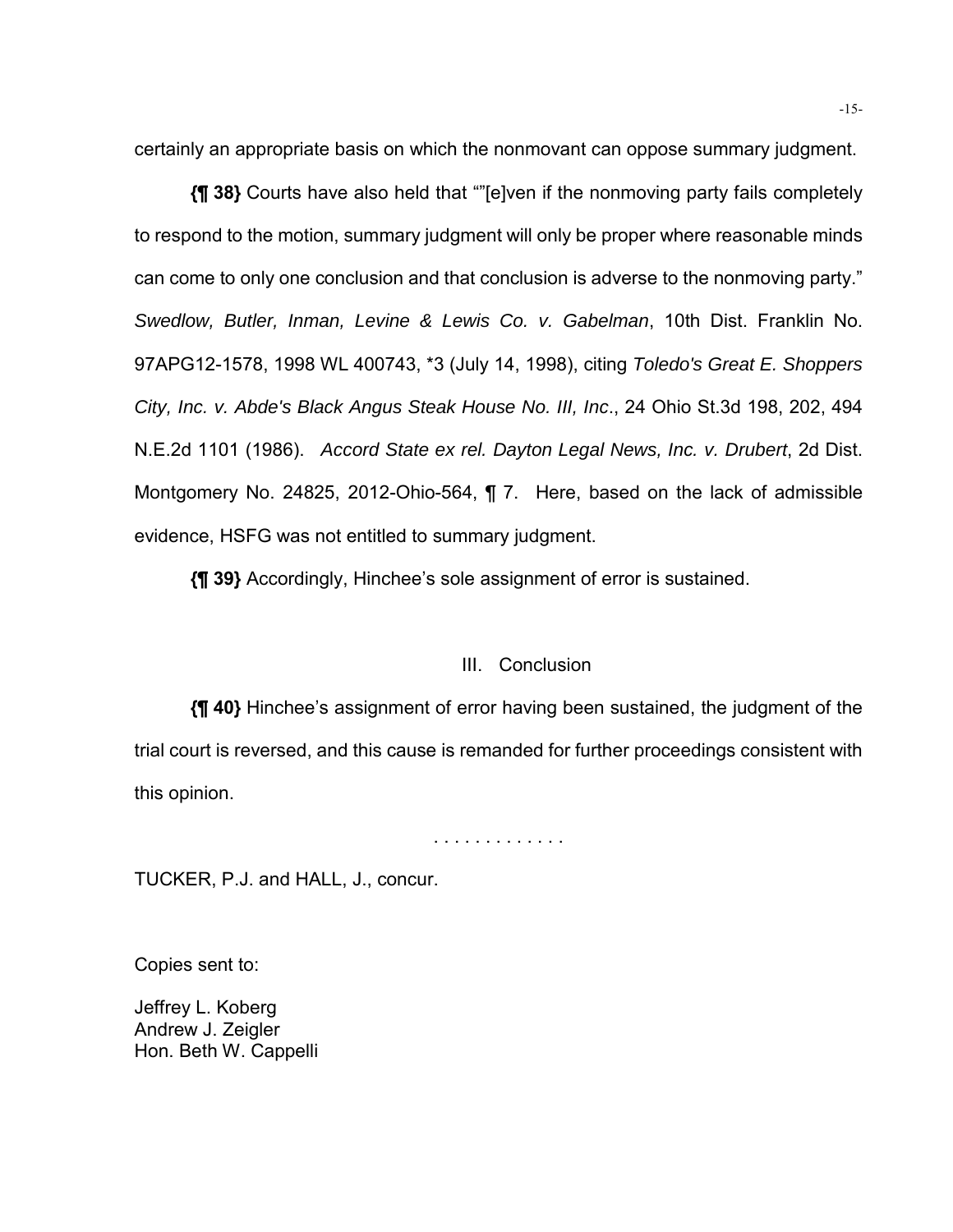certainly an appropriate basis on which the nonmovant can oppose summary judgment.

**{¶ 38}** Courts have also held that “”[e]ven if the nonmoving party fails completely to respond to the motion, summary judgment will only be proper where reasonable minds can come to only one conclusion and that conclusion is adverse to the nonmoving party.” *Swedlow, Butler, Inman, Levine & Lewis Co. v. Gabelman*, 10th Dist. Franklin No. 97APG12-1578, 1998 WL 400743, *3 (July 14, 1998), citing *Toledo's Great E. Shoppers City, Inc. v. Abde's Black Angus Steak House No. III, Inc*., 24 Ohio St.3d 198, 202, 494 N.E.2d 1101 (1986). *Accord State ex rel. Dayton Legal News, Inc. v. Drubert*, 2d Dist. Montgomery No. 24825, 2012-Ohio-564, ¶ 7. Here, based on the lack of admissible evidence, HSFG was not entitled to summary judgment.

**{¶ 39}** Accordingly, Hinchee’s sole assignment of error is sustained.

## III. Conclusion

**{¶ 40}** Hinchee’s assignment of error having been sustained, the judgment of the trial court is reversed, and this cause is remanded for further proceedings consistent with this opinion.

. . . . . . . . . . . . .

TUCKER, P.J. and HALL, J., concur.

Copies sent to:

Jeffrey L. Koberg
Andrew J. Zeigler
Hon. Beth W. Cappelli